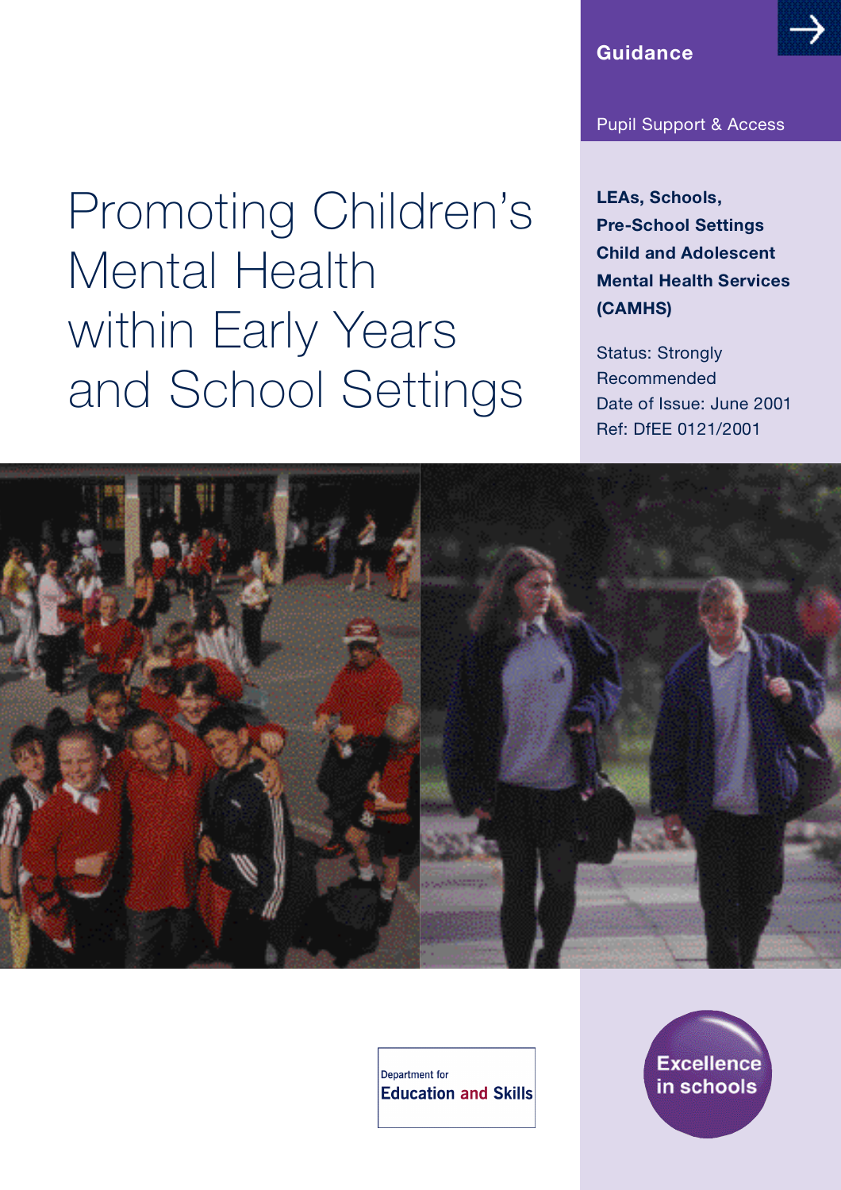**Guidance**

Pupil Support & Access

# Promoting Children's Mental Health within Early Years and School Settings

**LEAs, Schools, Pre-School Settings Child and Adolescent Mental Health Services (CAMHS)**

Status: Strongly Recommended

Date of Issue: June 2001

Ref: DfEE 0121/2001

Department for Education and Skills

Excellence in schools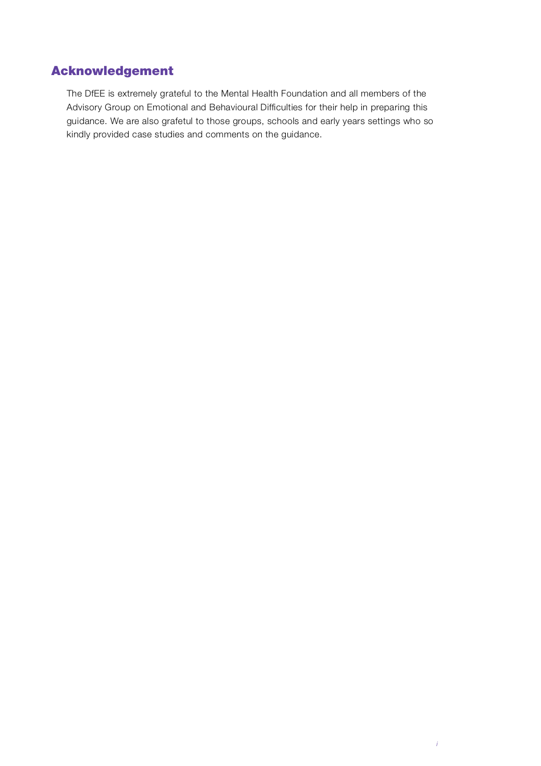## Acknowledgement

The DfEE is extremely grateful to the Mental Health Foundation and all members of the Advisory Group on Emotional and Behavioural Difficulties for their help in preparing this guidance. We are also grafetul to those groups, schools and early years settings who so kindly provided case studies and comments on the guidance.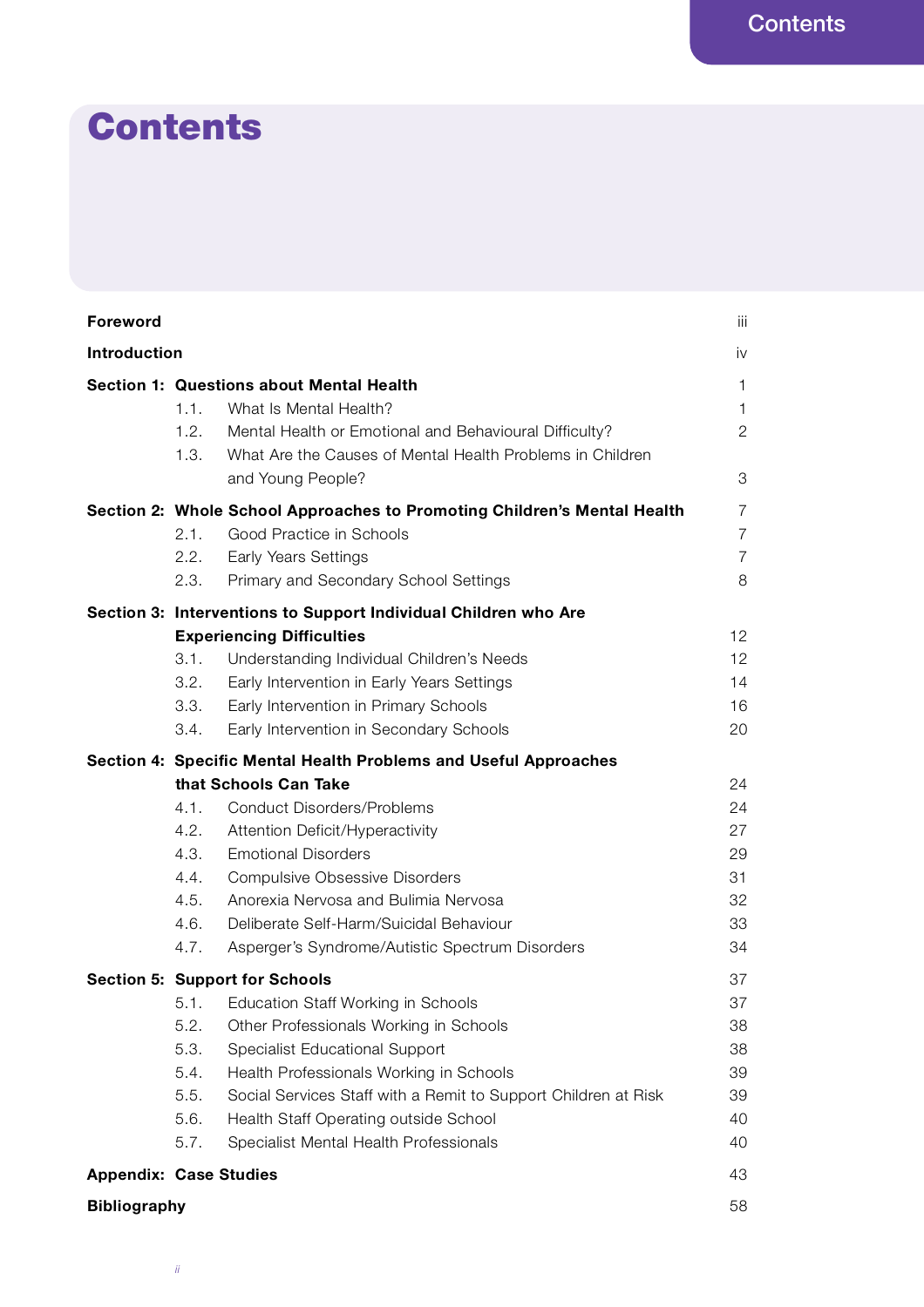# Contents

| | | |
|---|---|---|
| **Foreword** | | iii |
| **Introduction** | | iv |
| **Section 1:** | **Questions about Mental Health** | 1 |
| | 1.1. What Is Mental Health? | 1 |
| | 1.2. Mental Health or Emotional and Behavioural Difficulty? | 2 |
| | 1.3. What Are the Causes of Mental Health Problems in Children and Young People? | 3 |
| **Section 2:** | **Whole School Approaches to Promoting Children's Mental Health** | 7 |
| | 2.1. Good Practice in Schools | 7 |
| | 2.2. Early Years Settings | 7 |
| | 2.3. Primary and Secondary School Settings | 8 |
| **Section 3:** | **Interventions to Support Individual Children who Are Experiencing Difficulties** | 12 |
| | 3.1. Understanding Individual Children's Needs | 12 |
| | 3.2. Early Intervention in Early Years Settings | 14 |
| | 3.3. Early Intervention in Primary Schools | 16 |
| | 3.4. Early Intervention in Secondary Schools | 20 |
| **Section 4:** | **Specific Mental Health Problems and Useful Approaches that Schools Can Take** | 24 |
| | 4.1. Conduct Disorders/Problems | 24 |
| | 4.2. Attention Deficit/Hyperactivity | 27 |
| | 4.3. Emotional Disorders | 29 |
| | 4.4. Compulsive Obsessive Disorders | 31 |
| | 4.5. Anorexia Nervosa and Bulimia Nervosa | 32 |
| | 4.6. Deliberate Self-Harm/Suicidal Behaviour | 33 |
| | 4.7. Asperger's Syndrome/Autistic Spectrum Disorders | 34 |
| **Section 5:** | **Support for Schools** | 37 |
| | 5.1. Education Staff Working in Schools | 37 |
| | 5.2. Other Professionals Working in Schools | 38 |
| | 5.3. Specialist Educational Support | 38 |
| | 5.4. Health Professionals Working in Schools | 39 |
| | 5.5. Social Services Staff with a Remit to Support Children at Risk | 39 |
| | 5.6. Health Staff Operating outside School | 40 |
| | 5.7. Specialist Mental Health Professionals | 40 |
| **Appendix:** | **Case Studies** | 43 |
| **Bibliography** | | 58 |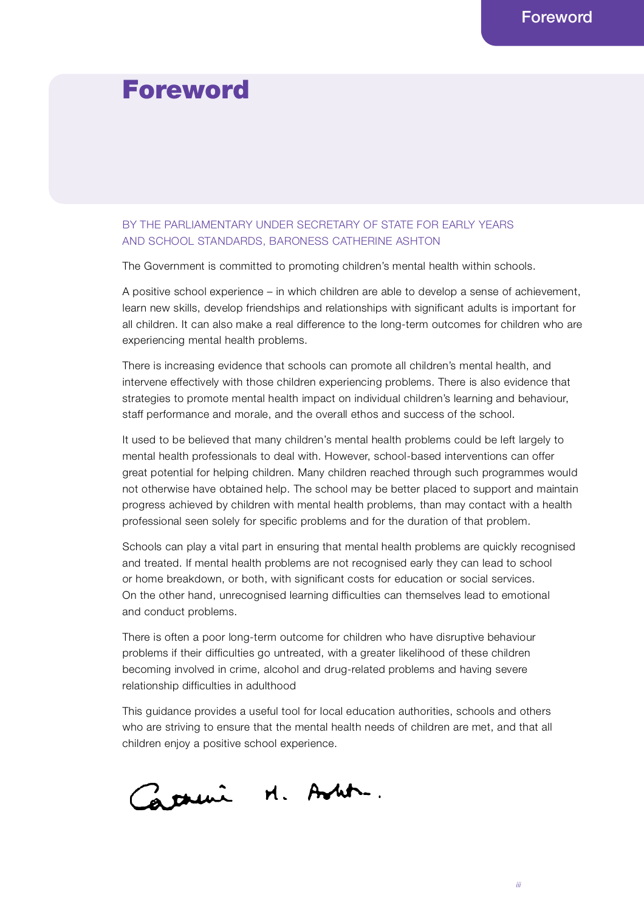# Foreword

BY THE PARLIAMENTARY UNDER SECRETARY OF STATE FOR EARLY YEARS AND SCHOOL STANDARDS, BARONESS CATHERINE ASHTON

The Government is committed to promoting children's mental health within schools.

A positive school experience – in which children are able to develop a sense of achievement, learn new skills, develop friendships and relationships with significant adults is important for all children. It can also make a real difference to the long-term outcomes for children who are experiencing mental health problems.

There is increasing evidence that schools can promote all children's mental health, and intervene effectively with those children experiencing problems. There is also evidence that strategies to promote mental health impact on individual children's learning and behaviour, staff performance and morale, and the overall ethos and success of the school.

It used to be believed that many children's mental health problems could be left largely to mental health professionals to deal with. However, school-based interventions can offer great potential for helping children. Many children reached through such programmes would not otherwise have obtained help. The school may be better placed to support and maintain progress achieved by children with mental health problems, than may contact with a health professional seen solely for specific problems and for the duration of that problem.

Schools can play a vital part in ensuring that mental health problems are quickly recognised and treated. If mental health problems are not recognised early they can lead to school or home breakdown, or both, with significant costs for education or social services. On the other hand, unrecognised learning difficulties can themselves lead to emotional and conduct problems.

There is often a poor long-term outcome for children who have disruptive behaviour problems if their difficulties go untreated, with a greater likelihood of these children becoming involved in crime, alcohol and drug-related problems and having severe relationship difficulties in adulthood

This guidance provides a useful tool for local education authorities, schools and others who are striving to ensure that the mental health needs of children are met, and that all children enjoy a positive school experience.

Catherine M. Ashton.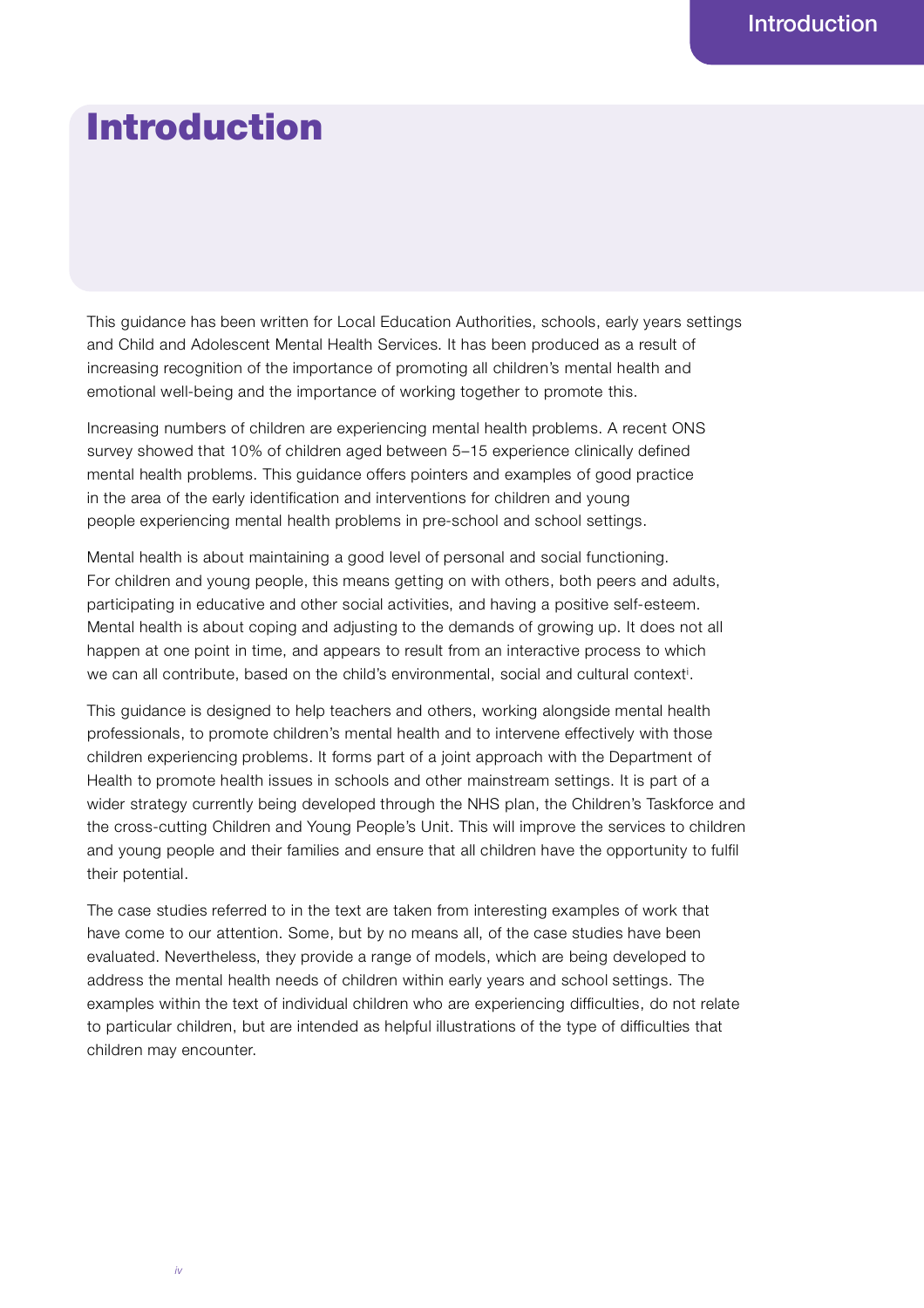# Introduction

This guidance has been written for Local Education Authorities, schools, early years settings and Child and Adolescent Mental Health Services. It has been produced as a result of increasing recognition of the importance of promoting all children's mental health and emotional well-being and the importance of working together to promote this.

Increasing numbers of children are experiencing mental health problems. A recent ONS survey showed that 10% of children aged between 5–15 experience clinically defined mental health problems. This guidance offers pointers and examples of good practice in the area of the early identification and interventions for children and young people experiencing mental health problems in pre-school and school settings.

Mental health is about maintaining a good level of personal and social functioning. For children and young people, this means getting on with others, both peers and adults, participating in educative and other social activities, and having a positive self-esteem. Mental health is about coping and adjusting to the demands of growing up. It does not all happen at one point in time, and appears to result from an interactive process to which we can all contribute, based on the child's environmental, social and cultural context[i].

This guidance is designed to help teachers and others, working alongside mental health professionals, to promote children's mental health and to intervene effectively with those children experiencing problems. It forms part of a joint approach with the Department of Health to promote health issues in schools and other mainstream settings. It is part of a wider strategy currently being developed through the NHS plan, the Children's Taskforce and the cross-cutting Children and Young People's Unit. This will improve the services to children and young people and their families and ensure that all children have the opportunity to fulfil their potential.

The case studies referred to in the text are taken from interesting examples of work that have come to our attention. Some, but by no means all, of the case studies have been evaluated. Nevertheless, they provide a range of models, which are being developed to address the mental health needs of children within early years and school settings. The examples within the text of individual children who are experiencing difficulties, do not relate to particular children, but are intended as helpful illustrations of the type of difficulties that children may encounter.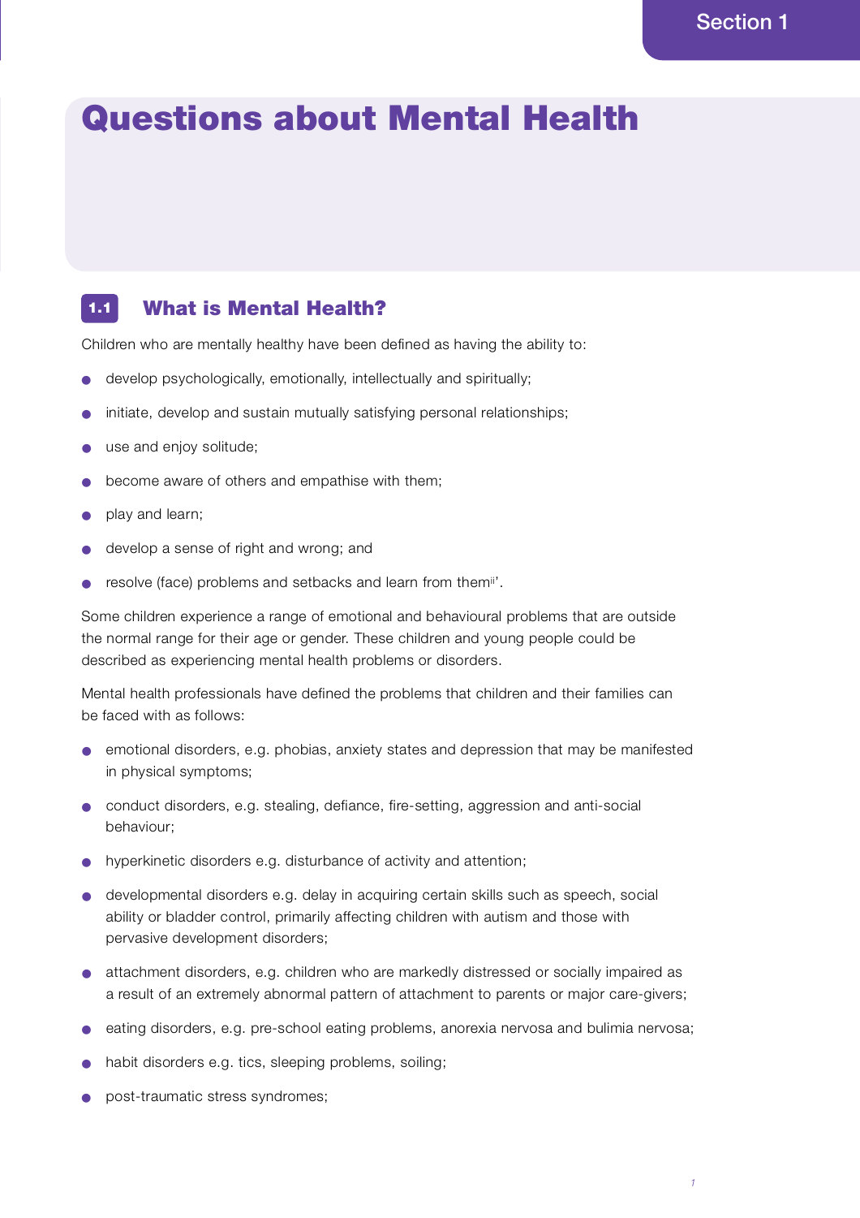Section 1

# Questions about Mental Health

## 1.1 What is Mental Health?

Children who are mentally healthy have been defined as having the ability to:

- develop psychologically, emotionally, intellectually and spiritually;
- initiate, develop and sustain mutually satisfying personal relationships;
- use and enjoy solitude;
- become aware of others and empathise with them;
- play and learn;
- develop a sense of right and wrong; and
- resolve (face) problems and setbacks and learn from them[ii]'.

Some children experience a range of emotional and behavioural problems that are outside the normal range for their age or gender. These children and young people could be described as experiencing mental health problems or disorders.

Mental health professionals have defined the problems that children and their families can be faced with as follows:

- emotional disorders, e.g. phobias, anxiety states and depression that may be manifested in physical symptoms;
- conduct disorders, e.g. stealing, defiance, fire-setting, aggression and anti-social behaviour;
- hyperkinetic disorders e.g. disturbance of activity and attention;
- developmental disorders e.g. delay in acquiring certain skills such as speech, social ability or bladder control, primarily affecting children with autism and those with pervasive development disorders;
- attachment disorders, e.g. children who are markedly distressed or socially impaired as a result of an extremely abnormal pattern of attachment to parents or major care-givers;
- eating disorders, e.g. pre-school eating problems, anorexia nervosa and bulimia nervosa;
- habit disorders e.g. tics, sleeping problems, soiling;
- post-traumatic stress syndromes;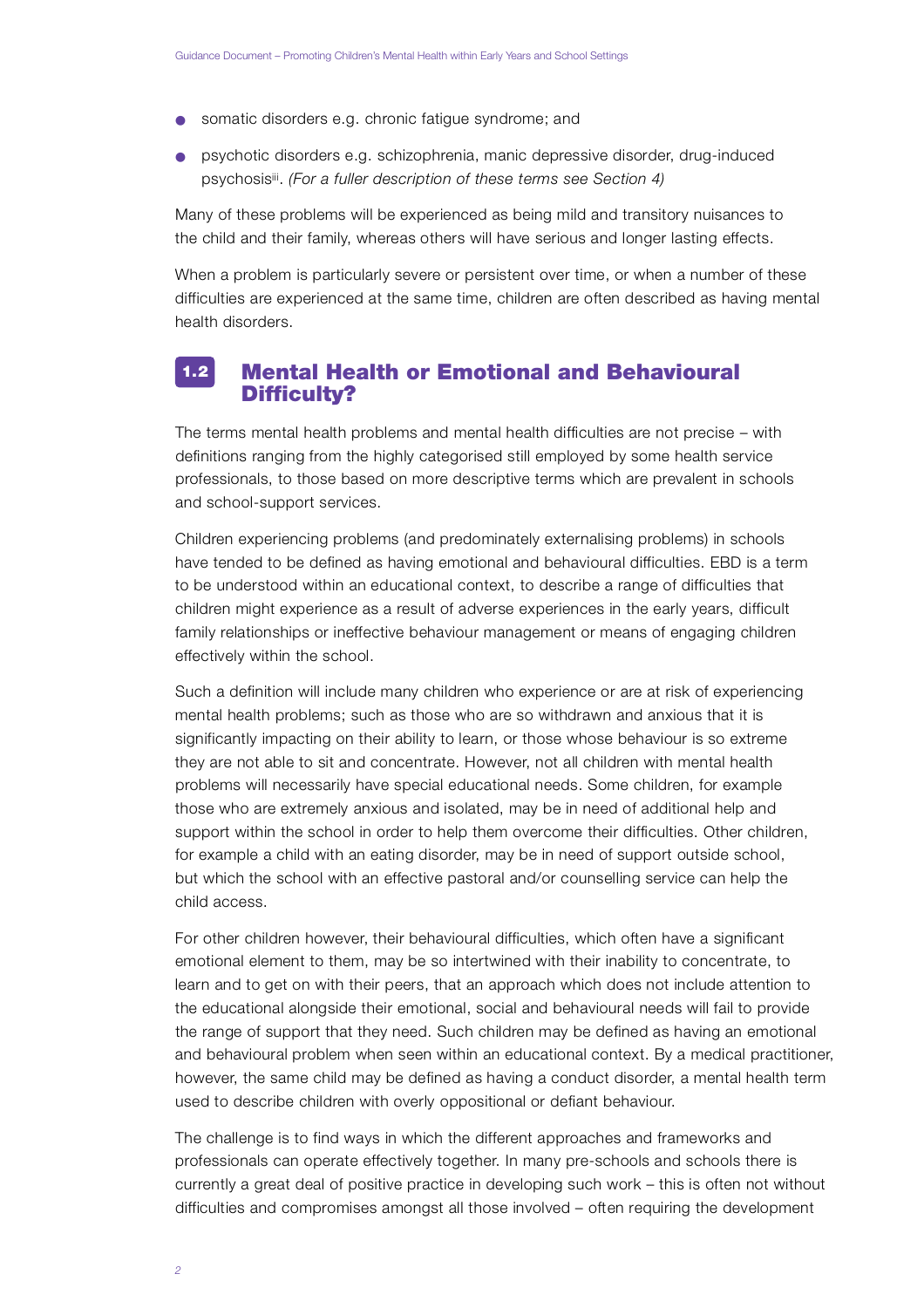- somatic disorders e.g. chronic fatigue syndrome; and
- psychotic disorders e.g. schizophrenia, manic depressive disorder, drug-induced psychosis[iii]. *(For a fuller description of these terms see Section 4)*

Many of these problems will be experienced as being mild and transitory nuisances to the child and their family, whereas others will have serious and longer lasting effects.

When a problem is particularly severe or persistent over time, or when a number of these difficulties are experienced at the same time, children are often described as having mental health disorders.

## 1.2 Mental Health or Emotional and Behavioural Difficulty?

The terms mental health problems and mental health difficulties are not precise – with definitions ranging from the highly categorised still employed by some health service professionals, to those based on more descriptive terms which are prevalent in schools and school-support services.

Children experiencing problems (and predominately externalising problems) in schools have tended to be defined as having emotional and behavioural difficulties. EBD is a term to be understood within an educational context, to describe a range of difficulties that children might experience as a result of adverse experiences in the early years, difficult family relationships or ineffective behaviour management or means of engaging children effectively within the school.

Such a definition will include many children who experience or are at risk of experiencing mental health problems; such as those who are so withdrawn and anxious that it is significantly impacting on their ability to learn, or those whose behaviour is so extreme they are not able to sit and concentrate. However, not all children with mental health problems will necessarily have special educational needs. Some children, for example those who are extremely anxious and isolated, may be in need of additional help and support within the school in order to help them overcome their difficulties. Other children, for example a child with an eating disorder, may be in need of support outside school, but which the school with an effective pastoral and/or counselling service can help the child access.

For other children however, their behavioural difficulties, which often have a significant emotional element to them, may be so intertwined with their inability to concentrate, to learn and to get on with their peers, that an approach which does not include attention to the educational alongside their emotional, social and behavioural needs will fail to provide the range of support that they need. Such children may be defined as having an emotional and behavioural problem when seen within an educational context. By a medical practitioner, however, the same child may be defined as having a conduct disorder, a mental health term used to describe children with overly oppositional or defiant behaviour.

The challenge is to find ways in which the different approaches and frameworks and professionals can operate effectively together. In many pre-schools and schools there is currently a great deal of positive practice in developing such work – this is often not without difficulties and compromises amongst all those involved – often requiring the development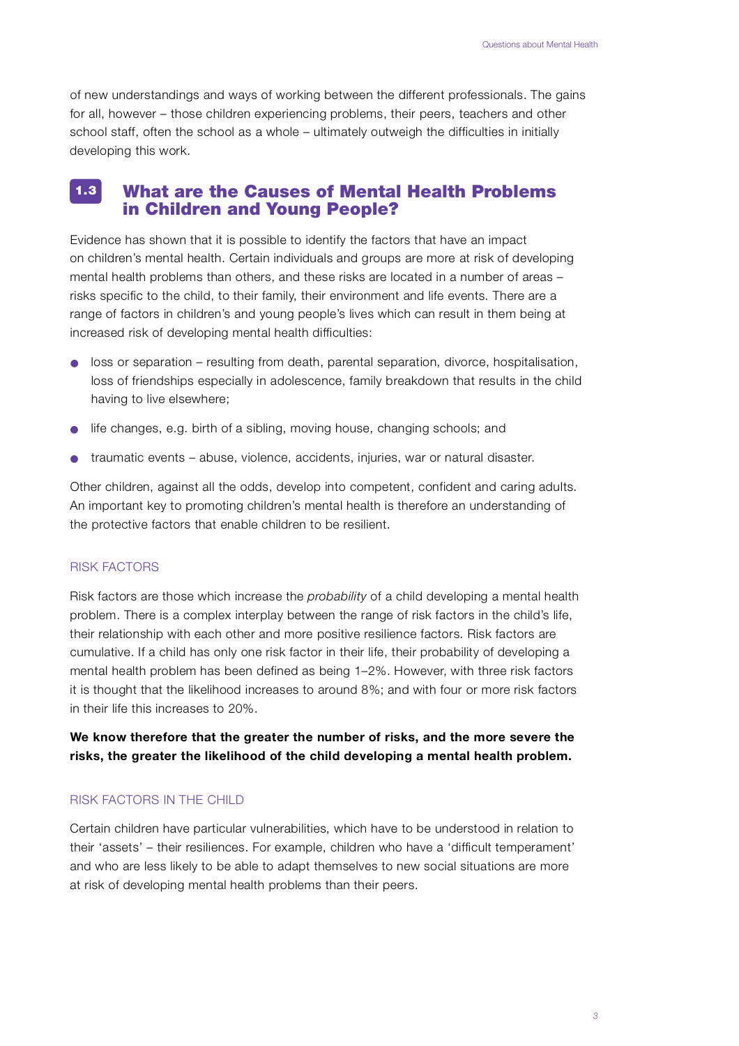of new understandings and ways of working between the different professionals. The gains for all, however – those children experiencing problems, their peers, teachers and other school staff, often the school as a whole – ultimately outweigh the difficulties in initially developing this work.

## 1.3 What are the Causes of Mental Health Problems in Children and Young People?

Evidence has shown that it is possible to identify the factors that have an impact on children's mental health. Certain individuals and groups are more at risk of developing mental health problems than others, and these risks are located in a number of areas – risks specific to the child, to their family, their environment and life events. There are a range of factors in children's and young people's lives which can result in them being at increased risk of developing mental health difficulties:

- loss or separation – resulting from death, parental separation, divorce, hospitalisation, loss of friendships especially in adolescence, family breakdown that results in the child having to live elsewhere;
- life changes, e.g. birth of a sibling, moving house, changing schools; and
- traumatic events – abuse, violence, accidents, injuries, war or natural disaster.

Other children, against all the odds, develop into competent, confident and caring adults. An important key to promoting children's mental health is therefore an understanding of the protective factors that enable children to be resilient.

### RISK FACTORS

Risk factors are those which increase the *probability* of a child developing a mental health problem. There is a complex interplay between the range of risk factors in the child's life, their relationship with each other and more positive resilience factors. Risk factors are cumulative. If a child has only one risk factor in their life, their probability of developing a mental health problem has been defined as being 1–2%. However, with three risk factors it is thought that the likelihood increases to around 8%; and with four or more risk factors in their life this increases to 20%.

**We know therefore that the greater the number of risks, and the more severe the risks, the greater the likelihood of the child developing a mental health problem.**

### RISK FACTORS IN THE CHILD

Certain children have particular vulnerabilities, which have to be understood in relation to their 'assets' – their resiliences. For example, children who have a 'difficult temperament' and who are less likely to be able to adapt themselves to new social situations are more at risk of developing mental health problems than their peers.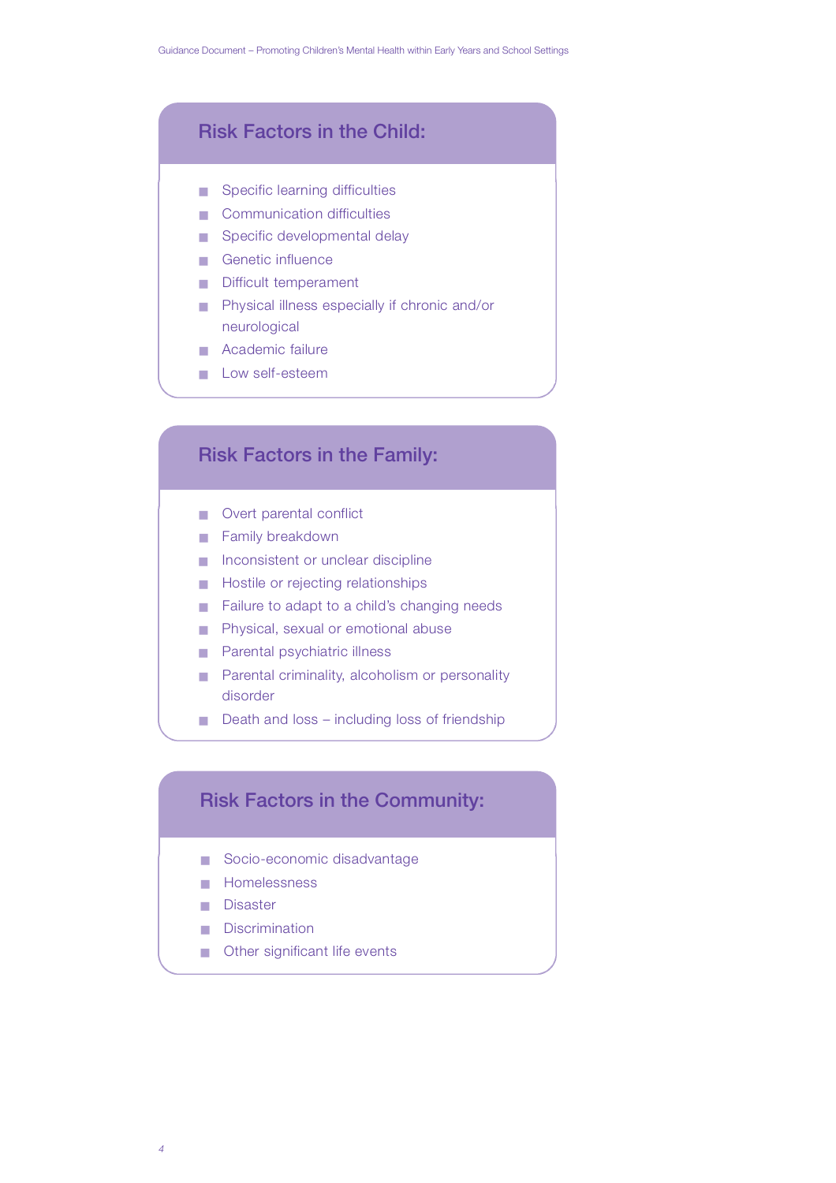## Risk Factors in the Child:

- Specific learning difficulties
- Communication difficulties
- Specific developmental delay
- Genetic influence
- Difficult temperament
- Physical illness especially if chronic and/or neurological
- Academic failure
- Low self-esteem

## Risk Factors in the Family:

- Overt parental conflict
- Family breakdown
- Inconsistent or unclear discipline
- Hostile or rejecting relationships
- Failure to adapt to a child's changing needs
- Physical, sexual or emotional abuse
- Parental psychiatric illness
- Parental criminality, alcoholism or personality disorder
- Death and loss – including loss of friendship

## Risk Factors in the Community:

- Socio-economic disadvantage
- Homelessness
- Disaster
- Discrimination
- Other significant life events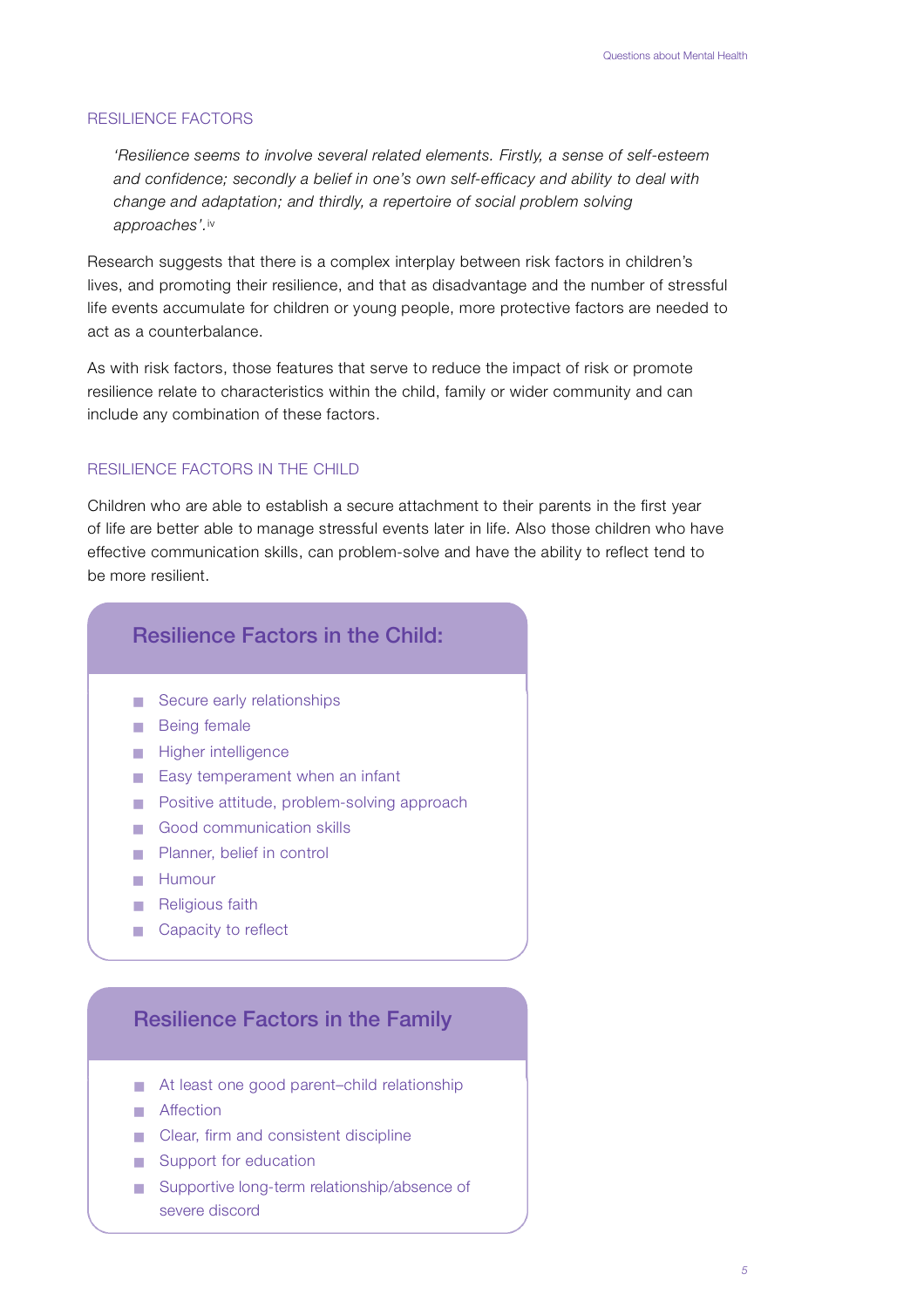## RESILIENCE FACTORS

> *'Resilience seems to involve several related elements. Firstly, a sense of self-esteem and confidence; secondly a belief in one's own self-efficacy and ability to deal with change and adaptation; and thirdly, a repertoire of social problem solving approaches'.*[iv]

Research suggests that there is a complex interplay between risk factors in children's lives, and promoting their resilience, and that as disadvantage and the number of stressful life events accumulate for children or young people, more protective factors are needed to act as a counterbalance.

As with risk factors, those features that serve to reduce the impact of risk or promote resilience relate to characteristics within the child, family or wider community and can include any combination of these factors.

### RESILIENCE FACTORS IN THE CHILD

Children who are able to establish a secure attachment to their parents in the first year of life are better able to manage stressful events later in life. Also those children who have effective communication skills, can problem-solve and have the ability to reflect tend to be more resilient.

#### Resilience Factors in the Child:

- Secure early relationships
- Being female
- Higher intelligence
- Easy temperament when an infant
- Positive attitude, problem-solving approach
- Good communication skills
- Planner, belief in control
- Humour
- Religious faith
- Capacity to reflect

#### Resilience Factors in the Family

- At least one good parent–child relationship
- Affection
- Clear, firm and consistent discipline
- Support for education
- Supportive long-term relationship/absence of severe discord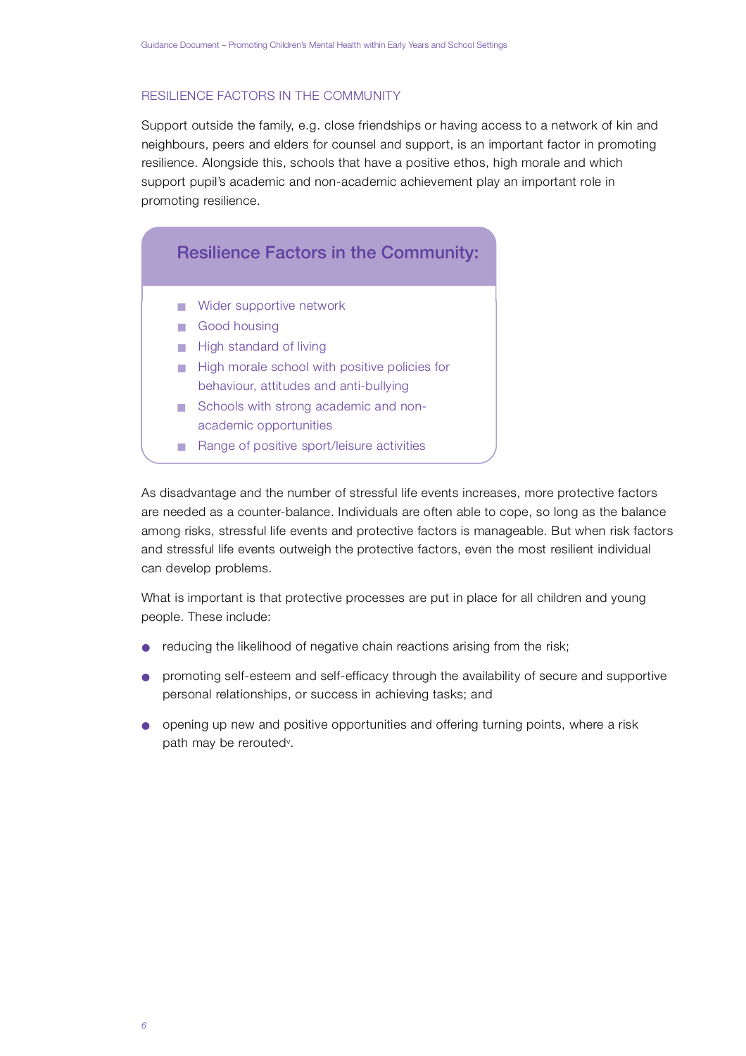## RESILIENCE FACTORS IN THE COMMUNITY

Support outside the family, e.g. close friendships or having access to a network of kin and neighbours, peers and elders for counsel and support, is an important factor in promoting resilience. Alongside this, schools that have a positive ethos, high morale and which support pupil's academic and non-academic achievement play an important role in promoting resilience.

### Resilience Factors in the Community:

- Wider supportive network
- Good housing
- High standard of living
- High morale school with positive policies for behaviour, attitudes and anti-bullying
- Schools with strong academic and non-academic opportunities
- Range of positive sport/leisure activities

As disadvantage and the number of stressful life events increases, more protective factors are needed as a counter-balance. Individuals are often able to cope, so long as the balance among risks, stressful life events and protective factors is manageable. But when risk factors and stressful life events outweigh the protective factors, even the most resilient individual can develop problems.

What is important is that protective processes are put in place for all children and young people. These include:

- reducing the likelihood of negative chain reactions arising from the risk;
- promoting self-esteem and self-efficacy through the availability of secure and supportive personal relationships, or success in achieving tasks; and
- opening up new and positive opportunities and offering turning points, where a risk path may be rerouted[v].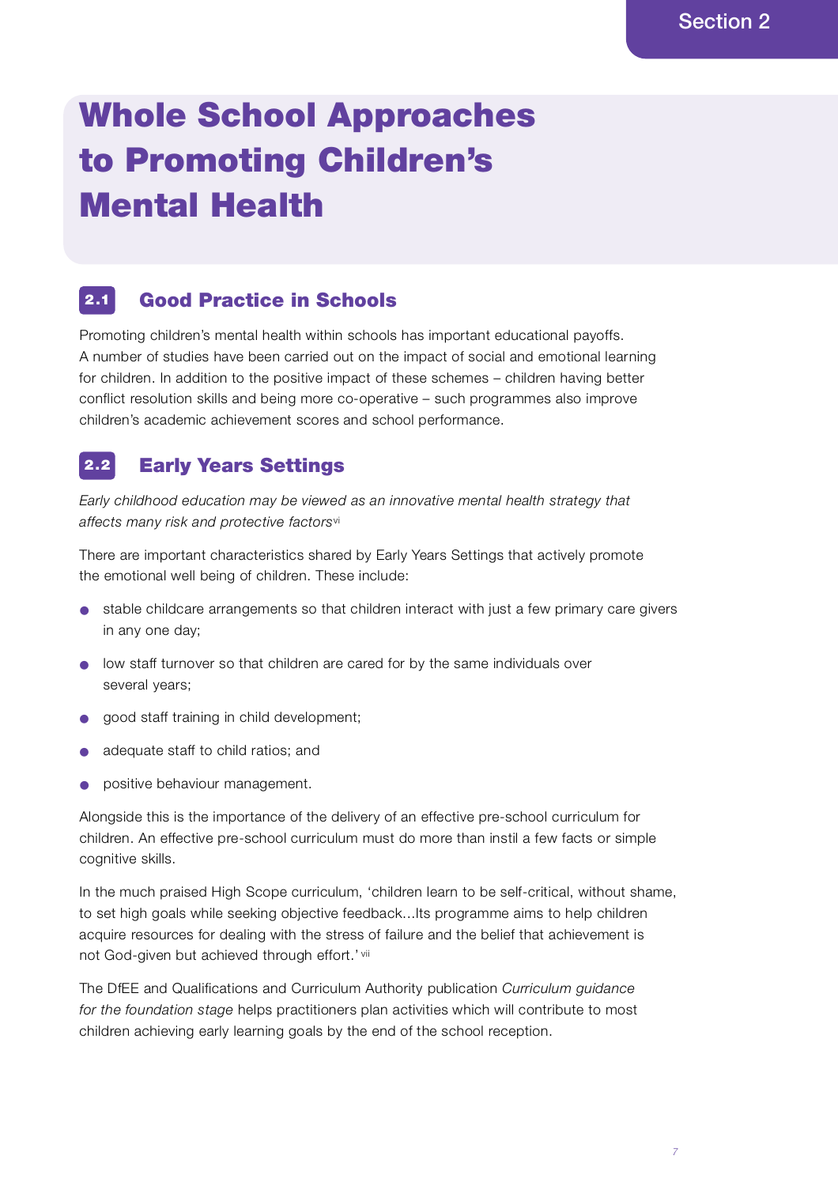# Whole School Approaches to Promoting Children's Mental Health

## 2.1 Good Practice in Schools

Promoting children's mental health within schools has important educational payoffs. A number of studies have been carried out on the impact of social and emotional learning for children. In addition to the positive impact of these schemes – children having better conflict resolution skills and being more co-operative – such programmes also improve children's academic achievement scores and school performance.

## 2.2 Early Years Settings

*Early childhood education may be viewed as an innovative mental health strategy that affects many risk and protective factors*[vi]

There are important characteristics shared by Early Years Settings that actively promote the emotional well being of children. These include:

- stable childcare arrangements so that children interact with just a few primary care givers in any one day;
- low staff turnover so that children are cared for by the same individuals over several years;
- good staff training in child development;
- adequate staff to child ratios; and
- positive behaviour management.

Alongside this is the importance of the delivery of an effective pre-school curriculum for children. An effective pre-school curriculum must do more than instil a few facts or simple cognitive skills.

In the much praised High Scope curriculum, 'children learn to be self-critical, without shame, to set high goals while seeking objective feedback...Its programme aims to help children acquire resources for dealing with the stress of failure and the belief that achievement is not God-given but achieved through effort.'[vii]

The DfEE and Qualifications and Curriculum Authority publication *Curriculum guidance for the foundation stage* helps practitioners plan activities which will contribute to most children achieving early learning goals by the end of the school reception.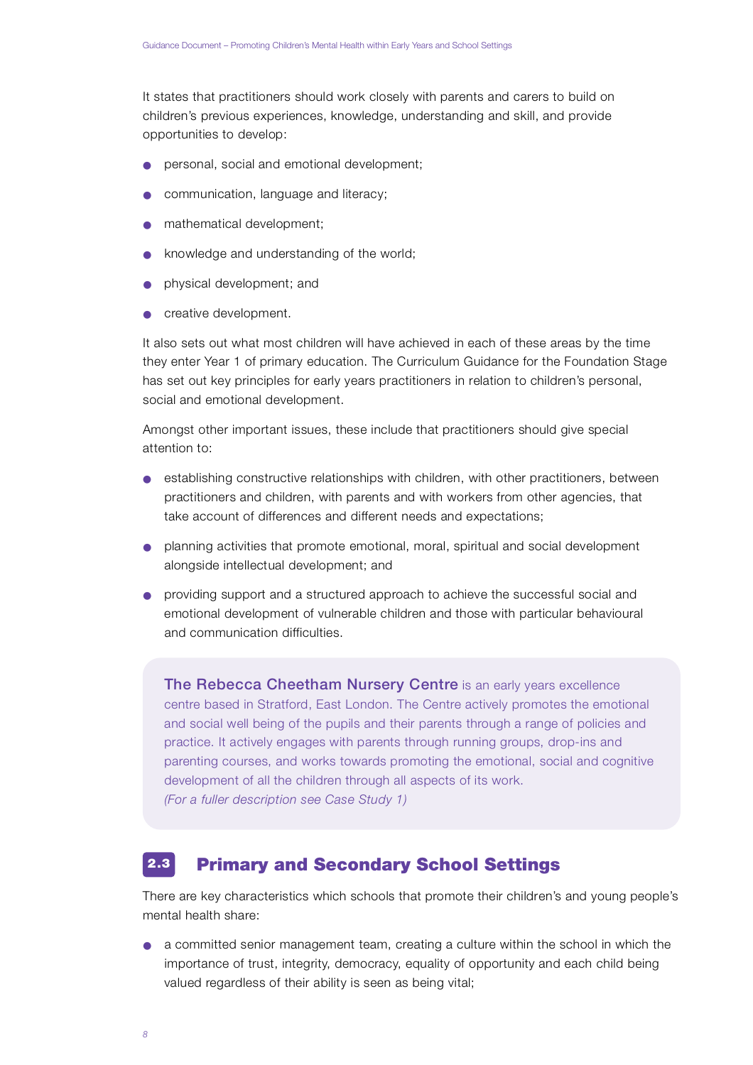It states that practitioners should work closely with parents and carers to build on children's previous experiences, knowledge, understanding and skill, and provide opportunities to develop:

- personal, social and emotional development;
- communication, language and literacy;
- mathematical development;
- knowledge and understanding of the world;
- physical development; and
- creative development.

It also sets out what most children will have achieved in each of these areas by the time they enter Year 1 of primary education. The Curriculum Guidance for the Foundation Stage has set out key principles for early years practitioners in relation to children's personal, social and emotional development.

Amongst other important issues, these include that practitioners should give special attention to:

- establishing constructive relationships with children, with other practitioners, between practitioners and children, with parents and with workers from other agencies, that take account of differences and different needs and expectations;
- planning activities that promote emotional, moral, spiritual and social development alongside intellectual development; and
- providing support and a structured approach to achieve the successful social and emotional development of vulnerable children and those with particular behavioural and communication difficulties.

> **The Rebecca Cheetham Nursery Centre** is an early years excellence centre based in Stratford, East London. The Centre actively promotes the emotional and social well being of the pupils and their parents through a range of policies and practice. It actively engages with parents through running groups, drop-ins and parenting courses, and works towards promoting the emotional, social and cognitive development of all the children through all aspects of its work.
> *(For a fuller description see Case Study 1)*

## 2.3 Primary and Secondary School Settings

There are key characteristics which schools that promote their children's and young people's mental health share:

- a committed senior management team, creating a culture within the school in which the importance of trust, integrity, democracy, equality of opportunity and each child being valued regardless of their ability is seen as being vital;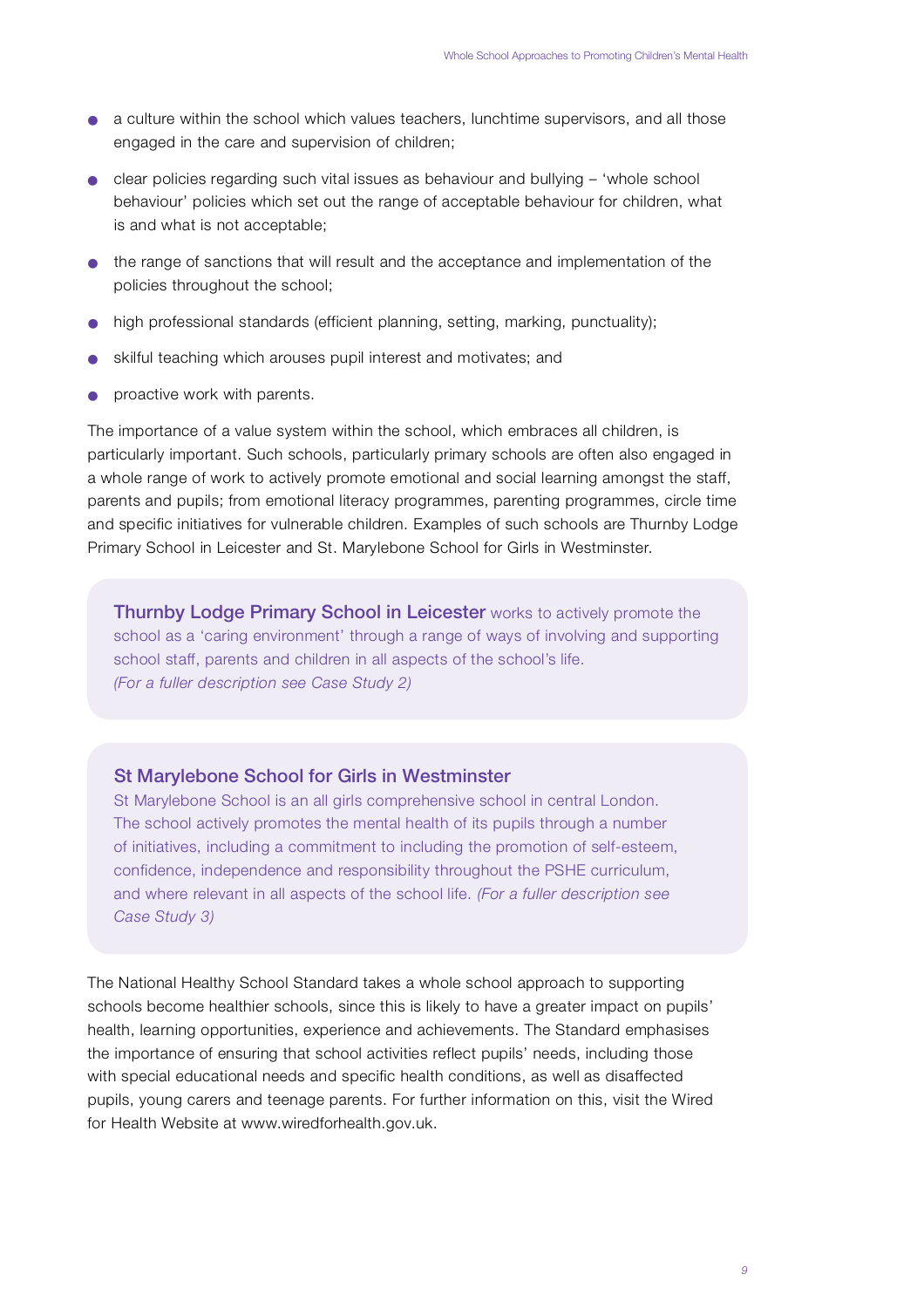- a culture within the school which values teachers, lunchtime supervisors, and all those engaged in the care and supervision of children;
- clear policies regarding such vital issues as behaviour and bullying – 'whole school behaviour' policies which set out the range of acceptable behaviour for children, what is and what is not acceptable;
- the range of sanctions that will result and the acceptance and implementation of the policies throughout the school;
- high professional standards (efficient planning, setting, marking, punctuality);
- skilful teaching which arouses pupil interest and motivates; and
- proactive work with parents.

The importance of a value system within the school, which embraces all children, is particularly important. Such schools, particularly primary schools are often also engaged in a whole range of work to actively promote emotional and social learning amongst the staff, parents and pupils; from emotional literacy programmes, parenting programmes, circle time and specific initiatives for vulnerable children. Examples of such schools are Thurnby Lodge Primary School in Leicester and St. Marylebone School for Girls in Westminster.

> **Thurnby Lodge Primary School in Leicester** works to actively promote the school as a 'caring environment' through a range of ways of involving and supporting school staff, parents and children in all aspects of the school's life.
> *(For a fuller description see Case Study 2)*

> **St Marylebone School for Girls in Westminster**
> St Marylebone School is an all girls comprehensive school in central London. The school actively promotes the mental health of its pupils through a number of initiatives, including a commitment to including the promotion of self-esteem, confidence, independence and responsibility throughout the PSHE curriculum, and where relevant in all aspects of the school life. *(For a fuller description see Case Study 3)*

The National Healthy School Standard takes a whole school approach to supporting schools become healthier schools, since this is likely to have a greater impact on pupils' health, learning opportunities, experience and achievements. The Standard emphasises the importance of ensuring that school activities reflect pupils' needs, including those with special educational needs and specific health conditions, as well as disaffected pupils, young carers and teenage parents. For further information on this, visit the Wired for Health Website at www.wiredforhealth.gov.uk.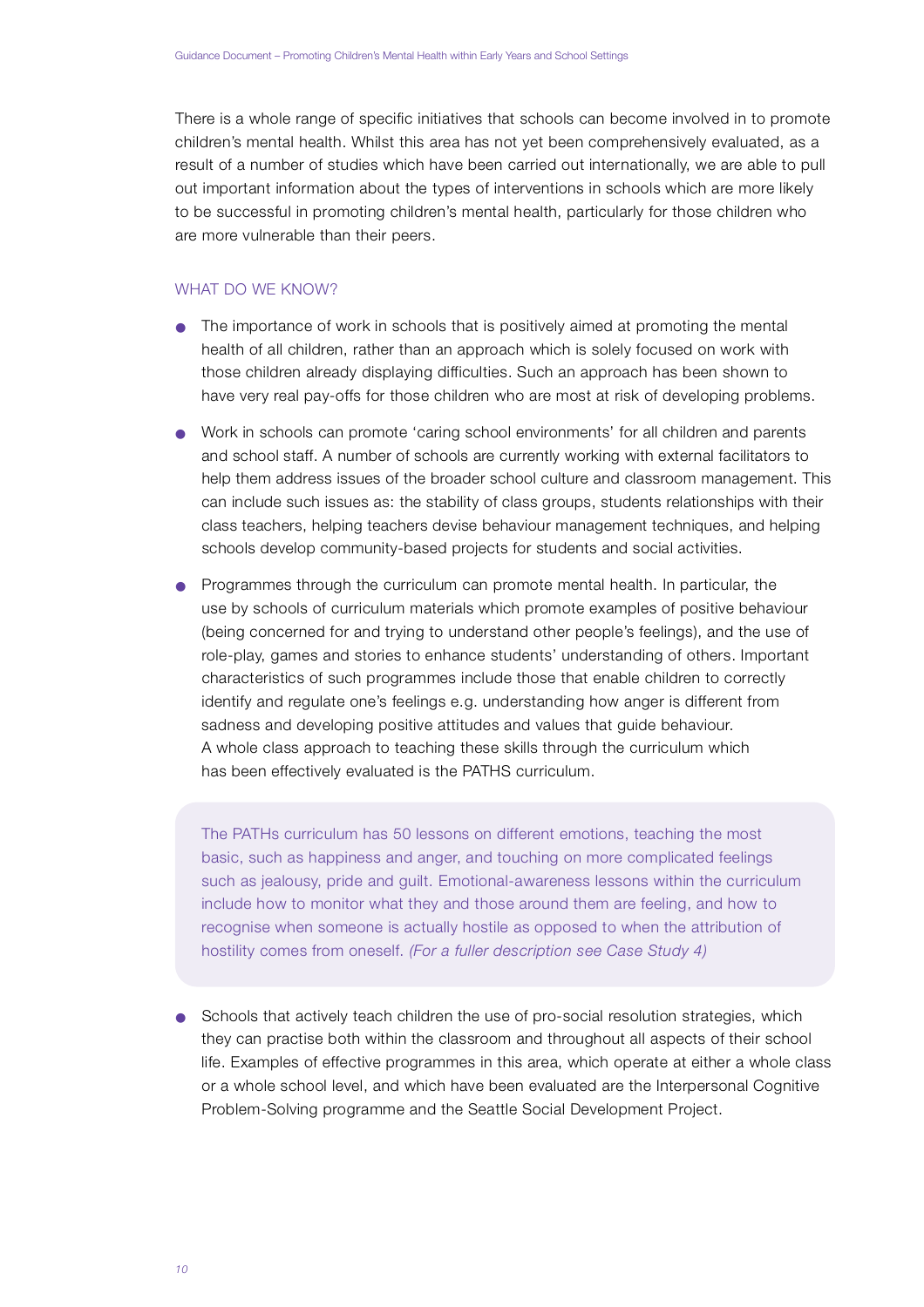There is a whole range of specific initiatives that schools can become involved in to promote children's mental health. Whilst this area has not yet been comprehensively evaluated, as a result of a number of studies which have been carried out internationally, we are able to pull out important information about the types of interventions in schools which are more likely to be successful in promoting children's mental health, particularly for those children who are more vulnerable than their peers.

## WHAT DO WE KNOW?

- The importance of work in schools that is positively aimed at promoting the mental health of all children, rather than an approach which is solely focused on work with those children already displaying difficulties. Such an approach has been shown to have very real pay-offs for those children who are most at risk of developing problems.

- Work in schools can promote 'caring school environments' for all children and parents and school staff. A number of schools are currently working with external facilitators to help them address issues of the broader school culture and classroom management. This can include such issues as: the stability of class groups, students relationships with their class teachers, helping teachers devise behaviour management techniques, and helping schools develop community-based projects for students and social activities.

- Programmes through the curriculum can promote mental health. In particular, the use by schools of curriculum materials which promote examples of positive behaviour (being concerned for and trying to understand other people's feelings), and the use of role-play, games and stories to enhance students' understanding of others. Important characteristics of such programmes include those that enable children to correctly identify and regulate one's feelings e.g. understanding how anger is different from sadness and developing positive attitudes and values that guide behaviour. A whole class approach to teaching these skills through the curriculum which has been effectively evaluated is the PATHS curriculum.

> The PATHs curriculum has 50 lessons on different emotions, teaching the most basic, such as happiness and anger, and touching on more complicated feelings such as jealousy, pride and guilt. Emotional-awareness lessons within the curriculum include how to monitor what they and those around them are feeling, and how to recognise when someone is actually hostile as opposed to when the attribution of hostility comes from oneself. *(For a fuller description see Case Study 4)*

- Schools that actively teach children the use of pro-social resolution strategies, which they can practise both within the classroom and throughout all aspects of their school life. Examples of effective programmes in this area, which operate at either a whole class or a whole school level, and which have been evaluated are the Interpersonal Cognitive Problem-Solving programme and the Seattle Social Development Project.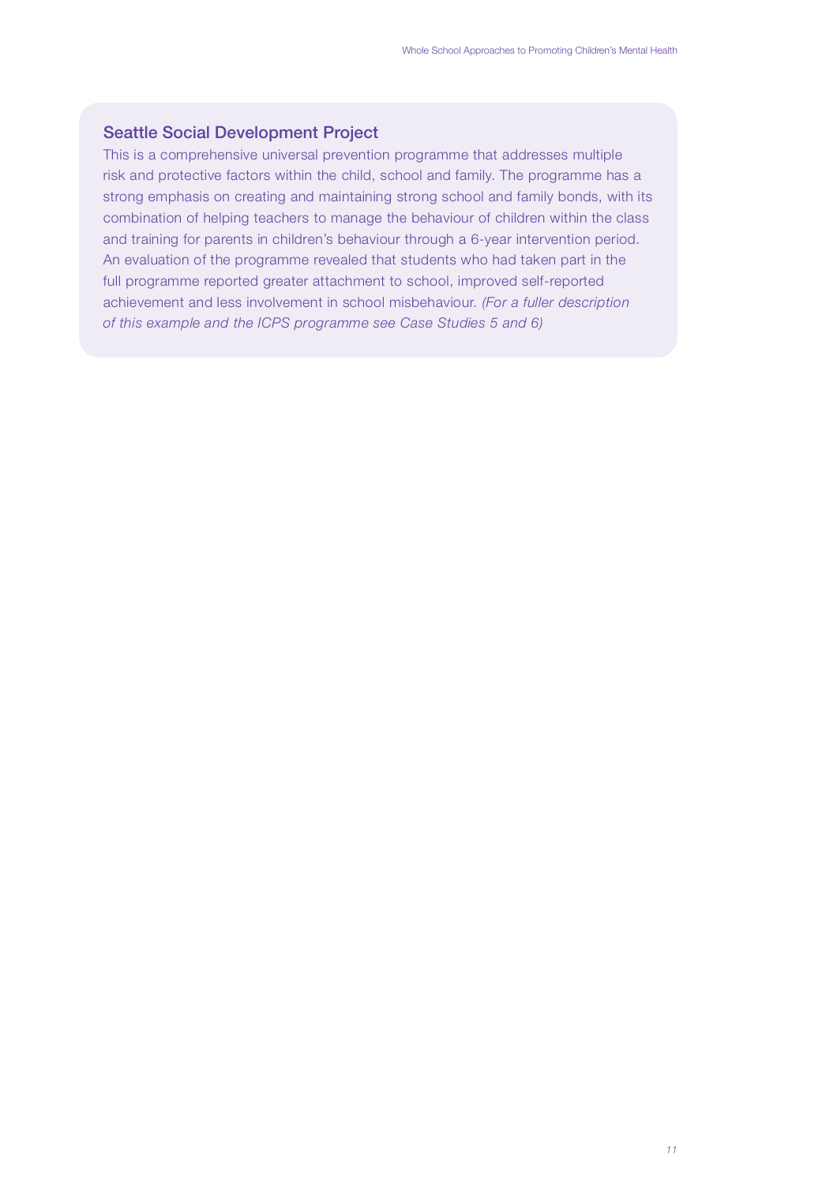### Seattle Social Development Project

This is a comprehensive universal prevention programme that addresses multiple risk and protective factors within the child, school and family. The programme has a strong emphasis on creating and maintaining strong school and family bonds, with its combination of helping teachers to manage the behaviour of children within the class and training for parents in children's behaviour through a 6-year intervention period. An evaluation of the programme revealed that students who had taken part in the full programme reported greater attachment to school, improved self-reported achievement and less involvement in school misbehaviour. *(For a fuller description of this example and the ICPS programme see Case Studies 5 and 6)*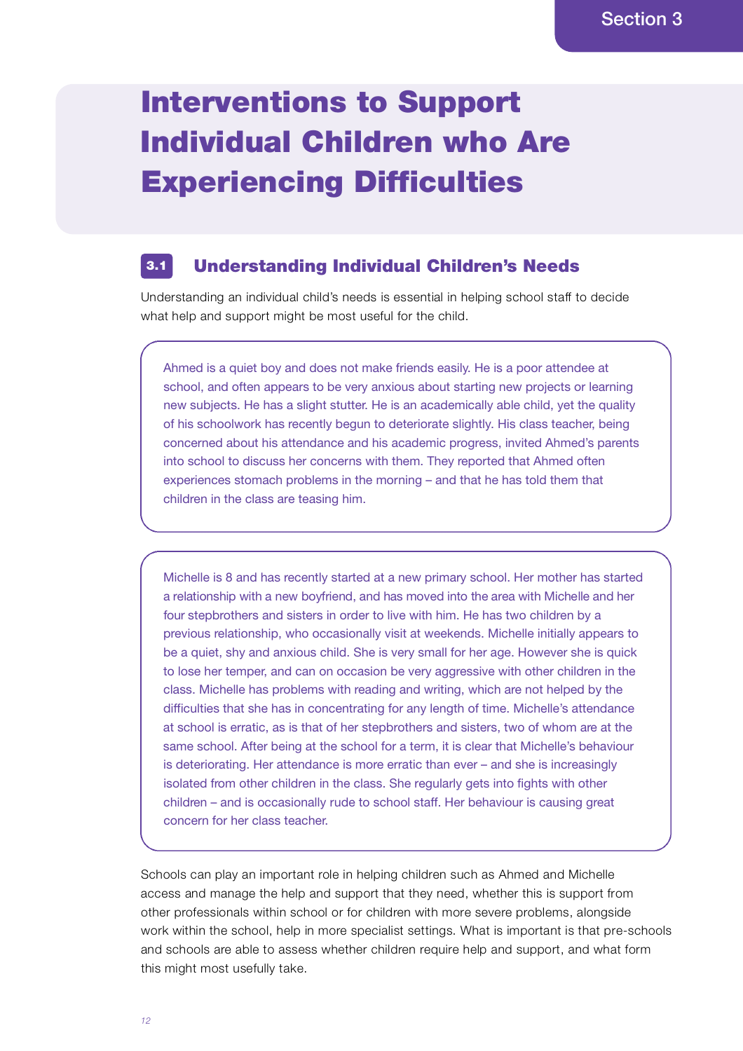# Interventions to Support Individual Children who Are Experiencing Difficulties

## 3.1 Understanding Individual Children's Needs

Understanding an individual child's needs is essential in helping school staff to decide what help and support might be most useful for the child.

> Ahmed is a quiet boy and does not make friends easily. He is a poor attendee at school, and often appears to be very anxious about starting new projects or learning new subjects. He has a slight stutter. He is an academically able child, yet the quality of his schoolwork has recently begun to deteriorate slightly. His class teacher, being concerned about his attendance and his academic progress, invited Ahmed's parents into school to discuss her concerns with them. They reported that Ahmed often experiences stomach problems in the morning – and that he has told them that children in the class are teasing him.

> Michelle is 8 and has recently started at a new primary school. Her mother has started a relationship with a new boyfriend, and has moved into the area with Michelle and her four stepbrothers and sisters in order to live with him. He has two children by a previous relationship, who occasionally visit at weekends. Michelle initially appears to be a quiet, shy and anxious child. She is very small for her age. However she is quick to lose her temper, and can on occasion be very aggressive with other children in the class. Michelle has problems with reading and writing, which are not helped by the difficulties that she has in concentrating for any length of time. Michelle's attendance at school is erratic, as is that of her stepbrothers and sisters, two of whom are at the same school. After being at the school for a term, it is clear that Michelle's behaviour is deteriorating. Her attendance is more erratic than ever – and she is increasingly isolated from other children in the class. She regularly gets into fights with other children – and is occasionally rude to school staff. Her behaviour is causing great concern for her class teacher.

Schools can play an important role in helping children such as Ahmed and Michelle access and manage the help and support that they need, whether this is support from other professionals within school or for children with more severe problems, alongside work within the school, help in more specialist settings. What is important is that pre-schools and schools are able to assess whether children require help and support, and what form this might most usefully take.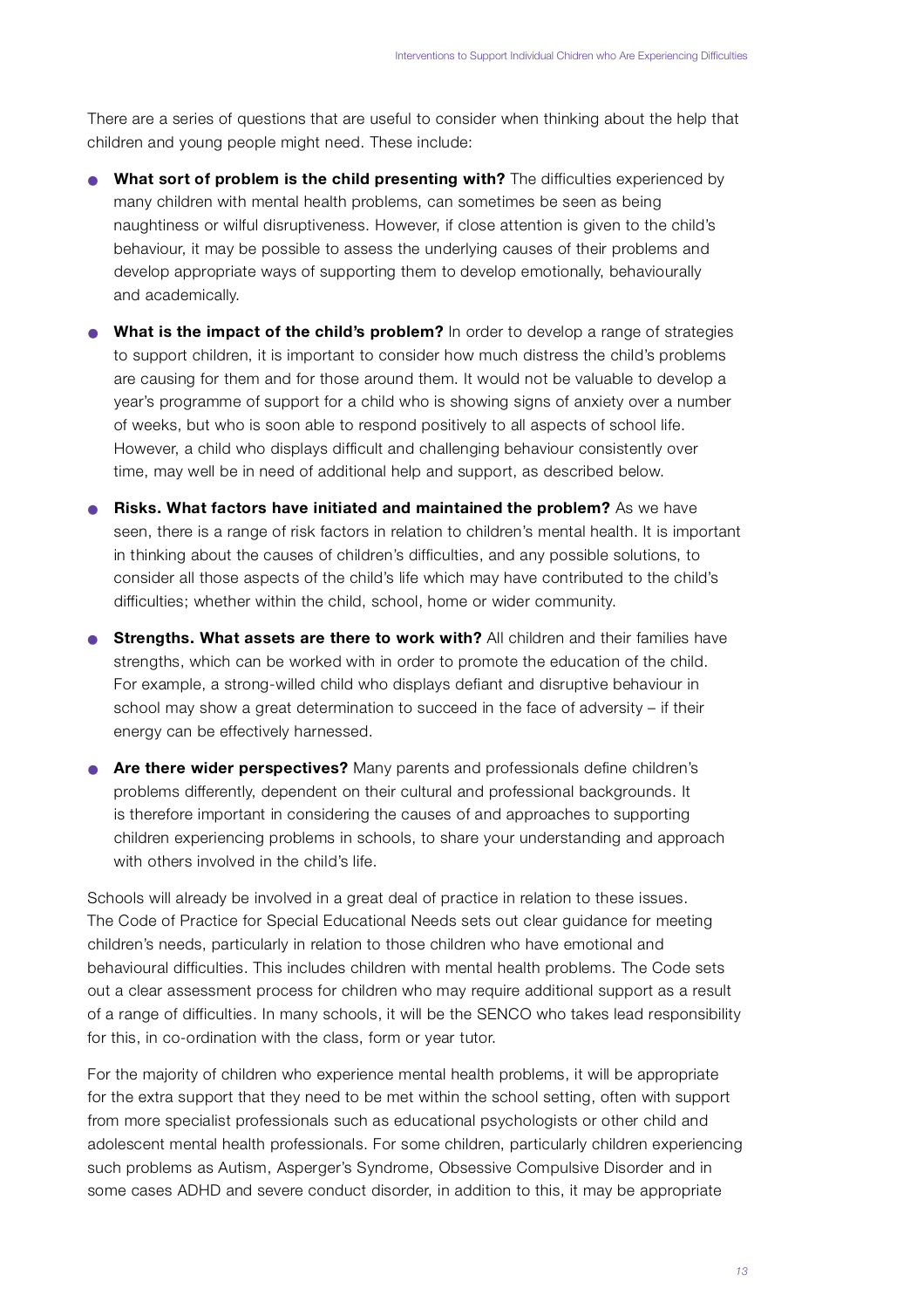There are a series of questions that are useful to consider when thinking about the help that children and young people might need. These include:

- **What sort of problem is the child presenting with?** The difficulties experienced by many children with mental health problems, can sometimes be seen as being naughtiness or wilful disruptiveness. However, if close attention is given to the child's behaviour, it may be possible to assess the underlying causes of their problems and develop appropriate ways of supporting them to develop emotionally, behaviourally and academically.
- **What is the impact of the child's problem?** In order to develop a range of strategies to support children, it is important to consider how much distress the child's problems are causing for them and for those around them. It would not be valuable to develop a year's programme of support for a child who is showing signs of anxiety over a number of weeks, but who is soon able to respond positively to all aspects of school life. However, a child who displays difficult and challenging behaviour consistently over time, may well be in need of additional help and support, as described below.
- **Risks. What factors have initiated and maintained the problem?** As we have seen, there is a range of risk factors in relation to children's mental health. It is important in thinking about the causes of children's difficulties, and any possible solutions, to consider all those aspects of the child's life which may have contributed to the child's difficulties; whether within the child, school, home or wider community.
- **Strengths. What assets are there to work with?** All children and their families have strengths, which can be worked with in order to promote the education of the child. For example, a strong-willed child who displays defiant and disruptive behaviour in school may show a great determination to succeed in the face of adversity – if their energy can be effectively harnessed.
- **Are there wider perspectives?** Many parents and professionals define children's problems differently, dependent on their cultural and professional backgrounds. It is therefore important in considering the causes of and approaches to supporting children experiencing problems in schools, to share your understanding and approach with others involved in the child's life.

Schools will already be involved in a great deal of practice in relation to these issues. The Code of Practice for Special Educational Needs sets out clear guidance for meeting children's needs, particularly in relation to those children who have emotional and behavioural difficulties. This includes children with mental health problems. The Code sets out a clear assessment process for children who may require additional support as a result of a range of difficulties. In many schools, it will be the SENCO who takes lead responsibility for this, in co-ordination with the class, form or year tutor.

For the majority of children who experience mental health problems, it will be appropriate for the extra support that they need to be met within the school setting, often with support from more specialist professionals such as educational psychologists or other child and adolescent mental health professionals. For some children, particularly children experiencing such problems as Autism, Asperger's Syndrome, Obsessive Compulsive Disorder and in some cases ADHD and severe conduct disorder, in addition to this, it may be appropriate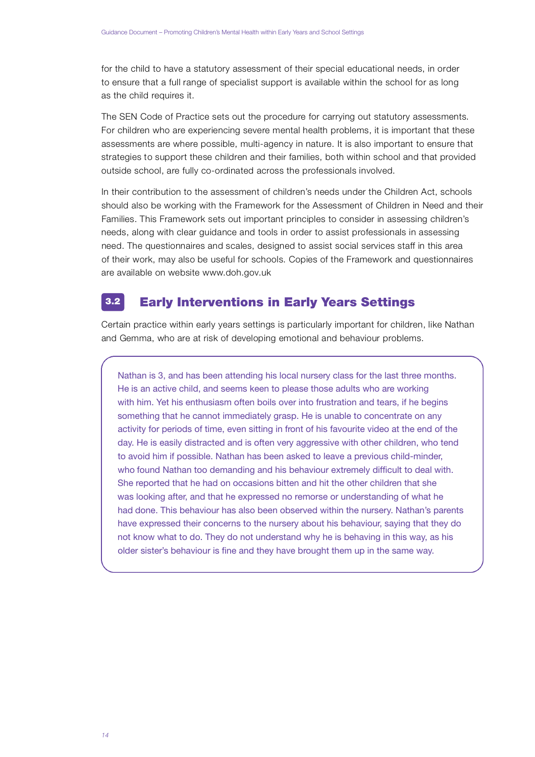for the child to have a statutory assessment of their special educational needs, in order to ensure that a full range of specialist support is available within the school for as long as the child requires it.

The SEN Code of Practice sets out the procedure for carrying out statutory assessments. For children who are experiencing severe mental health problems, it is important that these assessments are where possible, multi-agency in nature. It is also important to ensure that strategies to support these children and their families, both within school and that provided outside school, are fully co-ordinated across the professionals involved.

In their contribution to the assessment of children's needs under the Children Act, schools should also be working with the Framework for the Assessment of Children in Need and their Families. This Framework sets out important principles to consider in assessing children's needs, along with clear guidance and tools in order to assist professionals in assessing need. The questionnaires and scales, designed to assist social services staff in this area of their work, may also be useful for schools. Copies of the Framework and questionnaires are available on website www.doh.gov.uk

## 3.2 Early Interventions in Early Years Settings

Certain practice within early years settings is particularly important for children, like Nathan and Gemma, who are at risk of developing emotional and behaviour problems.

> Nathan is 3, and has been attending his local nursery class for the last three months. He is an active child, and seems keen to please those adults who are working with him. Yet his enthusiasm often boils over into frustration and tears, if he begins something that he cannot immediately grasp. He is unable to concentrate on any activity for periods of time, even sitting in front of his favourite video at the end of the day. He is easily distracted and is often very aggressive with other children, who tend to avoid him if possible. Nathan has been asked to leave a previous child-minder, who found Nathan too demanding and his behaviour extremely difficult to deal with. She reported that he had on occasions bitten and hit the other children that she was looking after, and that he expressed no remorse or understanding of what he had done. This behaviour has also been observed within the nursery. Nathan's parents have expressed their concerns to the nursery about his behaviour, saying that they do not know what to do. They do not understand why he is behaving in this way, as his older sister's behaviour is fine and they have brought them up in the same way.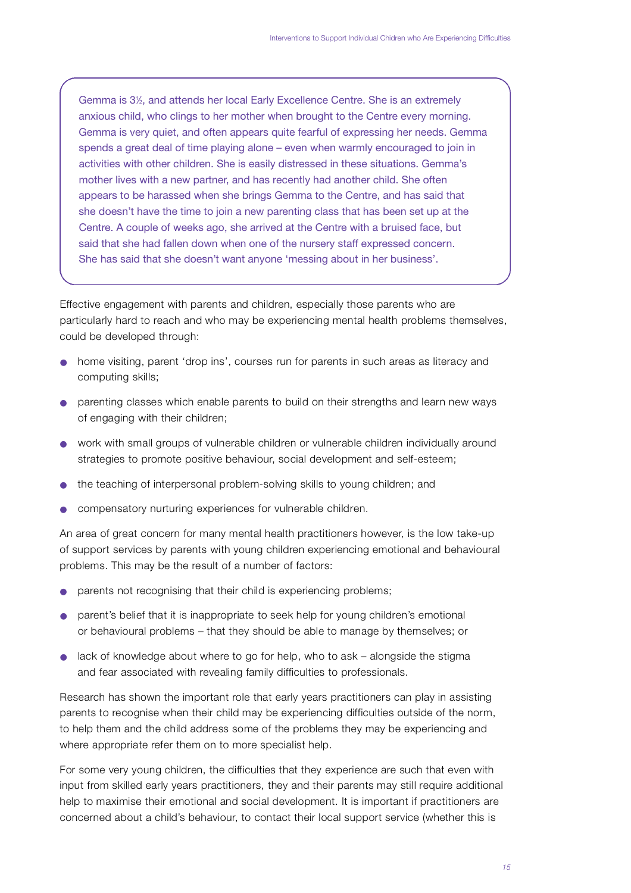> Gemma is 3½, and attends her local Early Excellence Centre. She is an extremely anxious child, who clings to her mother when brought to the Centre every morning. Gemma is very quiet, and often appears quite fearful of expressing her needs. Gemma spends a great deal of time playing alone – even when warmly encouraged to join in activities with other children. She is easily distressed in these situations. Gemma's mother lives with a new partner, and has recently had another child. She often appears to be harassed when she brings Gemma to the Centre, and has said that she doesn't have the time to join a new parenting class that has been set up at the Centre. A couple of weeks ago, she arrived at the Centre with a bruised face, but said that she had fallen down when one of the nursery staff expressed concern. She has said that she doesn't want anyone 'messing about in her business'.

Effective engagement with parents and children, especially those parents who are particularly hard to reach and who may be experiencing mental health problems themselves, could be developed through:

- home visiting, parent 'drop ins', courses run for parents in such areas as literacy and computing skills;
- parenting classes which enable parents to build on their strengths and learn new ways of engaging with their children;
- work with small groups of vulnerable children or vulnerable children individually around strategies to promote positive behaviour, social development and self-esteem;
- the teaching of interpersonal problem-solving skills to young children; and
- compensatory nurturing experiences for vulnerable children.

An area of great concern for many mental health practitioners however, is the low take-up of support services by parents with young children experiencing emotional and behavioural problems. This may be the result of a number of factors:

- parents not recognising that their child is experiencing problems;
- parent's belief that it is inappropriate to seek help for young children's emotional or behavioural problems – that they should be able to manage by themselves; or
- lack of knowledge about where to go for help, who to ask – alongside the stigma and fear associated with revealing family difficulties to professionals.

Research has shown the important role that early years practitioners can play in assisting parents to recognise when their child may be experiencing difficulties outside of the norm, to help them and the child address some of the problems they may be experiencing and where appropriate refer them on to more specialist help.

For some very young children, the difficulties that they experience are such that even with input from skilled early years practitioners, they and their parents may still require additional help to maximise their emotional and social development. It is important if practitioners are concerned about a child's behaviour, to contact their local support service (whether this is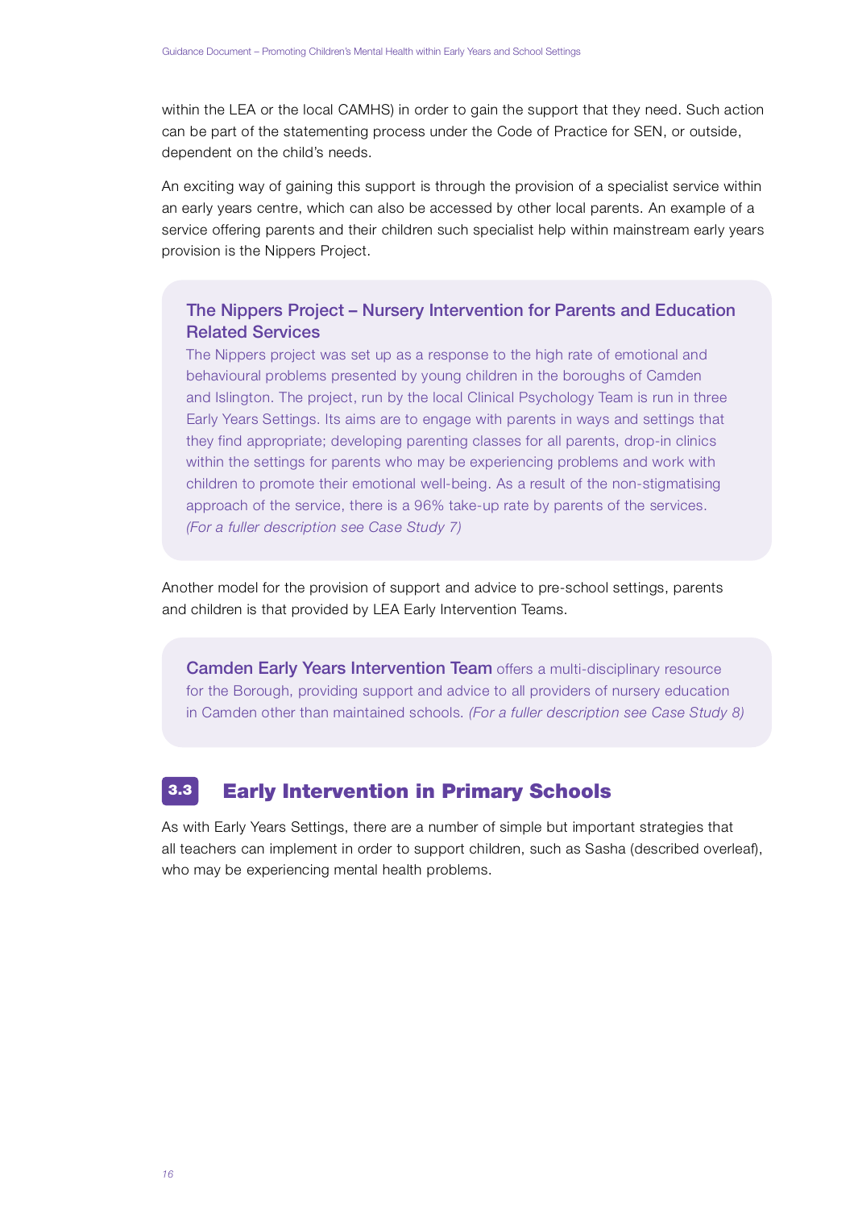within the LEA or the local CAMHS) in order to gain the support that they need. Such action can be part of the statementing process under the Code of Practice for SEN, or outside, dependent on the child's needs.

An exciting way of gaining this support is through the provision of a specialist service within an early years centre, which can also be accessed by other local parents. An example of a service offering parents and their children such specialist help within mainstream early years provision is the Nippers Project.

> **The Nippers Project – Nursery Intervention for Parents and Education Related Services**
>
> The Nippers project was set up as a response to the high rate of emotional and behavioural problems presented by young children in the boroughs of Camden and Islington. The project, run by the local Clinical Psychology Team is run in three Early Years Settings. Its aims are to engage with parents in ways and settings that they find appropriate; developing parenting classes for all parents, drop-in clinics within the settings for parents who may be experiencing problems and work with children to promote their emotional well-being. As a result of the non-stigmatising approach of the service, there is a 96% take-up rate by parents of the services. *(For a fuller description see Case Study 7)*

Another model for the provision of support and advice to pre-school settings, parents and children is that provided by LEA Early Intervention Teams.

> **Camden Early Years Intervention Team** offers a multi-disciplinary resource for the Borough, providing support and advice to all providers of nursery education in Camden other than maintained schools. *(For a fuller description see Case Study 8)*

## 3.3 Early Intervention in Primary Schools

As with Early Years Settings, there are a number of simple but important strategies that all teachers can implement in order to support children, such as Sasha (described overleaf), who may be experiencing mental health problems.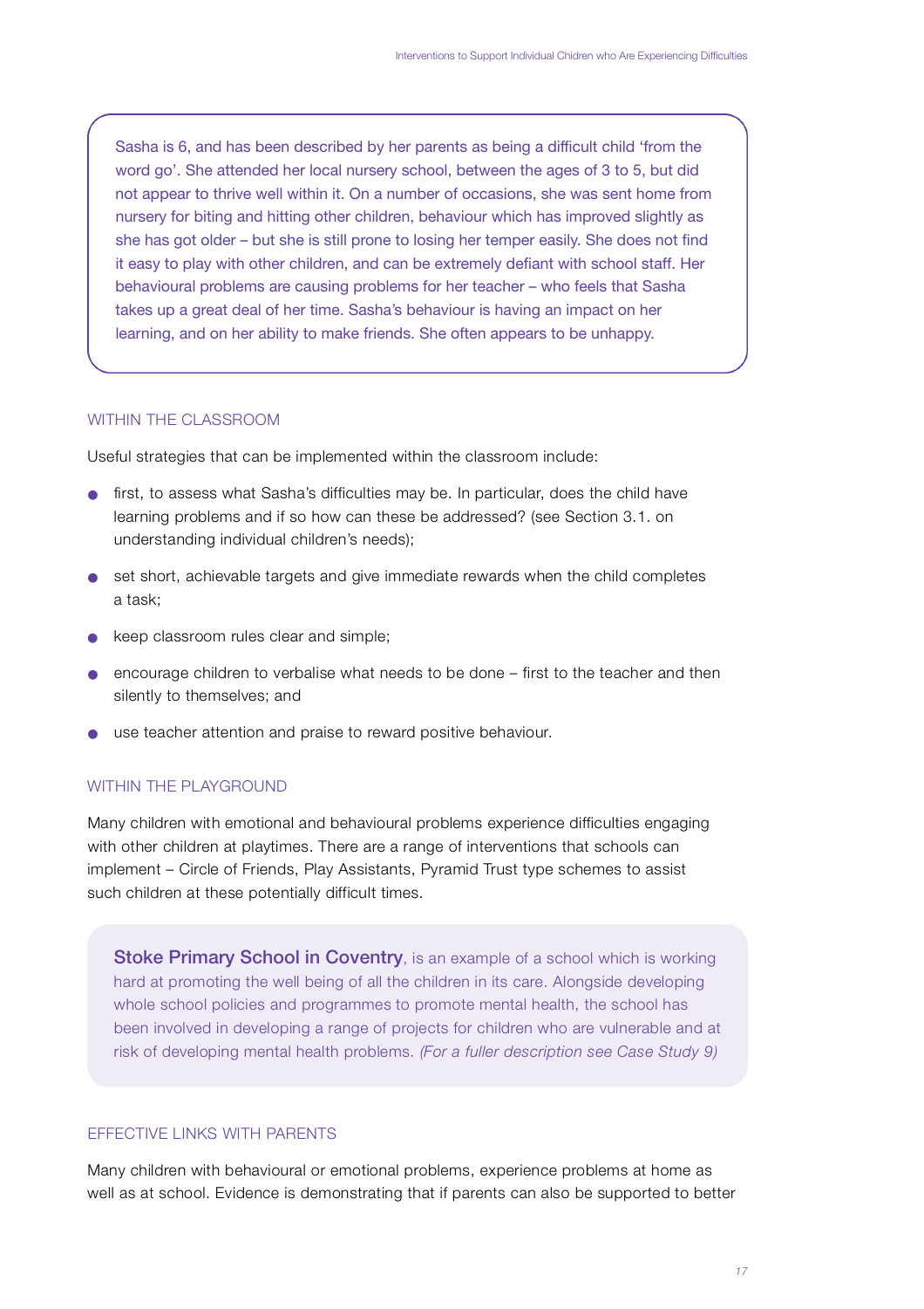Sasha is 6, and has been described by her parents as being a difficult child 'from the word go'. She attended her local nursery school, between the ages of 3 to 5, but did not appear to thrive well within it. On a number of occasions, she was sent home from nursery for biting and hitting other children, behaviour which has improved slightly as she has got older – but she is still prone to losing her temper easily. She does not find it easy to play with other children, and can be extremely defiant with school staff. Her behavioural problems are causing problems for her teacher – who feels that Sasha takes up a great deal of her time. Sasha's behaviour is having an impact on her learning, and on her ability to make friends. She often appears to be unhappy.

## WITHIN THE CLASSROOM

Useful strategies that can be implemented within the classroom include:

- first, to assess what Sasha's difficulties may be. In particular, does the child have learning problems and if so how can these be addressed? (see Section 3.1. on understanding individual children's needs);
- set short, achievable targets and give immediate rewards when the child completes a task;
- keep classroom rules clear and simple;
- encourage children to verbalise what needs to be done – first to the teacher and then silently to themselves; and
- use teacher attention and praise to reward positive behaviour.

## WITHIN THE PLAYGROUND

Many children with emotional and behavioural problems experience difficulties engaging with other children at playtimes. There are a range of interventions that schools can implement – Circle of Friends, Play Assistants, Pyramid Trust type schemes to assist such children at these potentially difficult times.

**Stoke Primary School in Coventry**, is an example of a school which is working hard at promoting the well being of all the children in its care. Alongside developing whole school policies and programmes to promote mental health, the school has been involved in developing a range of projects for children who are vulnerable and at risk of developing mental health problems. *(For a fuller description see Case Study 9)*

## EFFECTIVE LINKS WITH PARENTS

Many children with behavioural or emotional problems, experience problems at home as well as at school. Evidence is demonstrating that if parents can also be supported to better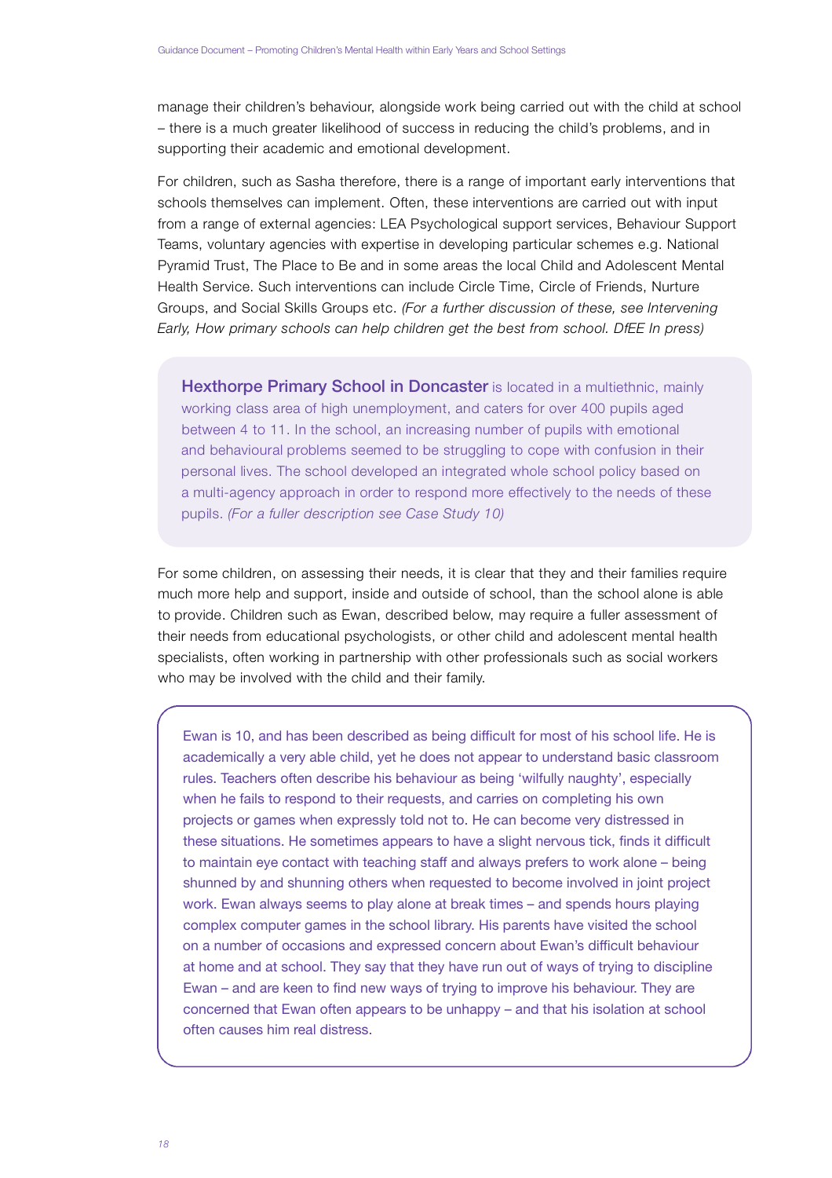manage their children's behaviour, alongside work being carried out with the child at school – there is a much greater likelihood of success in reducing the child's problems, and in supporting their academic and emotional development.

For children, such as Sasha therefore, there is a range of important early interventions that schools themselves can implement. Often, these interventions are carried out with input from a range of external agencies: LEA Psychological support services, Behaviour Support Teams, voluntary agencies with expertise in developing particular schemes e.g. National Pyramid Trust, The Place to Be and in some areas the local Child and Adolescent Mental Health Service. Such interventions can include Circle Time, Circle of Friends, Nurture Groups, and Social Skills Groups etc. *(For a further discussion of these, see Intervening Early, How primary schools can help children get the best from school. DfEE In press)*

> **Hexthorpe Primary School in Doncaster** is located in a multiethnic, mainly working class area of high unemployment, and caters for over 400 pupils aged between 4 to 11. In the school, an increasing number of pupils with emotional and behavioural problems seemed to be struggling to cope with confusion in their personal lives. The school developed an integrated whole school policy based on a multi-agency approach in order to respond more effectively to the needs of these pupils. *(For a fuller description see Case Study 10)*

For some children, on assessing their needs, it is clear that they and their families require much more help and support, inside and outside of school, than the school alone is able to provide. Children such as Ewan, described below, may require a fuller assessment of their needs from educational psychologists, or other child and adolescent mental health specialists, often working in partnership with other professionals such as social workers who may be involved with the child and their family.

> Ewan is 10, and has been described as being difficult for most of his school life. He is academically a very able child, yet he does not appear to understand basic classroom rules. Teachers often describe his behaviour as being 'wilfully naughty', especially when he fails to respond to their requests, and carries on completing his own projects or games when expressly told not to. He can become very distressed in these situations. He sometimes appears to have a slight nervous tick, finds it difficult to maintain eye contact with teaching staff and always prefers to work alone – being shunned by and shunning others when requested to become involved in joint project work. Ewan always seems to play alone at break times – and spends hours playing complex computer games in the school library. His parents have visited the school on a number of occasions and expressed concern about Ewan's difficult behaviour at home and at school. They say that they have run out of ways of trying to discipline Ewan – and are keen to find new ways of trying to improve his behaviour. They are concerned that Ewan often appears to be unhappy – and that his isolation at school often causes him real distress.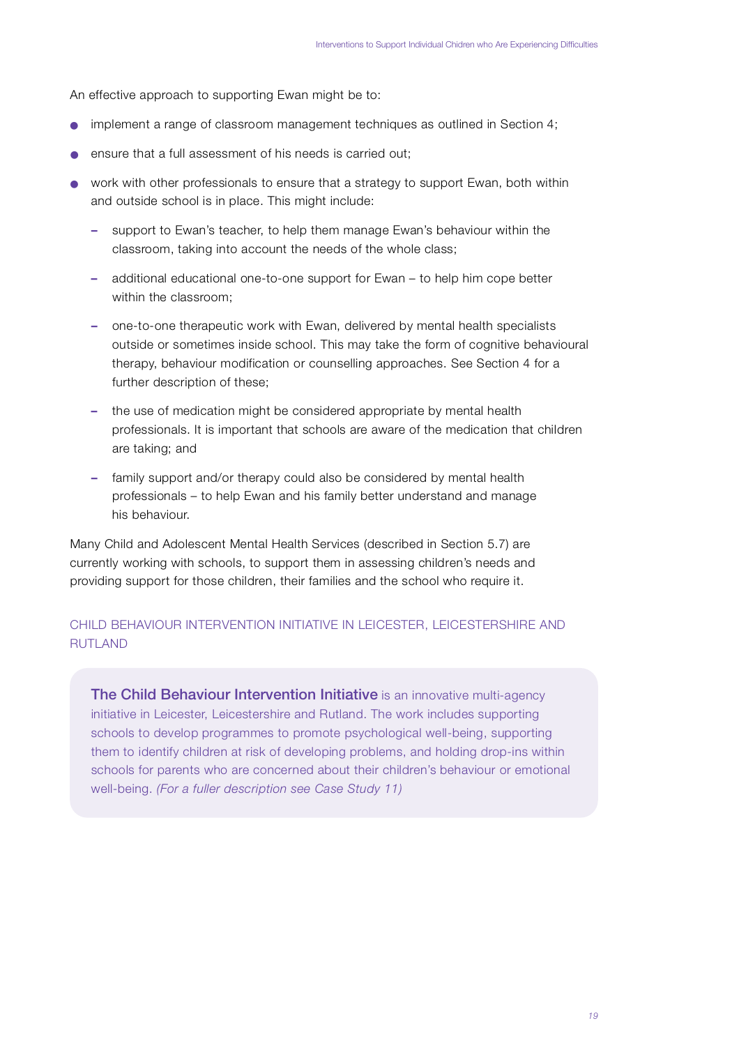An effective approach to supporting Ewan might be to:

- implement a range of classroom management techniques as outlined in Section 4;
- ensure that a full assessment of his needs is carried out;
- work with other professionals to ensure that a strategy to support Ewan, both within and outside school is in place. This might include:
  - support to Ewan's teacher, to help them manage Ewan's behaviour within the classroom, taking into account the needs of the whole class;
  - additional educational one-to-one support for Ewan – to help him cope better within the classroom;
  - one-to-one therapeutic work with Ewan, delivered by mental health specialists outside or sometimes inside school. This may take the form of cognitive behavioural therapy, behaviour modification or counselling approaches. See Section 4 for a further description of these;
  - the use of medication might be considered appropriate by mental health professionals. It is important that schools are aware of the medication that children are taking; and
  - family support and/or therapy could also be considered by mental health professionals – to help Ewan and his family better understand and manage his behaviour.

Many Child and Adolescent Mental Health Services (described in Section 5.7) are currently working with schools, to support them in assessing children's needs and providing support for those children, their families and the school who require it.

### CHILD BEHAVIOUR INTERVENTION INITIATIVE IN LEICESTER, LEICESTERSHIRE AND RUTLAND

**The Child Behaviour Intervention Initiative** is an innovative multi-agency initiative in Leicester, Leicestershire and Rutland. The work includes supporting schools to develop programmes to promote psychological well-being, supporting them to identify children at risk of developing problems, and holding drop-ins within schools for parents who are concerned about their children's behaviour or emotional well-being. *(For a fuller description see Case Study 11)*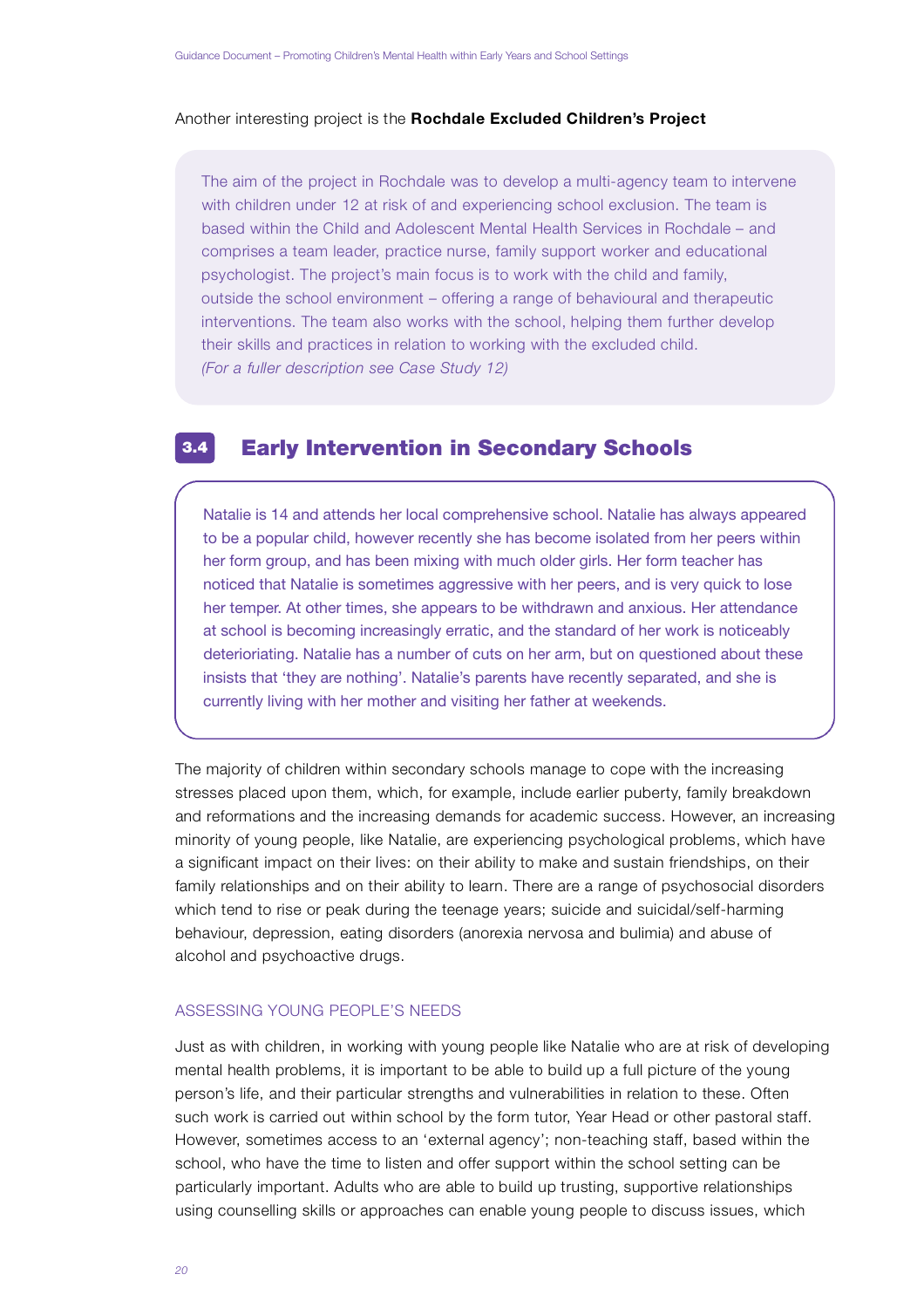Another interesting project is the **Rochdale Excluded Children's Project**

> The aim of the project in Rochdale was to develop a multi-agency team to intervene with children under 12 at risk of and experiencing school exclusion. The team is based within the Child and Adolescent Mental Health Services in Rochdale – and comprises a team leader, practice nurse, family support worker and educational psychologist. The project's main focus is to work with the child and family, outside the school environment – offering a range of behavioural and therapeutic interventions. The team also works with the school, helping them further develop their skills and practices in relation to working with the excluded child.
> *(For a fuller description see Case Study 12)*

## 3.4 Early Intervention in Secondary Schools

> Natalie is 14 and attends her local comprehensive school. Natalie has always appeared to be a popular child, however recently she has become isolated from her peers within her form group, and has been mixing with much older girls. Her form teacher has noticed that Natalie is sometimes aggressive with her peers, and is very quick to lose her temper. At other times, she appears to be withdrawn and anxious. Her attendance at school is becoming increasingly erratic, and the standard of her work is noticeably deteriorating. Natalie has a number of cuts on her arm, but on questioned about these insists that 'they are nothing'. Natalie's parents have recently separated, and she is currently living with her mother and visiting her father at weekends.

The majority of children within secondary schools manage to cope with the increasing stresses placed upon them, which, for example, include earlier puberty, family breakdown and reformations and the increasing demands for academic success. However, an increasing minority of young people, like Natalie, are experiencing psychological problems, which have a significant impact on their lives: on their ability to make and sustain friendships, on their family relationships and on their ability to learn. There are a range of psychosocial disorders which tend to rise or peak during the teenage years; suicide and suicidal/self-harming behaviour, depression, eating disorders (anorexia nervosa and bulimia) and abuse of alcohol and psychoactive drugs.

### ASSESSING YOUNG PEOPLE'S NEEDS

Just as with children, in working with young people like Natalie who are at risk of developing mental health problems, it is important to be able to build up a full picture of the young person's life, and their particular strengths and vulnerabilities in relation to these. Often such work is carried out within school by the form tutor, Year Head or other pastoral staff. However, sometimes access to an 'external agency'; non-teaching staff, based within the school, who have the time to listen and offer support within the school setting can be particularly important. Adults who are able to build up trusting, supportive relationships using counselling skills or approaches can enable young people to discuss issues, which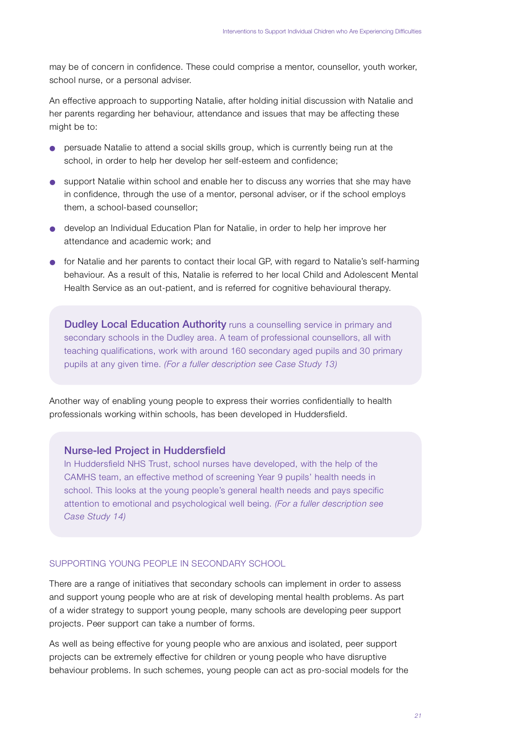may be of concern in confidence. These could comprise a mentor, counsellor, youth worker, school nurse, or a personal adviser.

An effective approach to supporting Natalie, after holding initial discussion with Natalie and her parents regarding her behaviour, attendance and issues that may be affecting these might be to:

- persuade Natalie to attend a social skills group, which is currently being run at the school, in order to help her develop her self-esteem and confidence;
- support Natalie within school and enable her to discuss any worries that she may have in confidence, through the use of a mentor, personal adviser, or if the school employs them, a school-based counsellor;
- develop an Individual Education Plan for Natalie, in order to help her improve her attendance and academic work; and
- for Natalie and her parents to contact their local GP, with regard to Natalie's self-harming behaviour. As a result of this, Natalie is referred to her local Child and Adolescent Mental Health Service as an out-patient, and is referred for cognitive behavioural therapy.

> **Dudley Local Education Authority** runs a counselling service in primary and secondary schools in the Dudley area. A team of professional counsellors, all with teaching qualifications, work with around 160 secondary aged pupils and 30 primary pupils at any given time. *(For a fuller description see Case Study 13)*

Another way of enabling young people to express their worries confidentially to health professionals working within schools, has been developed in Huddersfield.

> **Nurse-led Project in Huddersfield**
>
> In Huddersfield NHS Trust, school nurses have developed, with the help of the CAMHS team, an effective method of screening Year 9 pupils' health needs in school. This looks at the young people's general health needs and pays specific attention to emotional and psychological well being. *(For a fuller description see Case Study 14)*

### SUPPORTING YOUNG PEOPLE IN SECONDARY SCHOOL

There are a range of initiatives that secondary schools can implement in order to assess and support young people who are at risk of developing mental health problems. As part of a wider strategy to support young people, many schools are developing peer support projects. Peer support can take a number of forms.

As well as being effective for young people who are anxious and isolated, peer support projects can be extremely effective for children or young people who have disruptive behaviour problems. In such schemes, young people can act as pro-social models for the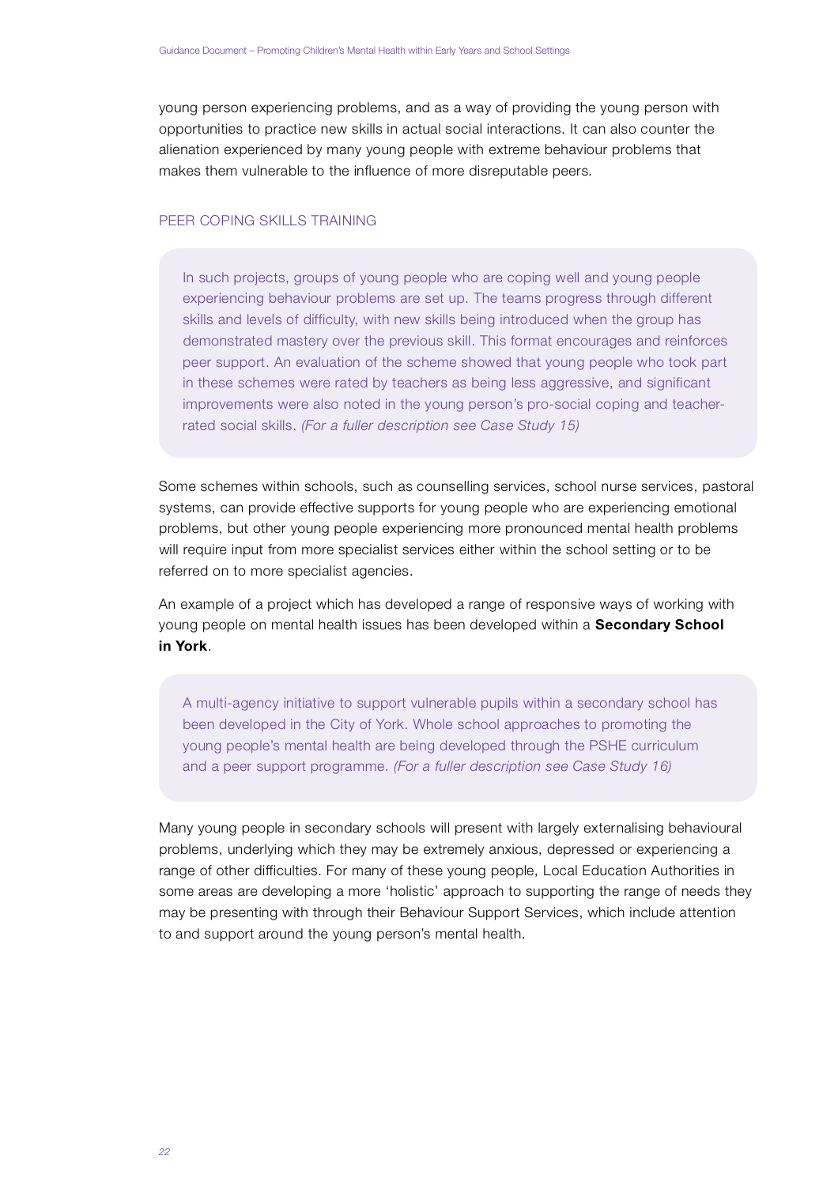young person experiencing problems, and as a way of providing the young person with opportunities to practice new skills in actual social interactions. It can also counter the alienation experienced by many young people with extreme behaviour problems that makes them vulnerable to the influence of more disreputable peers.

### PEER COPING SKILLS TRAINING

> In such projects, groups of young people who are coping well and young people experiencing behaviour problems are set up. The teams progress through different skills and levels of difficulty, with new skills being introduced when the group has demonstrated mastery over the previous skill. This format encourages and reinforces peer support. An evaluation of the scheme showed that young people who took part in these schemes were rated by teachers as being less aggressive, and significant improvements were also noted in the young person's pro-social coping and teacher-rated social skills. *(For a fuller description see Case Study 15)*

Some schemes within schools, such as counselling services, school nurse services, pastoral systems, can provide effective supports for young people who are experiencing emotional problems, but other young people experiencing more pronounced mental health problems will require input from more specialist services either within the school setting or to be referred on to more specialist agencies.

An example of a project which has developed a range of responsive ways of working with young people on mental health issues has been developed within a **Secondary School in York**.

> A multi-agency initiative to support vulnerable pupils within a secondary school has been developed in the City of York. Whole school approaches to promoting the young people's mental health are being developed through the PSHE curriculum and a peer support programme. *(For a fuller description see Case Study 16)*

Many young people in secondary schools will present with largely externalising behavioural problems, underlying which they may be extremely anxious, depressed or experiencing a range of other difficulties. For many of these young people, Local Education Authorities in some areas are developing a more 'holistic' approach to supporting the range of needs they may be presenting with through their Behaviour Support Services, which include attention to and support around the young person's mental health.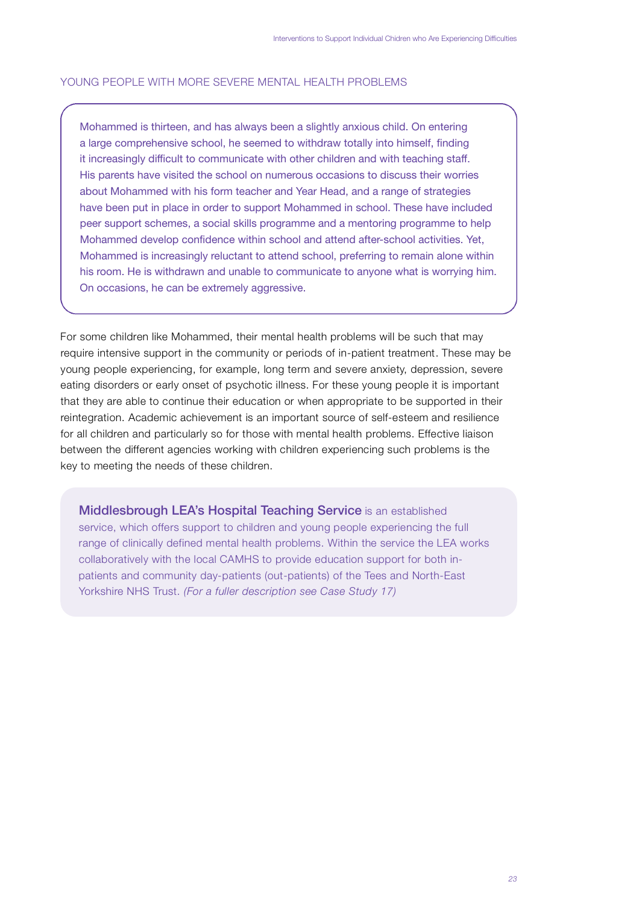## YOUNG PEOPLE WITH MORE SEVERE MENTAL HEALTH PROBLEMS

Mohammed is thirteen, and has always been a slightly anxious child. On entering a large comprehensive school, he seemed to withdraw totally into himself, finding it increasingly difficult to communicate with other children and with teaching staff. His parents have visited the school on numerous occasions to discuss their worries about Mohammed with his form teacher and Year Head, and a range of strategies have been put in place in order to support Mohammed in school. These have included peer support schemes, a social skills programme and a mentoring programme to help Mohammed develop confidence within school and attend after-school activities. Yet, Mohammed is increasingly reluctant to attend school, preferring to remain alone within his room. He is withdrawn and unable to communicate to anyone what is worrying him. On occasions, he can be extremely aggressive.

For some children like Mohammed, their mental health problems will be such that may require intensive support in the community or periods of in-patient treatment. These may be young people experiencing, for example, long term and severe anxiety, depression, severe eating disorders or early onset of psychotic illness. For these young people it is important that they are able to continue their education or when appropriate to be supported in their reintegration. Academic achievement is an important source of self-esteem and resilience for all children and particularly so for those with mental health problems. Effective liaison between the different agencies working with children experiencing such problems is the key to meeting the needs of these children.

**Middlesbrough LEA's Hospital Teaching Service** is an established service, which offers support to children and young people experiencing the full range of clinically defined mental health problems. Within the service the LEA works collaboratively with the local CAMHS to provide education support for both in-patients and community day-patients (out-patients) of the Tees and North-East Yorkshire NHS Trust. *(For a fuller description see Case Study 17)*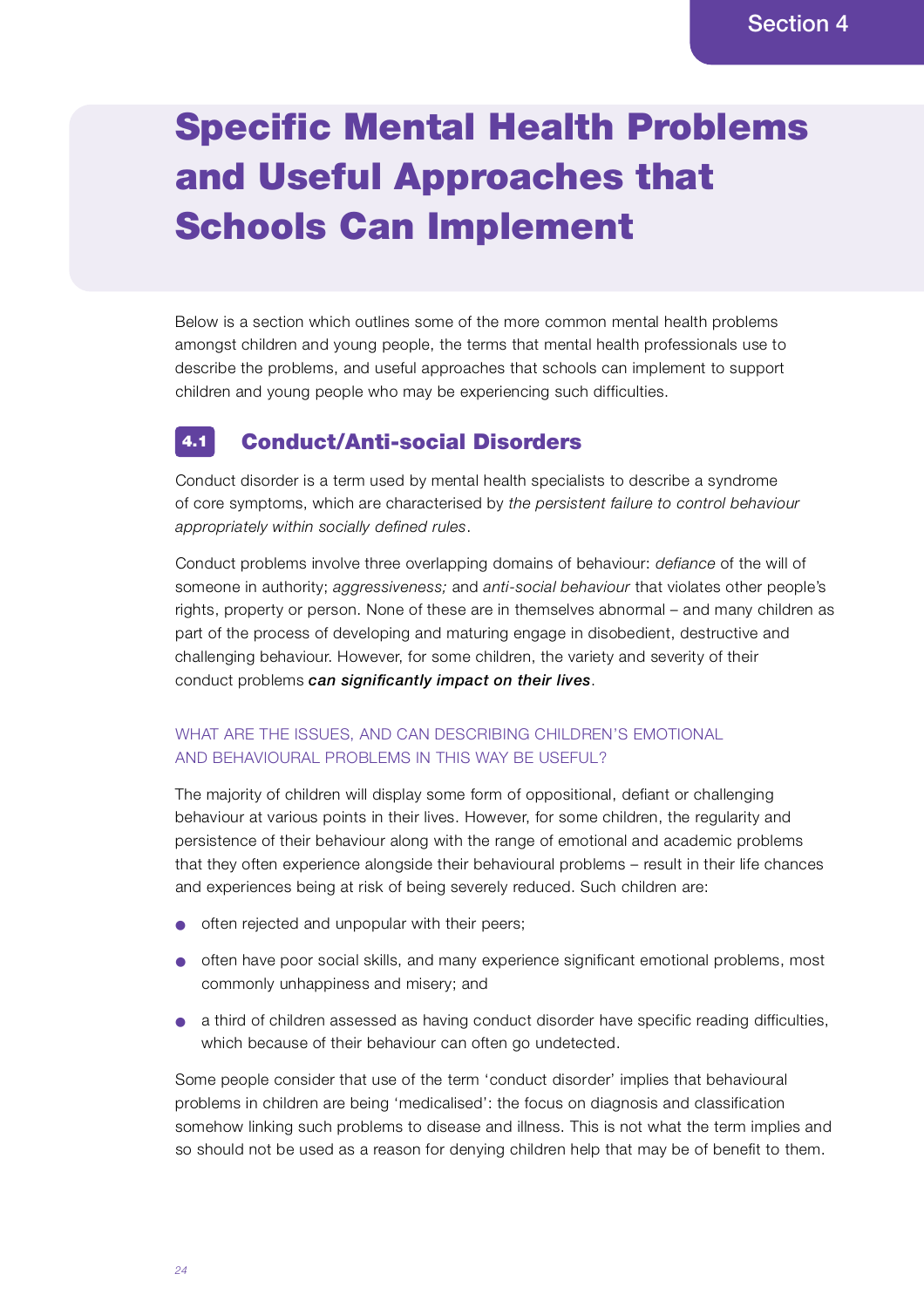# Specific Mental Health Problems and Useful Approaches that Schools Can Implement

Below is a section which outlines some of the more common mental health problems amongst children and young people, the terms that mental health professionals use to describe the problems, and useful approaches that schools can implement to support children and young people who may be experiencing such difficulties.

## 4.1 Conduct/Anti-social Disorders

Conduct disorder is a term used by mental health specialists to describe a syndrome of core symptoms, which are characterised by *the persistent failure to control behaviour appropriately within socially defined rules*.

Conduct problems involve three overlapping domains of behaviour: *defiance* of the will of someone in authority; *aggressiveness;* and *anti-social behaviour* that violates other people's rights, property or person. None of these are in themselves abnormal – and many children as part of the process of developing and maturing engage in disobedient, destructive and challenging behaviour. However, for some children, the variety and severity of their conduct problems ***can significantly impact on their lives***.

### WHAT ARE THE ISSUES, AND CAN DESCRIBING CHILDREN'S EMOTIONAL AND BEHAVIOURAL PROBLEMS IN THIS WAY BE USEFUL?

The majority of children will display some form of oppositional, defiant or challenging behaviour at various points in their lives. However, for some children, the regularity and persistence of their behaviour along with the range of emotional and academic problems that they often experience alongside their behavioural problems – result in their life chances and experiences being at risk of being severely reduced. Such children are:

- often rejected and unpopular with their peers;
- often have poor social skills, and many experience significant emotional problems, most commonly unhappiness and misery; and
- a third of children assessed as having conduct disorder have specific reading difficulties, which because of their behaviour can often go undetected.

Some people consider that use of the term 'conduct disorder' implies that behavioural problems in children are being 'medicalised': the focus on diagnosis and classification somehow linking such problems to disease and illness. This is not what the term implies and so should not be used as a reason for denying children help that may be of benefit to them.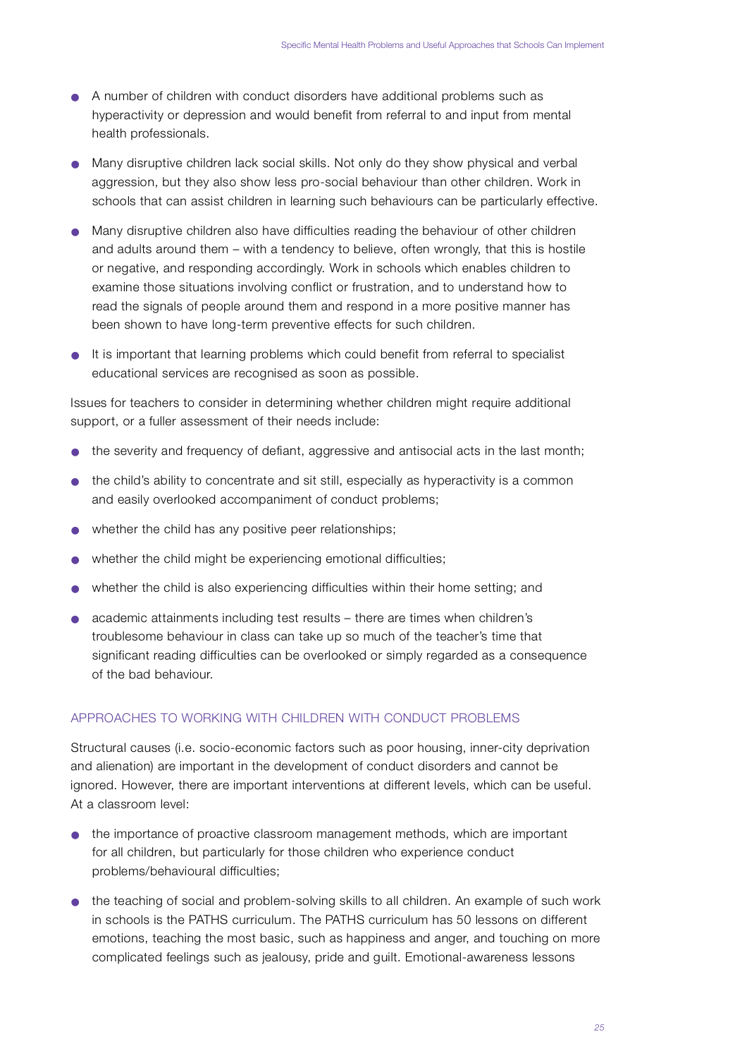- A number of children with conduct disorders have additional problems such as hyperactivity or depression and would benefit from referral to and input from mental health professionals.
- Many disruptive children lack social skills. Not only do they show physical and verbal aggression, but they also show less pro-social behaviour than other children. Work in schools that can assist children in learning such behaviours can be particularly effective.
- Many disruptive children also have difficulties reading the behaviour of other children and adults around them – with a tendency to believe, often wrongly, that this is hostile or negative, and responding accordingly. Work in schools which enables children to examine those situations involving conflict or frustration, and to understand how to read the signals of people around them and respond in a more positive manner has been shown to have long-term preventive effects for such children.
- It is important that learning problems which could benefit from referral to specialist educational services are recognised as soon as possible.

Issues for teachers to consider in determining whether children might require additional support, or a fuller assessment of their needs include:

- the severity and frequency of defiant, aggressive and antisocial acts in the last month;
- the child's ability to concentrate and sit still, especially as hyperactivity is a common and easily overlooked accompaniment of conduct problems;
- whether the child has any positive peer relationships;
- whether the child might be experiencing emotional difficulties;
- whether the child is also experiencing difficulties within their home setting; and
- academic attainments including test results – there are times when children's troublesome behaviour in class can take up so much of the teacher's time that significant reading difficulties can be overlooked or simply regarded as a consequence of the bad behaviour.

## APPROACHES TO WORKING WITH CHILDREN WITH CONDUCT PROBLEMS

Structural causes (i.e. socio-economic factors such as poor housing, inner-city deprivation and alienation) are important in the development of conduct disorders and cannot be ignored. However, there are important interventions at different levels, which can be useful. At a classroom level:

- the importance of proactive classroom management methods, which are important for all children, but particularly for those children who experience conduct problems/behavioural difficulties;
- the teaching of social and problem-solving skills to all children. An example of such work in schools is the PATHS curriculum. The PATHS curriculum has 50 lessons on different emotions, teaching the most basic, such as happiness and anger, and touching on more complicated feelings such as jealousy, pride and guilt. Emotional-awareness lessons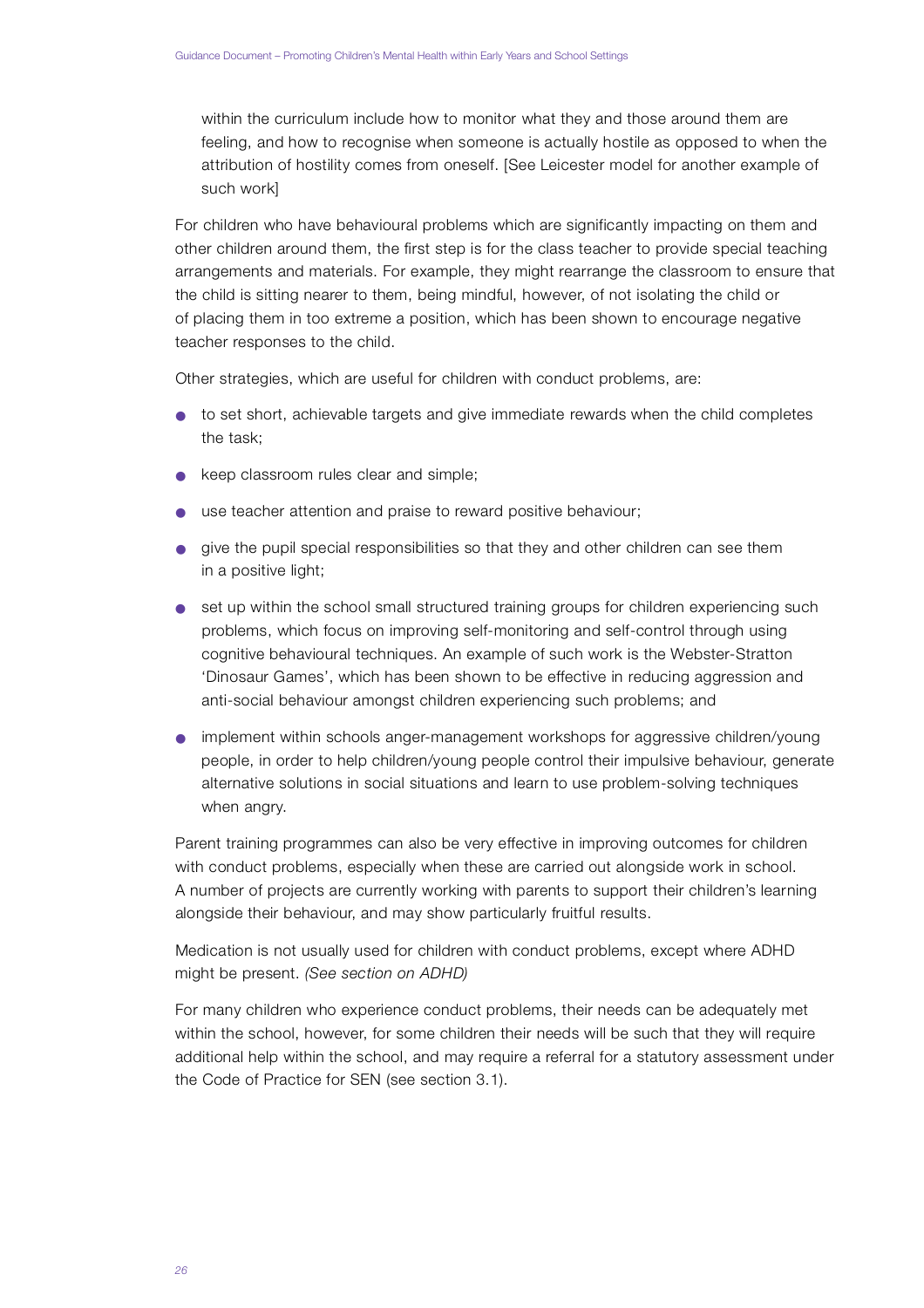within the curriculum include how to monitor what they and those around them are feeling, and how to recognise when someone is actually hostile as opposed to when the attribution of hostility comes from oneself. [See Leicester model for another example of such work]

For children who have behavioural problems which are significantly impacting on them and other children around them, the first step is for the class teacher to provide special teaching arrangements and materials. For example, they might rearrange the classroom to ensure that the child is sitting nearer to them, being mindful, however, of not isolating the child or of placing them in too extreme a position, which has been shown to encourage negative teacher responses to the child.

Other strategies, which are useful for children with conduct problems, are:

- to set short, achievable targets and give immediate rewards when the child completes the task;
- keep classroom rules clear and simple;
- use teacher attention and praise to reward positive behaviour;
- give the pupil special responsibilities so that they and other children can see them in a positive light;
- set up within the school small structured training groups for children experiencing such problems, which focus on improving self-monitoring and self-control through using cognitive behavioural techniques. An example of such work is the Webster-Stratton 'Dinosaur Games', which has been shown to be effective in reducing aggression and anti-social behaviour amongst children experiencing such problems; and
- implement within schools anger-management workshops for aggressive children/young people, in order to help children/young people control their impulsive behaviour, generate alternative solutions in social situations and learn to use problem-solving techniques when angry.

Parent training programmes can also be very effective in improving outcomes for children with conduct problems, especially when these are carried out alongside work in school. A number of projects are currently working with parents to support their children's learning alongside their behaviour, and may show particularly fruitful results.

Medication is not usually used for children with conduct problems, except where ADHD might be present. *(See section on ADHD)*

For many children who experience conduct problems, their needs can be adequately met within the school, however, for some children their needs will be such that they will require additional help within the school, and may require a referral for a statutory assessment under the Code of Practice for SEN (see section 3.1).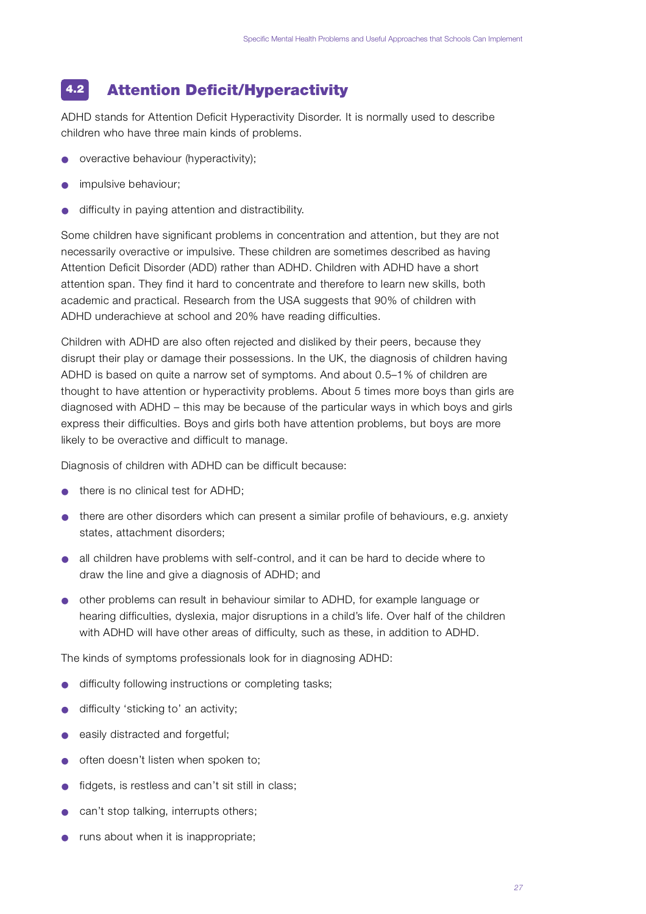## 4.2 Attention Deficit/Hyperactivity

ADHD stands for Attention Deficit Hyperactivity Disorder. It is normally used to describe children who have three main kinds of problems.

- overactive behaviour (hyperactivity);
- impulsive behaviour;
- difficulty in paying attention and distractibility.

Some children have significant problems in concentration and attention, but they are not necessarily overactive or impulsive. These children are sometimes described as having Attention Deficit Disorder (ADD) rather than ADHD. Children with ADHD have a short attention span. They find it hard to concentrate and therefore to learn new skills, both academic and practical. Research from the USA suggests that 90% of children with ADHD underachieve at school and 20% have reading difficulties.

Children with ADHD are also often rejected and disliked by their peers, because they disrupt their play or damage their possessions. In the UK, the diagnosis of children having ADHD is based on quite a narrow set of symptoms. And about 0.5–1% of children are thought to have attention or hyperactivity problems. About 5 times more boys than girls are diagnosed with ADHD – this may be because of the particular ways in which boys and girls express their difficulties. Boys and girls both have attention problems, but boys are more likely to be overactive and difficult to manage.

Diagnosis of children with ADHD can be difficult because:

- there is no clinical test for ADHD;
- there are other disorders which can present a similar profile of behaviours, e.g. anxiety states, attachment disorders;
- all children have problems with self-control, and it can be hard to decide where to draw the line and give a diagnosis of ADHD; and
- other problems can result in behaviour similar to ADHD, for example language or hearing difficulties, dyslexia, major disruptions in a child's life. Over half of the children with ADHD will have other areas of difficulty, such as these, in addition to ADHD.

The kinds of symptoms professionals look for in diagnosing ADHD:

- difficulty following instructions or completing tasks;
- difficulty 'sticking to' an activity;
- easily distracted and forgetful;
- often doesn't listen when spoken to;
- fidgets, is restless and can't sit still in class;
- can't stop talking, interrupts others;
- runs about when it is inappropriate;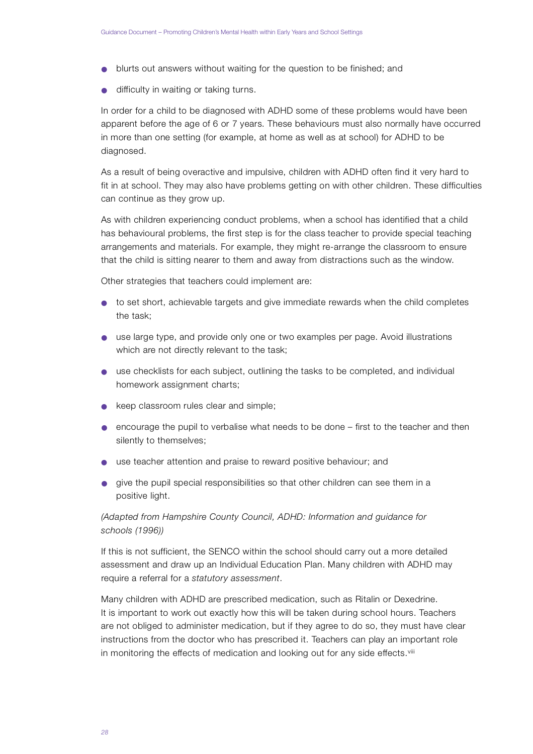- blurts out answers without waiting for the question to be finished; and
- difficulty in waiting or taking turns.

In order for a child to be diagnosed with ADHD some of these problems would have been apparent before the age of 6 or 7 years. These behaviours must also normally have occurred in more than one setting (for example, at home as well as at school) for ADHD to be diagnosed.

As a result of being overactive and impulsive, children with ADHD often find it very hard to fit in at school. They may also have problems getting on with other children. These difficulties can continue as they grow up.

As with children experiencing conduct problems, when a school has identified that a child has behavioural problems, the first step is for the class teacher to provide special teaching arrangements and materials. For example, they might re-arrange the classroom to ensure that the child is sitting nearer to them and away from distractions such as the window.

Other strategies that teachers could implement are:

- to set short, achievable targets and give immediate rewards when the child completes the task;
- use large type, and provide only one or two examples per page. Avoid illustrations which are not directly relevant to the task;
- use checklists for each subject, outlining the tasks to be completed, and individual homework assignment charts;
- keep classroom rules clear and simple;
- encourage the pupil to verbalise what needs to be done – first to the teacher and then silently to themselves;
- use teacher attention and praise to reward positive behaviour; and
- give the pupil special responsibilities so that other children can see them in a positive light.

*(Adapted from Hampshire County Council, ADHD: Information and guidance for schools (1996))*

If this is not sufficient, the SENCO within the school should carry out a more detailed assessment and draw up an Individual Education Plan. Many children with ADHD may require a referral for a *statutory assessment*.

Many children with ADHD are prescribed medication, such as Ritalin or Dexedrine. It is important to work out exactly how this will be taken during school hours. Teachers are not obliged to administer medication, but if they agree to do so, they must have clear instructions from the doctor who has prescribed it. Teachers can play an important role in monitoring the effects of medication and looking out for any side effects.[viii]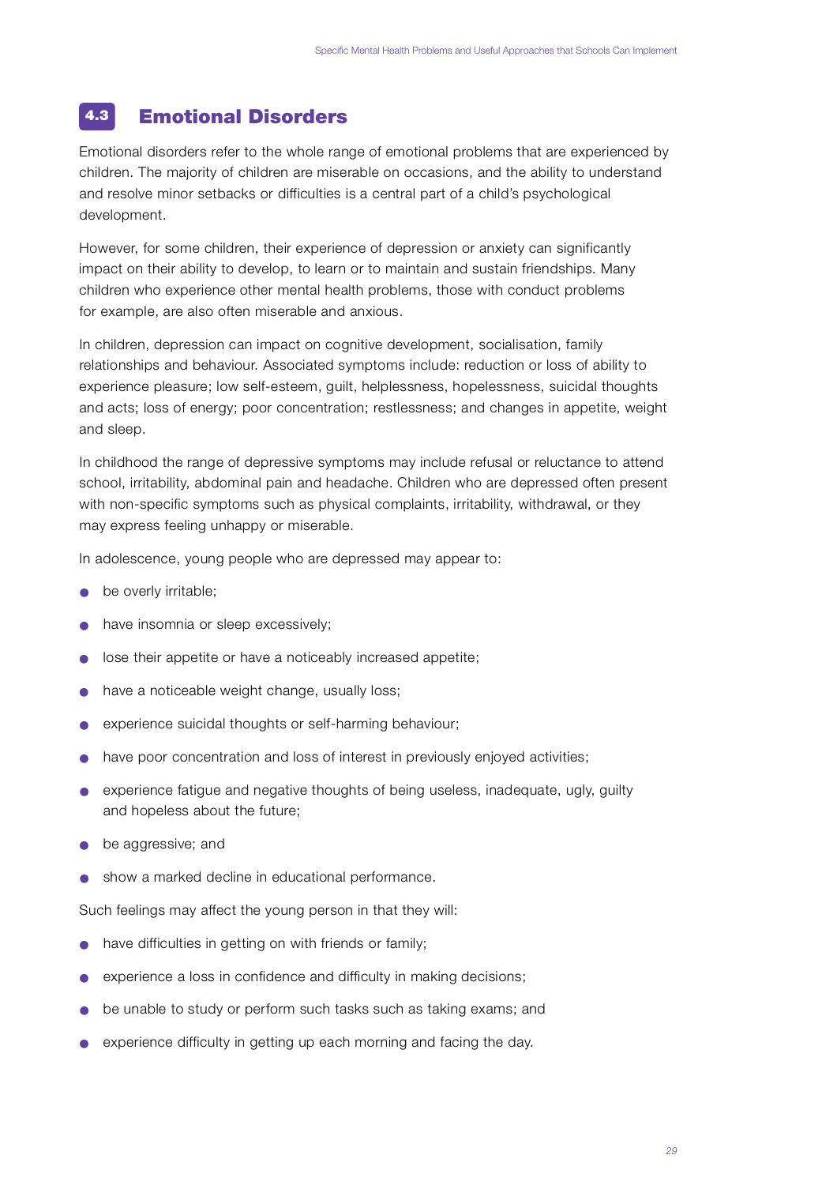## 4.3 Emotional Disorders

Emotional disorders refer to the whole range of emotional problems that are experienced by children. The majority of children are miserable on occasions, and the ability to understand and resolve minor setbacks or difficulties is a central part of a child's psychological development.

However, for some children, their experience of depression or anxiety can significantly impact on their ability to develop, to learn or to maintain and sustain friendships. Many children who experience other mental health problems, those with conduct problems for example, are also often miserable and anxious.

In children, depression can impact on cognitive development, socialisation, family relationships and behaviour. Associated symptoms include: reduction or loss of ability to experience pleasure; low self-esteem, guilt, helplessness, hopelessness, suicidal thoughts and acts; loss of energy; poor concentration; restlessness; and changes in appetite, weight and sleep.

In childhood the range of depressive symptoms may include refusal or reluctance to attend school, irritability, abdominal pain and headache. Children who are depressed often present with non-specific symptoms such as physical complaints, irritability, withdrawal, or they may express feeling unhappy or miserable.

In adolescence, young people who are depressed may appear to:

- be overly irritable;
- have insomnia or sleep excessively;
- lose their appetite or have a noticeably increased appetite;
- have a noticeable weight change, usually loss;
- experience suicidal thoughts or self-harming behaviour;
- have poor concentration and loss of interest in previously enjoyed activities;
- experience fatigue and negative thoughts of being useless, inadequate, ugly, guilty and hopeless about the future;
- be aggressive; and
- show a marked decline in educational performance.

Such feelings may affect the young person in that they will:

- have difficulties in getting on with friends or family;
- experience a loss in confidence and difficulty in making decisions;
- be unable to study or perform such tasks such as taking exams; and
- experience difficulty in getting up each morning and facing the day.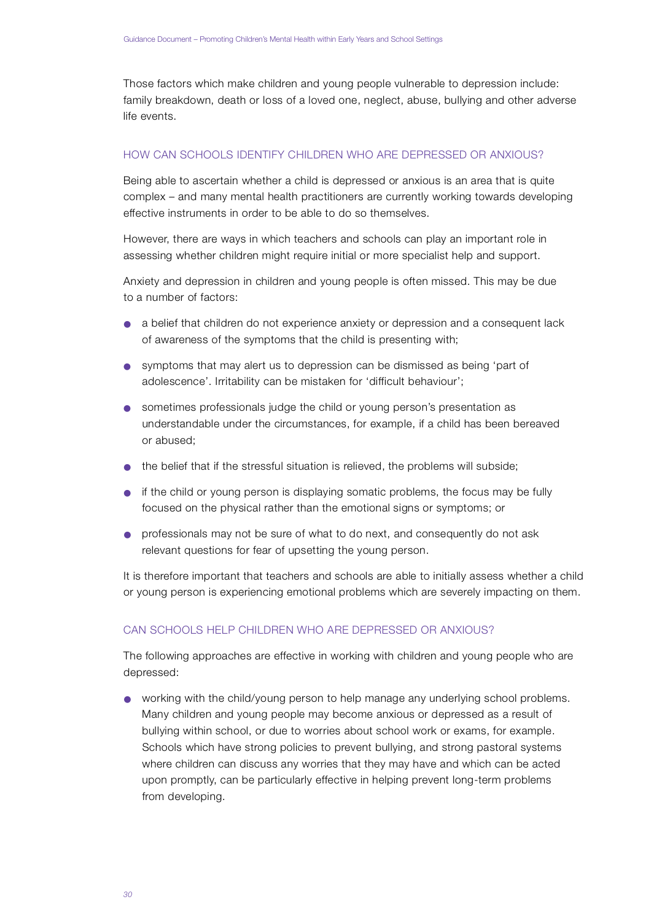Those factors which make children and young people vulnerable to depression include: family breakdown, death or loss of a loved one, neglect, abuse, bullying and other adverse life events.

## HOW CAN SCHOOLS IDENTIFY CHILDREN WHO ARE DEPRESSED OR ANXIOUS?

Being able to ascertain whether a child is depressed or anxious is an area that is quite complex – and many mental health practitioners are currently working towards developing effective instruments in order to be able to do so themselves.

However, there are ways in which teachers and schools can play an important role in assessing whether children might require initial or more specialist help and support.

Anxiety and depression in children and young people is often missed. This may be due to a number of factors:

- a belief that children do not experience anxiety or depression and a consequent lack of awareness of the symptoms that the child is presenting with;
- symptoms that may alert us to depression can be dismissed as being 'part of adolescence'. Irritability can be mistaken for 'difficult behaviour';
- sometimes professionals judge the child or young person's presentation as understandable under the circumstances, for example, if a child has been bereaved or abused;
- the belief that if the stressful situation is relieved, the problems will subside;
- if the child or young person is displaying somatic problems, the focus may be fully focused on the physical rather than the emotional signs or symptoms; or
- professionals may not be sure of what to do next, and consequently do not ask relevant questions for fear of upsetting the young person.

It is therefore important that teachers and schools are able to initially assess whether a child or young person is experiencing emotional problems which are severely impacting on them.

## CAN SCHOOLS HELP CHILDREN WHO ARE DEPRESSED OR ANXIOUS?

The following approaches are effective in working with children and young people who are depressed:

- working with the child/young person to help manage any underlying school problems. Many children and young people may become anxious or depressed as a result of bullying within school, or due to worries about school work or exams, for example. Schools which have strong policies to prevent bullying, and strong pastoral systems where children can discuss any worries that they may have and which can be acted upon promptly, can be particularly effective in helping prevent long-term problems from developing.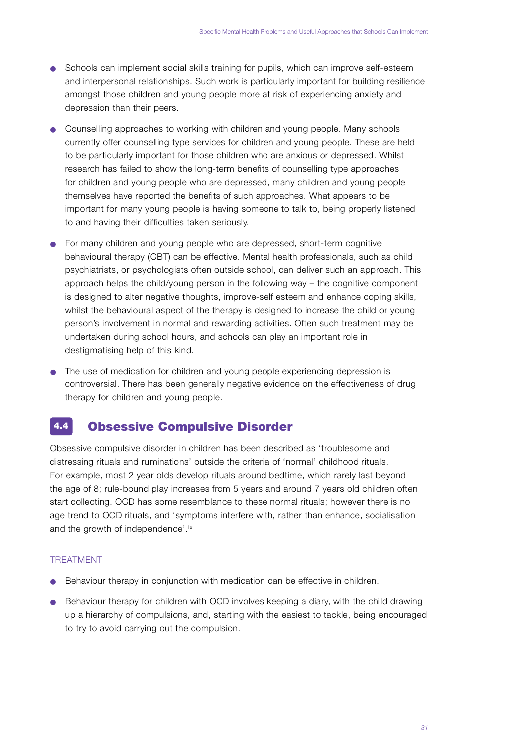- Schools can implement social skills training for pupils, which can improve self-esteem and interpersonal relationships. Such work is particularly important for building resilience amongst those children and young people more at risk of experiencing anxiety and depression than their peers.
- Counselling approaches to working with children and young people. Many schools currently offer counselling type services for children and young people. These are held to be particularly important for those children who are anxious or depressed. Whilst research has failed to show the long-term benefits of counselling type approaches for children and young people who are depressed, many children and young people themselves have reported the benefits of such approaches. What appears to be important for many young people is having someone to talk to, being properly listened to and having their difficulties taken seriously.
- For many children and young people who are depressed, short-term cognitive behavioural therapy (CBT) can be effective. Mental health professionals, such as child psychiatrists, or psychologists often outside school, can deliver such an approach. This approach helps the child/young person in the following way – the cognitive component is designed to alter negative thoughts, improve-self esteem and enhance coping skills, whilst the behavioural aspect of the therapy is designed to increase the child or young person's involvement in normal and rewarding activities. Often such treatment may be undertaken during school hours, and schools can play an important role in destigmatising help of this kind.
- The use of medication for children and young people experiencing depression is controversial. There has been generally negative evidence on the effectiveness of drug therapy for children and young people.

## 4.4 Obsessive Compulsive Disorder

Obsessive compulsive disorder in children has been described as 'troublesome and distressing rituals and ruminations' outside the criteria of 'normal' childhood rituals. For example, most 2 year olds develop rituals around bedtime, which rarely last beyond the age of 8; rule-bound play increases from 5 years and around 7 years old children often start collecting. OCD has some resemblance to these normal rituals; however there is no age trend to OCD rituals, and 'symptoms interfere with, rather than enhance, socialisation and the growth of independence'.[ix]

### TREATMENT

- Behaviour therapy in conjunction with medication can be effective in children.
- Behaviour therapy for children with OCD involves keeping a diary, with the child drawing up a hierarchy of compulsions, and, starting with the easiest to tackle, being encouraged to try to avoid carrying out the compulsion.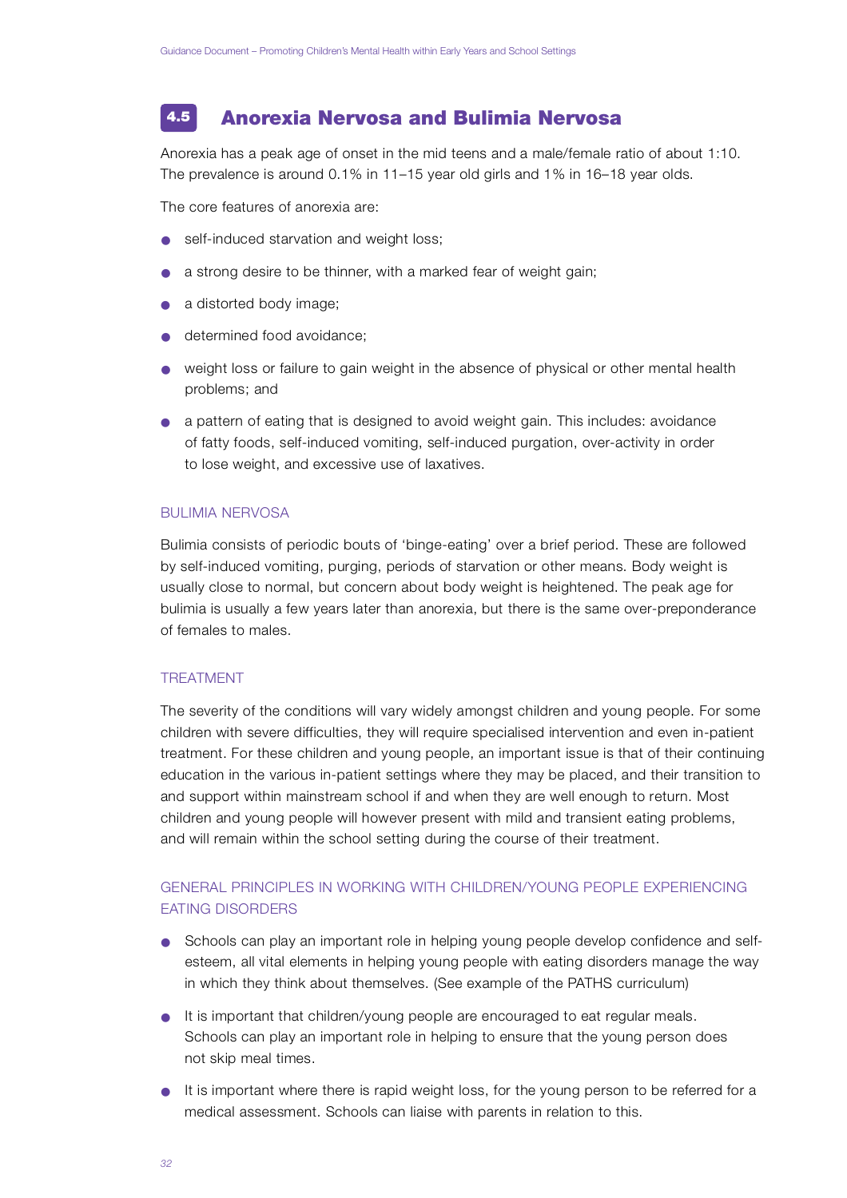## 4.5 Anorexia Nervosa and Bulimia Nervosa

Anorexia has a peak age of onset in the mid teens and a male/female ratio of about 1:10. The prevalence is around 0.1% in 11–15 year old girls and 1% in 16–18 year olds.

The core features of anorexia are:

- self-induced starvation and weight loss;
- a strong desire to be thinner, with a marked fear of weight gain;
- a distorted body image;
- determined food avoidance;
- weight loss or failure to gain weight in the absence of physical or other mental health problems; and
- a pattern of eating that is designed to avoid weight gain. This includes: avoidance of fatty foods, self-induced vomiting, self-induced purgation, over-activity in order to lose weight, and excessive use of laxatives.

### BULIMIA NERVOSA

Bulimia consists of periodic bouts of 'binge-eating' over a brief period. These are followed by self-induced vomiting, purging, periods of starvation or other means. Body weight is usually close to normal, but concern about body weight is heightened. The peak age for bulimia is usually a few years later than anorexia, but there is the same over-preponderance of females to males.

### TREATMENT

The severity of the conditions will vary widely amongst children and young people. For some children with severe difficulties, they will require specialised intervention and even in-patient treatment. For these children and young people, an important issue is that of their continuing education in the various in-patient settings where they may be placed, and their transition to and support within mainstream school if and when they are well enough to return. Most children and young people will however present with mild and transient eating problems, and will remain within the school setting during the course of their treatment.

### GENERAL PRINCIPLES IN WORKING WITH CHILDREN/YOUNG PEOPLE EXPERIENCING EATING DISORDERS

- Schools can play an important role in helping young people develop confidence and self-esteem, all vital elements in helping young people with eating disorders manage the way in which they think about themselves. (See example of the PATHS curriculum)
- It is important that children/young people are encouraged to eat regular meals. Schools can play an important role in helping to ensure that the young person does not skip meal times.
- It is important where there is rapid weight loss, for the young person to be referred for a medical assessment. Schools can liaise with parents in relation to this.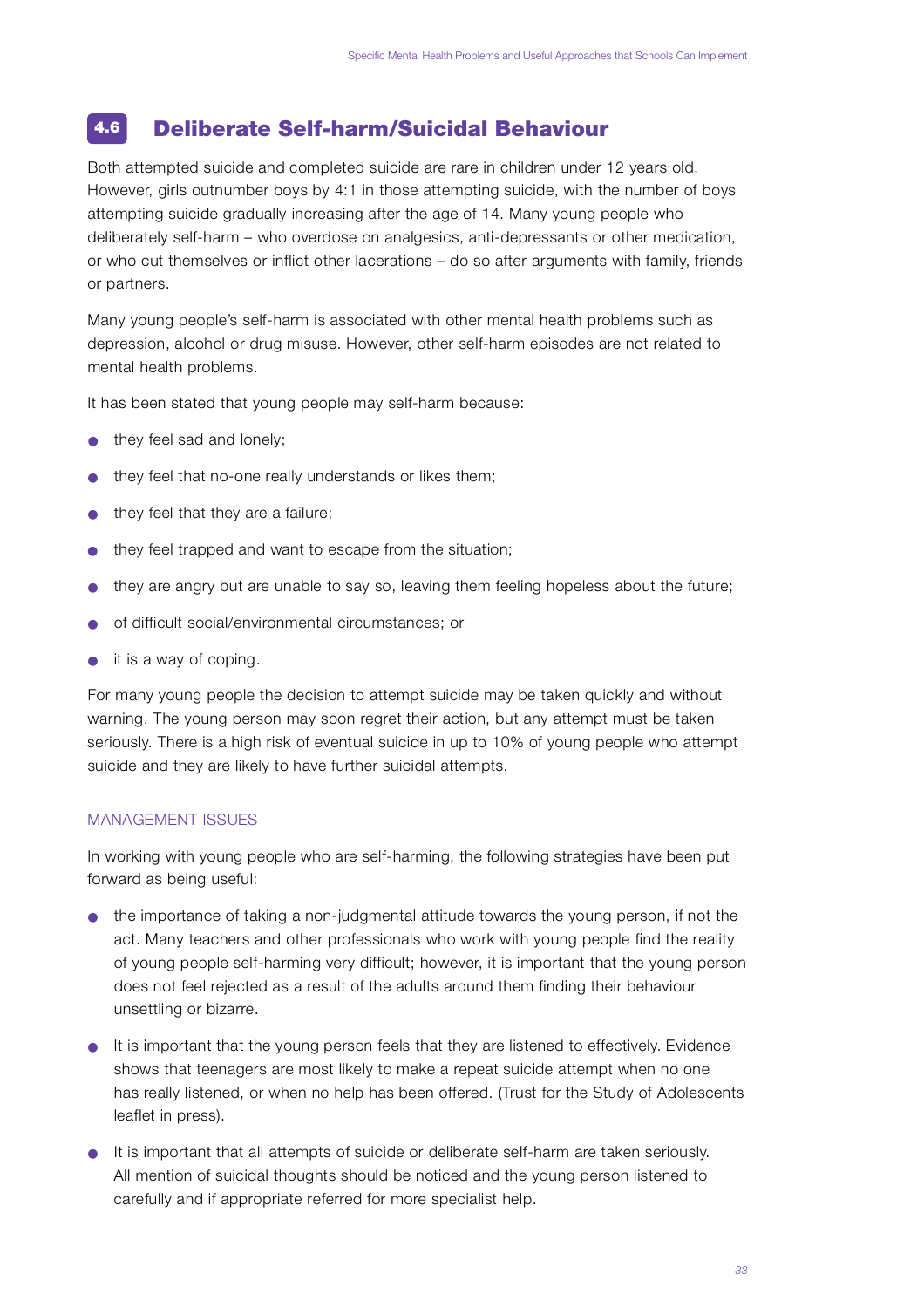## 4.6 Deliberate Self-harm/Suicidal Behaviour

Both attempted suicide and completed suicide are rare in children under 12 years old. However, girls outnumber boys by 4:1 in those attempting suicide, with the number of boys attempting suicide gradually increasing after the age of 14. Many young people who deliberately self-harm – who overdose on analgesics, anti-depressants or other medication, or who cut themselves or inflict other lacerations – do so after arguments with family, friends or partners.

Many young people's self-harm is associated with other mental health problems such as depression, alcohol or drug misuse. However, other self-harm episodes are not related to mental health problems.

It has been stated that young people may self-harm because:

- they feel sad and lonely;
- they feel that no-one really understands or likes them;
- they feel that they are a failure;
- they feel trapped and want to escape from the situation;
- they are angry but are unable to say so, leaving them feeling hopeless about the future;
- of difficult social/environmental circumstances; or
- it is a way of coping.

For many young people the decision to attempt suicide may be taken quickly and without warning. The young person may soon regret their action, but any attempt must be taken seriously. There is a high risk of eventual suicide in up to 10% of young people who attempt suicide and they are likely to have further suicidal attempts.

### MANAGEMENT ISSUES

In working with young people who are self-harming, the following strategies have been put forward as being useful:

- the importance of taking a non-judgmental attitude towards the young person, if not the act. Many teachers and other professionals who work with young people find the reality of young people self-harming very difficult; however, it is important that the young person does not feel rejected as a result of the adults around them finding their behaviour unsettling or bizarre.
- It is important that the young person feels that they are listened to effectively. Evidence shows that teenagers are most likely to make a repeat suicide attempt when no one has really listened, or when no help has been offered. (Trust for the Study of Adolescents leaflet in press).
- It is important that all attempts of suicide or deliberate self-harm are taken seriously. All mention of suicidal thoughts should be noticed and the young person listened to carefully and if appropriate referred for more specialist help.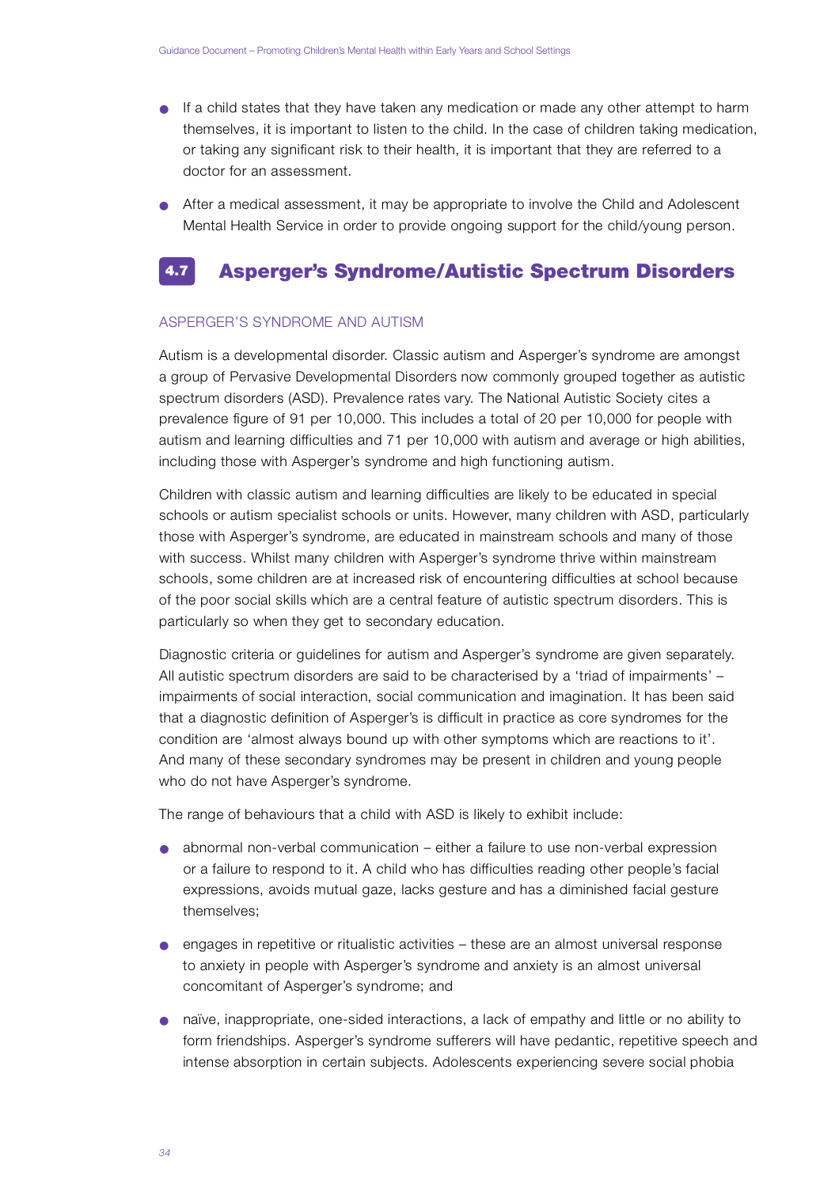- If a child states that they have taken any medication or made any other attempt to harm themselves, it is important to listen to the child. In the case of children taking medication, or taking any significant risk to their health, it is important that they are referred to a doctor for an assessment.
- After a medical assessment, it may be appropriate to involve the Child and Adolescent Mental Health Service in order to provide ongoing support for the child/young person.

## 4.7 Asperger's Syndrome/Autistic Spectrum Disorders

### ASPERGER'S SYNDROME AND AUTISM

Autism is a developmental disorder. Classic autism and Asperger's syndrome are amongst a group of Pervasive Developmental Disorders now commonly grouped together as autistic spectrum disorders (ASD). Prevalence rates vary. The National Autistic Society cites a prevalence figure of 91 per 10,000. This includes a total of 20 per 10,000 for people with autism and learning difficulties and 71 per 10,000 with autism and average or high abilities, including those with Asperger's syndrome and high functioning autism.

Children with classic autism and learning difficulties are likely to be educated in special schools or autism specialist schools or units. However, many children with ASD, particularly those with Asperger's syndrome, are educated in mainstream schools and many of those with success. Whilst many children with Asperger's syndrome thrive within mainstream schools, some children are at increased risk of encountering difficulties at school because of the poor social skills which are a central feature of autistic spectrum disorders. This is particularly so when they get to secondary education.

Diagnostic criteria or guidelines for autism and Asperger's syndrome are given separately. All autistic spectrum disorders are said to be characterised by a 'triad of impairments' – impairments of social interaction, social communication and imagination. It has been said that a diagnostic definition of Asperger's is difficult in practice as core syndromes for the condition are 'almost always bound up with other symptoms which are reactions to it'. And many of these secondary syndromes may be present in children and young people who do not have Asperger's syndrome.

The range of behaviours that a child with ASD is likely to exhibit include:

- abnormal non-verbal communication – either a failure to use non-verbal expression or a failure to respond to it. A child who has difficulties reading other people's facial expressions, avoids mutual gaze, lacks gesture and has a diminished facial gesture themselves;
- engages in repetitive or ritualistic activities – these are an almost universal response to anxiety in people with Asperger's syndrome and anxiety is an almost universal concomitant of Asperger's syndrome; and
- naïve, inappropriate, one-sided interactions, a lack of empathy and little or no ability to form friendships. Asperger's syndrome sufferers will have pedantic, repetitive speech and intense absorption in certain subjects. Adolescents experiencing severe social phobia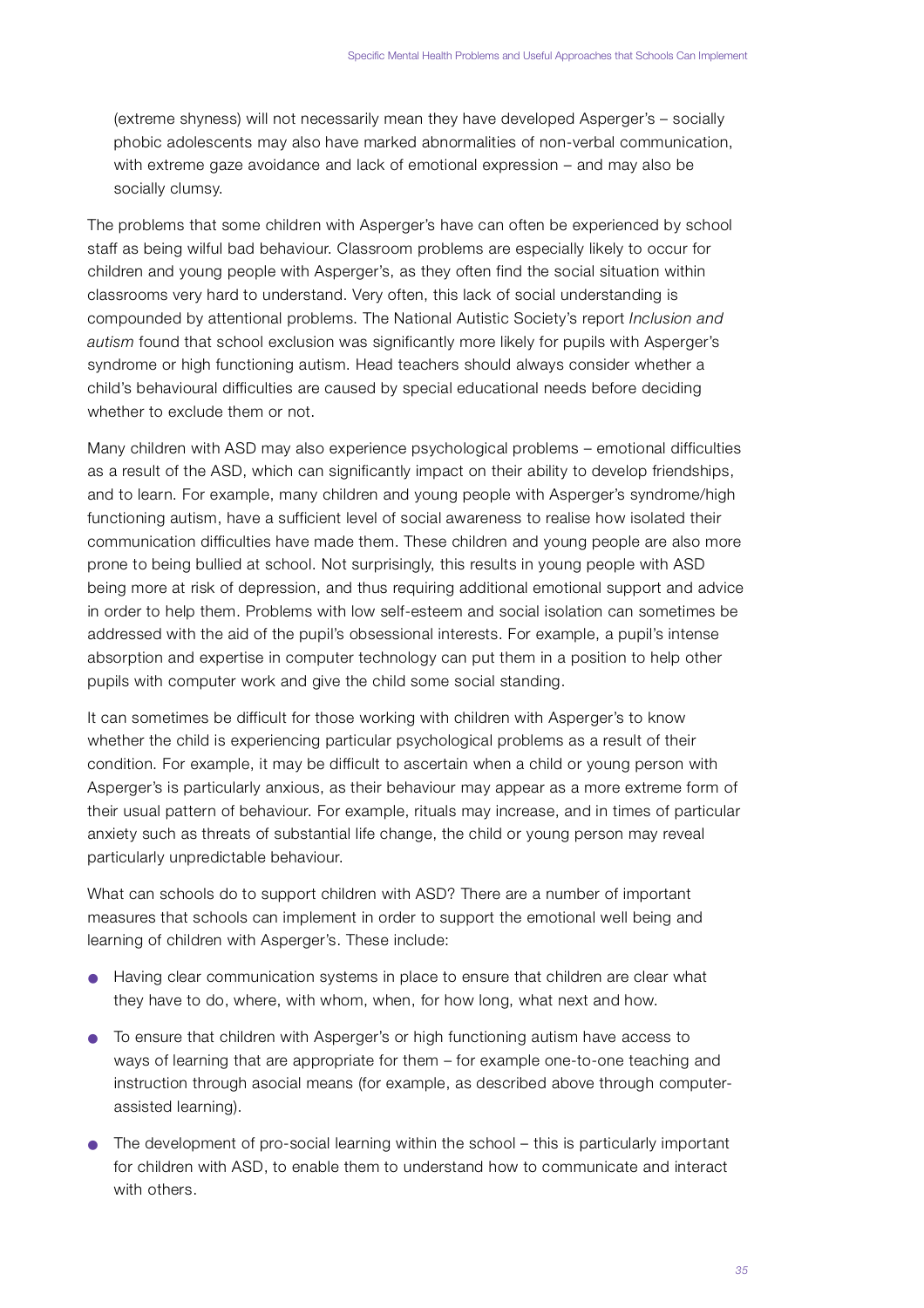(extreme shyness) will not necessarily mean they have developed Asperger's – socially phobic adolescents may also have marked abnormalities of non-verbal communication, with extreme gaze avoidance and lack of emotional expression – and may also be socially clumsy.

The problems that some children with Asperger's have can often be experienced by school staff as being wilful bad behaviour. Classroom problems are especially likely to occur for children and young people with Asperger's, as they often find the social situation within classrooms very hard to understand. Very often, this lack of social understanding is compounded by attentional problems. The National Autistic Society's report *Inclusion and autism* found that school exclusion was significantly more likely for pupils with Asperger's syndrome or high functioning autism. Head teachers should always consider whether a child's behavioural difficulties are caused by special educational needs before deciding whether to exclude them or not.

Many children with ASD may also experience psychological problems – emotional difficulties as a result of the ASD, which can significantly impact on their ability to develop friendships, and to learn. For example, many children and young people with Asperger's syndrome/high functioning autism, have a sufficient level of social awareness to realise how isolated their communication difficulties have made them. These children and young people are also more prone to being bullied at school. Not surprisingly, this results in young people with ASD being more at risk of depression, and thus requiring additional emotional support and advice in order to help them. Problems with low self-esteem and social isolation can sometimes be addressed with the aid of the pupil's obsessional interests. For example, a pupil's intense absorption and expertise in computer technology can put them in a position to help other pupils with computer work and give the child some social standing.

It can sometimes be difficult for those working with children with Asperger's to know whether the child is experiencing particular psychological problems as a result of their condition. For example, it may be difficult to ascertain when a child or young person with Asperger's is particularly anxious, as their behaviour may appear as a more extreme form of their usual pattern of behaviour. For example, rituals may increase, and in times of particular anxiety such as threats of substantial life change, the child or young person may reveal particularly unpredictable behaviour.

What can schools do to support children with ASD? There are a number of important measures that schools can implement in order to support the emotional well being and learning of children with Asperger's. These include:

- Having clear communication systems in place to ensure that children are clear what they have to do, where, with whom, when, for how long, what next and how.
- To ensure that children with Asperger's or high functioning autism have access to ways of learning that are appropriate for them – for example one-to-one teaching and instruction through asocial means (for example, as described above through computer-assisted learning).
- The development of pro-social learning within the school – this is particularly important for children with ASD, to enable them to understand how to communicate and interact with others.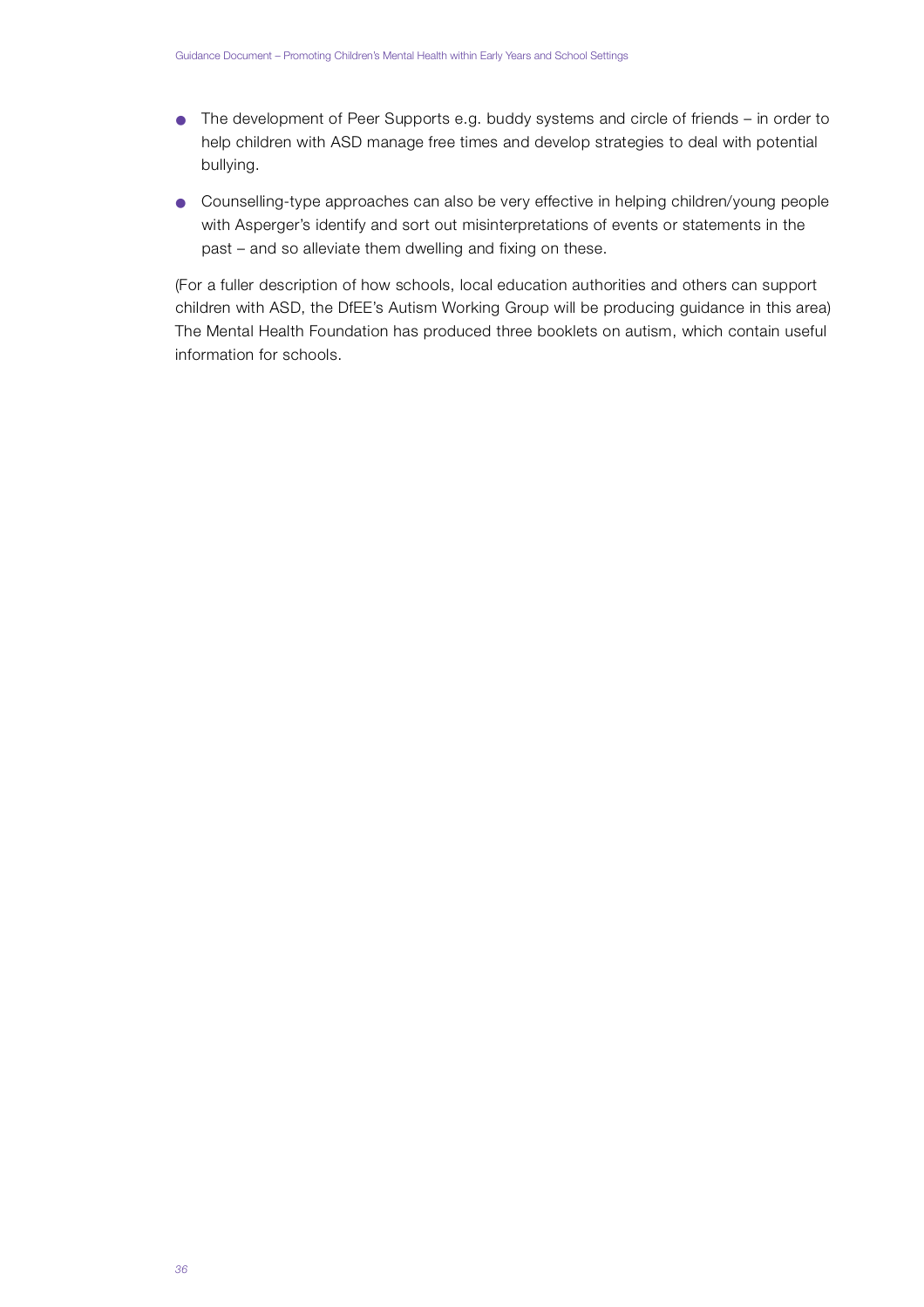- The development of Peer Supports e.g. buddy systems and circle of friends – in order to help children with ASD manage free times and develop strategies to deal with potential bullying.
- Counselling-type approaches can also be very effective in helping children/young people with Asperger's identify and sort out misinterpretations of events or statements in the past – and so alleviate them dwelling and fixing on these.

(For a fuller description of how schools, local education authorities and others can support children with ASD, the DfEE's Autism Working Group will be producing guidance in this area) The Mental Health Foundation has produced three booklets on autism, which contain useful information for schools.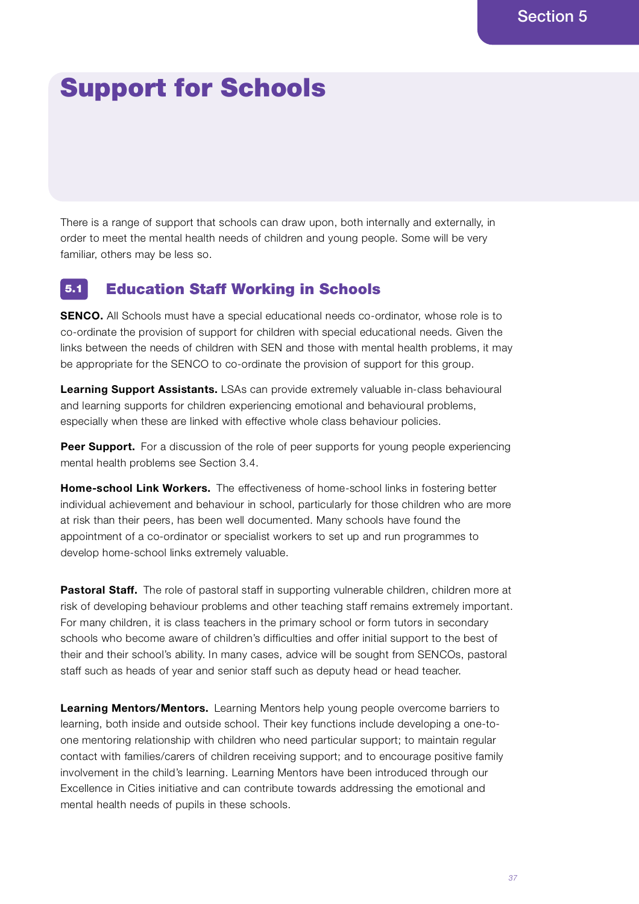Section 5

# Support for Schools

There is a range of support that schools can draw upon, both internally and externally, in order to meet the mental health needs of children and young people. Some will be very familiar, others may be less so.

## 5.1 Education Staff Working in Schools

**SENCO.** All Schools must have a special educational needs co-ordinator, whose role is to co-ordinate the provision of support for children with special educational needs. Given the links between the needs of children with SEN and those with mental health problems, it may be appropriate for the SENCO to co-ordinate the provision of support for this group.

**Learning Support Assistants.** LSAs can provide extremely valuable in-class behavioural and learning supports for children experiencing emotional and behavioural problems, especially when these are linked with effective whole class behaviour policies.

**Peer Support.** For a discussion of the role of peer supports for young people experiencing mental health problems see Section 3.4.

**Home-school Link Workers.** The effectiveness of home-school links in fostering better individual achievement and behaviour in school, particularly for those children who are more at risk than their peers, has been well documented. Many schools have found the appointment of a co-ordinator or specialist workers to set up and run programmes to develop home-school links extremely valuable.

**Pastoral Staff.** The role of pastoral staff in supporting vulnerable children, children more at risk of developing behaviour problems and other teaching staff remains extremely important. For many children, it is class teachers in the primary school or form tutors in secondary schools who become aware of children's difficulties and offer initial support to the best of their and their school's ability. In many cases, advice will be sought from SENCOs, pastoral staff such as heads of year and senior staff such as deputy head or head teacher.

**Learning Mentors/Mentors.** Learning Mentors help young people overcome barriers to learning, both inside and outside school. Their key functions include developing a one-to-one mentoring relationship with children who need particular support; to maintain regular contact with families/carers of children receiving support; and to encourage positive family involvement in the child's learning. Learning Mentors have been introduced through our Excellence in Cities initiative and can contribute towards addressing the emotional and mental health needs of pupils in these schools.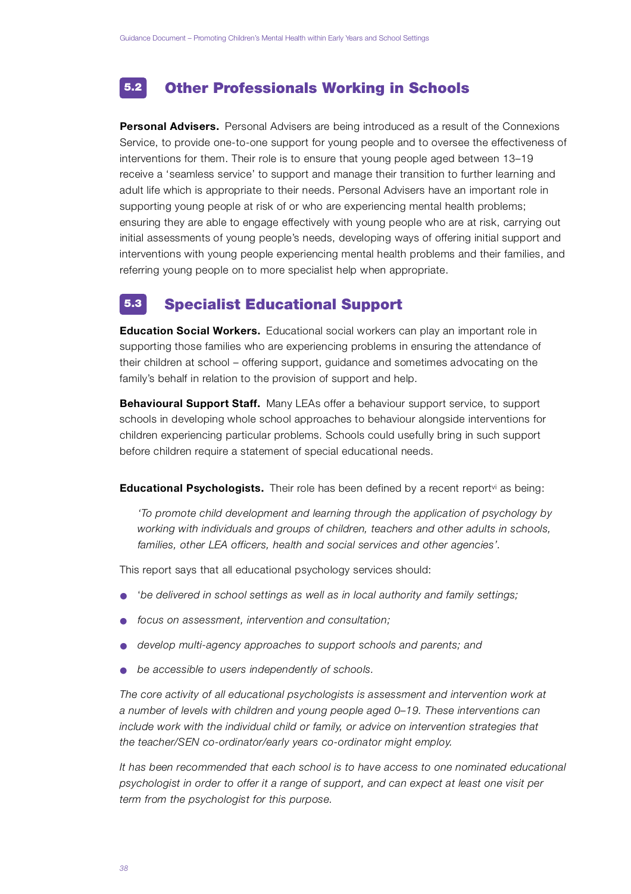## 5.2 Other Professionals Working in Schools

**Personal Advisers.** Personal Advisers are being introduced as a result of the Connexions Service, to provide one-to-one support for young people and to oversee the effectiveness of interventions for them. Their role is to ensure that young people aged between 13–19 receive a 'seamless service' to support and manage their transition to further learning and adult life which is appropriate to their needs. Personal Advisers have an important role in supporting young people at risk of or who are experiencing mental health problems; ensuring they are able to engage effectively with young people who are at risk, carrying out initial assessments of young people's needs, developing ways of offering initial support and interventions with young people experiencing mental health problems and their families, and referring young people on to more specialist help when appropriate.

## 5.3 Specialist Educational Support

**Education Social Workers.** Educational social workers can play an important role in supporting those families who are experiencing problems in ensuring the attendance of their children at school – offering support, guidance and sometimes advocating on the family's behalf in relation to the provision of support and help.

**Behavioural Support Staff.** Many LEAs offer a behaviour support service, to support schools in developing whole school approaches to behaviour alongside interventions for children experiencing particular problems. Schools could usefully bring in such support before children require a statement of special educational needs.

**Educational Psychologists.** Their role has been defined by a recent report[vi] as being:

> *'To promote child development and learning through the application of psychology by working with individuals and groups of children, teachers and other adults in schools, families, other LEA officers, health and social services and other agencies'.*

This report says that all educational psychology services should:

- '*be delivered in school settings as well as in local authority and family settings;*
- *focus on assessment, intervention and consultation;*
- *develop multi-agency approaches to support schools and parents; and*
- *be accessible to users independently of schools.*

*The core activity of all educational psychologists is assessment and intervention work at a number of levels with children and young people aged 0–19. These interventions can include work with the individual child or family, or advice on intervention strategies that the teacher/SEN co-ordinator/early years co-ordinator might employ.*

*It has been recommended that each school is to have access to one nominated educational psychologist in order to offer it a range of support, and can expect at least one visit per term from the psychologist for this purpose.*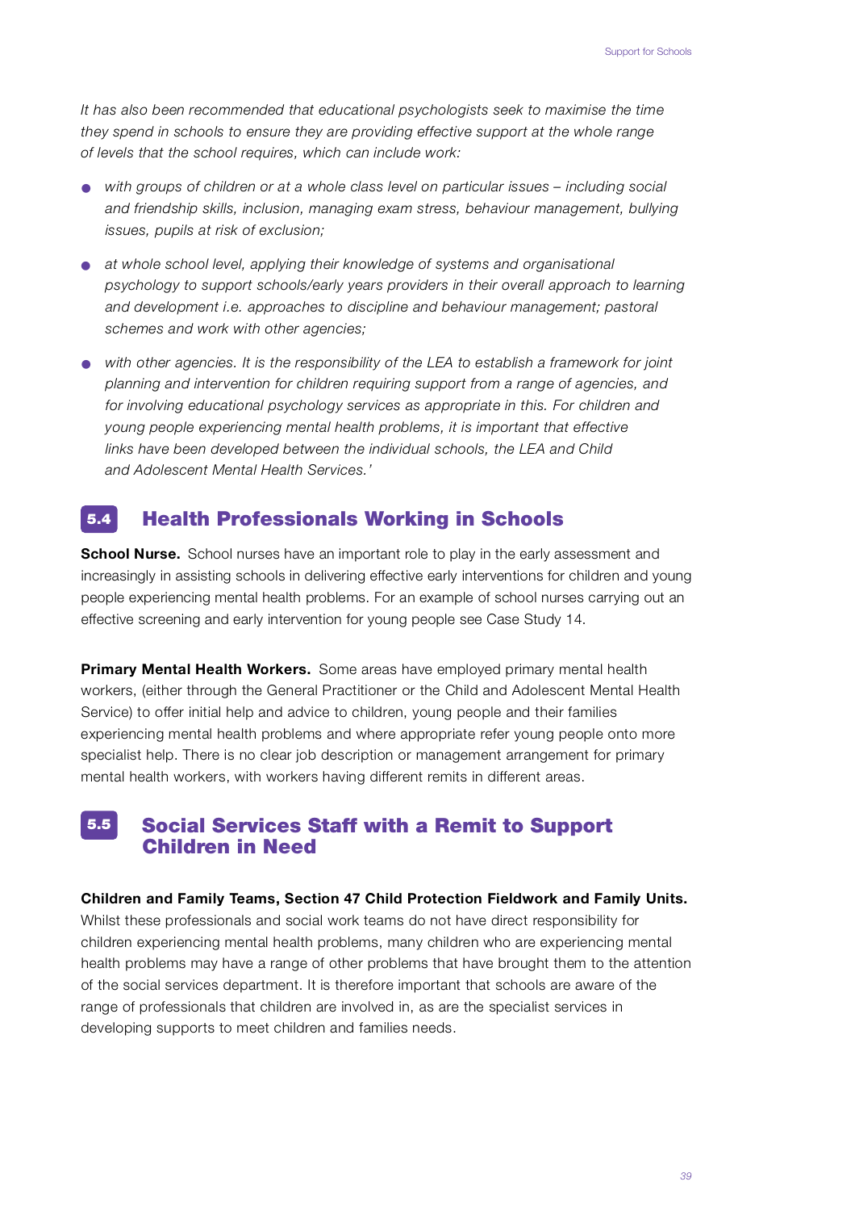*It has also been recommended that educational psychologists seek to maximise the time they spend in schools to ensure they are providing effective support at the whole range of levels that the school requires, which can include work:*

- *with groups of children or at a whole class level on particular issues – including social and friendship skills, inclusion, managing exam stress, behaviour management, bullying issues, pupils at risk of exclusion;*
- *at whole school level, applying their knowledge of systems and organisational psychology to support schools/early years providers in their overall approach to learning and development i.e. approaches to discipline and behaviour management; pastoral schemes and work with other agencies;*
- *with other agencies. It is the responsibility of the LEA to establish a framework for joint planning and intervention for children requiring support from a range of agencies, and for involving educational psychology services as appropriate in this. For children and young people experiencing mental health problems, it is important that effective links have been developed between the individual schools, the LEA and Child and Adolescent Mental Health Services.'*

## 5.4 Health Professionals Working in Schools

**School Nurse.** School nurses have an important role to play in the early assessment and increasingly in assisting schools in delivering effective early interventions for children and young people experiencing mental health problems. For an example of school nurses carrying out an effective screening and early intervention for young people see Case Study 14.

**Primary Mental Health Workers.** Some areas have employed primary mental health workers, (either through the General Practitioner or the Child and Adolescent Mental Health Service) to offer initial help and advice to children, young people and their families experiencing mental health problems and where appropriate refer young people onto more specialist help. There is no clear job description or management arrangement for primary mental health workers, with workers having different remits in different areas.

## 5.5 Social Services Staff with a Remit to Support Children in Need

**Children and Family Teams, Section 47 Child Protection Fieldwork and Family Units.** Whilst these professionals and social work teams do not have direct responsibility for children experiencing mental health problems, many children who are experiencing mental health problems may have a range of other problems that have brought them to the attention of the social services department. It is therefore important that schools are aware of the range of professionals that children are involved in, as are the specialist services in developing supports to meet children and families needs.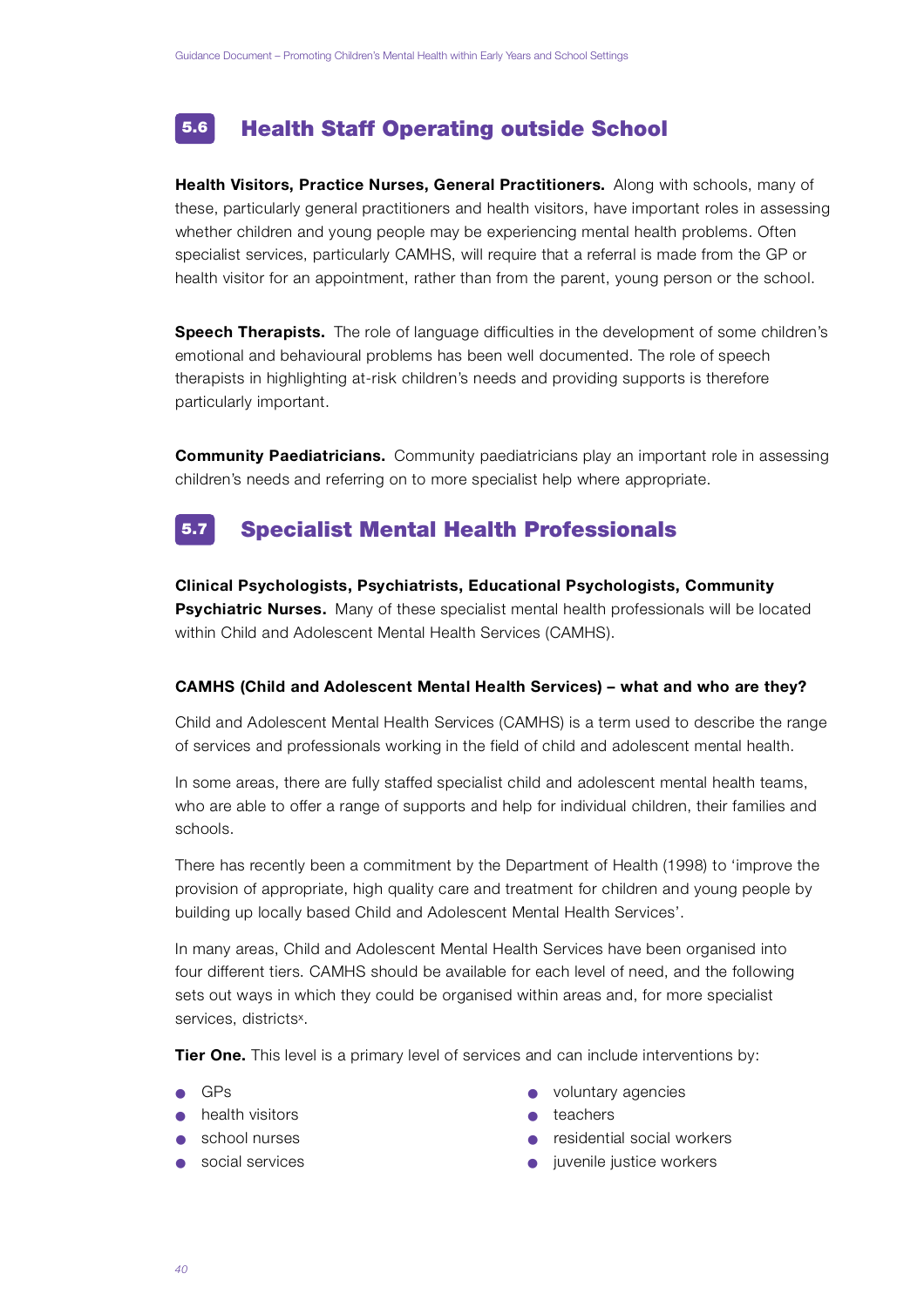## 5.6 Health Staff Operating outside School

**Health Visitors, Practice Nurses, General Practitioners.** Along with schools, many of these, particularly general practitioners and health visitors, have important roles in assessing whether children and young people may be experiencing mental health problems. Often specialist services, particularly CAMHS, will require that a referral is made from the GP or health visitor for an appointment, rather than from the parent, young person or the school.

**Speech Therapists.** The role of language difficulties in the development of some children's emotional and behavioural problems has been well documented. The role of speech therapists in highlighting at-risk children's needs and providing supports is therefore particularly important.

**Community Paediatricians.** Community paediatricians play an important role in assessing children's needs and referring on to more specialist help where appropriate.

## 5.7 Specialist Mental Health Professionals

**Clinical Psychologists, Psychiatrists, Educational Psychologists, Community Psychiatric Nurses.** Many of these specialist mental health professionals will be located within Child and Adolescent Mental Health Services (CAMHS).

**CAMHS (Child and Adolescent Mental Health Services) – what and who are they?**

Child and Adolescent Mental Health Services (CAMHS) is a term used to describe the range of services and professionals working in the field of child and adolescent mental health.

In some areas, there are fully staffed specialist child and adolescent mental health teams, who are able to offer a range of supports and help for individual children, their families and schools.

There has recently been a commitment by the Department of Health (1998) to 'improve the provision of appropriate, high quality care and treatment for children and young people by building up locally based Child and Adolescent Mental Health Services'.

In many areas, Child and Adolescent Mental Health Services have been organised into four different tiers. CAMHS should be available for each level of need, and the following sets out ways in which they could be organised within areas and, for more specialist services, districts[x].

**Tier One.** This level is a primary level of services and can include interventions by:

- GPs
- health visitors
- school nurses
- social services
- voluntary agencies
- teachers
- residential social workers
- juvenile justice workers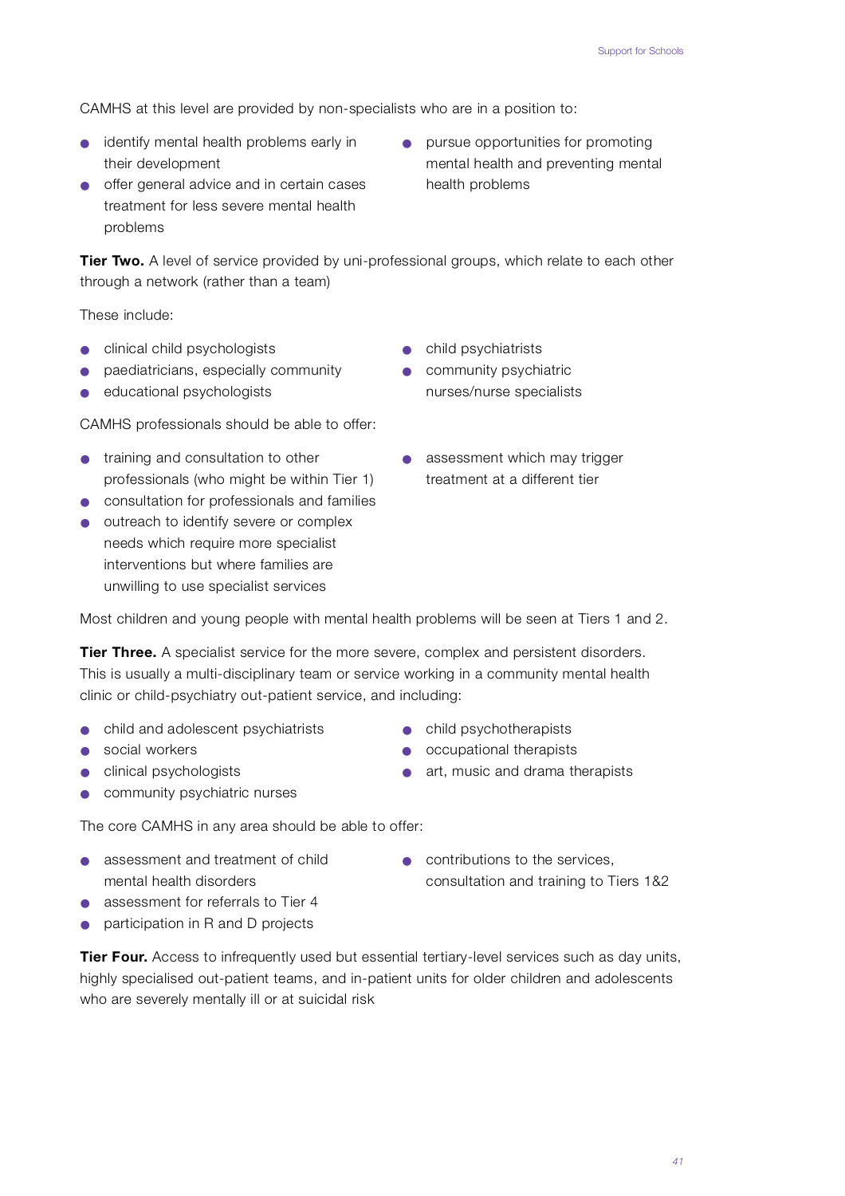CAMHS at this level are provided by non-specialists who are in a position to:

- identify mental health problems early in their development
- offer general advice and in certain cases treatment for less severe mental health problems
- pursue opportunities for promoting mental health and preventing mental health problems

**Tier Two.** A level of service provided by uni-professional groups, which relate to each other through a network (rather than a team)

These include:

- clinical child psychologists
- paediatricians, especially community
- educational psychologists
- child psychiatrists
- community psychiatric nurses/nurse specialists

CAMHS professionals should be able to offer:

- training and consultation to other professionals (who might be within Tier 1)
- consultation for professionals and families
- outreach to identify severe or complex needs which require more specialist interventions but where families are unwilling to use specialist services
- assessment which may trigger treatment at a different tier

Most children and young people with mental health problems will be seen at Tiers 1 and 2.

**Tier Three.** A specialist service for the more severe, complex and persistent disorders. This is usually a multi-disciplinary team or service working in a community mental health clinic or child-psychiatry out-patient service, and including:

- child and adolescent psychiatrists
- social workers
- clinical psychologists
- community psychiatric nurses
- child psychotherapists
- occupational therapists
- art, music and drama therapists

The core CAMHS in any area should be able to offer:

- assessment and treatment of child mental health disorders
- assessment for referrals to Tier 4
- participation in R and D projects
- contributions to the services, consultation and training to Tiers 1&2

**Tier Four.** Access to infrequently used but essential tertiary-level services such as day units, highly specialised out-patient teams, and in-patient units for older children and adolescents who are severely mentally ill or at suicidal risk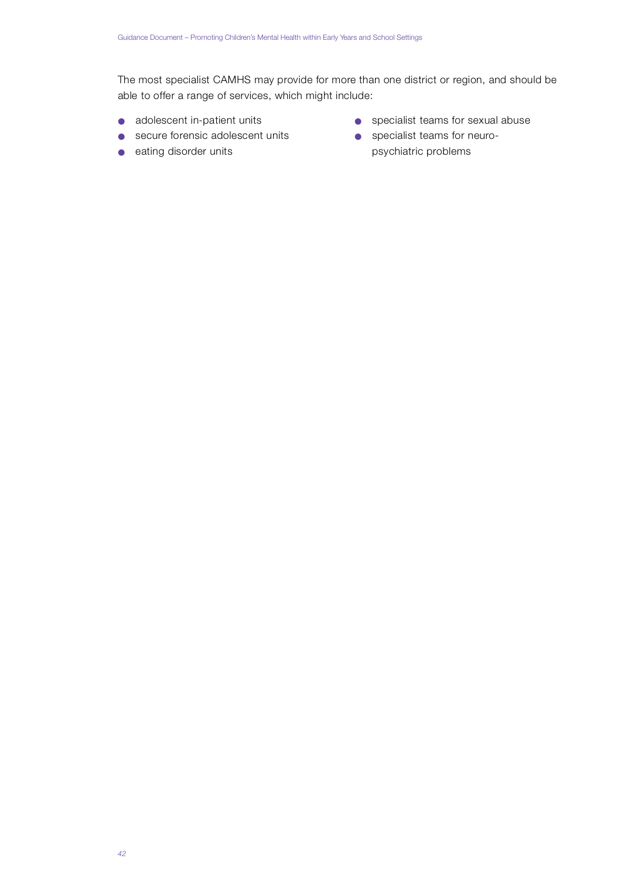The most specialist CAMHS may provide for more than one district or region, and should be able to offer a range of services, which might include:

- adolescent in-patient units
- secure forensic adolescent units
- eating disorder units
- specialist teams for sexual abuse
- specialist teams for neuro-psychiatric problems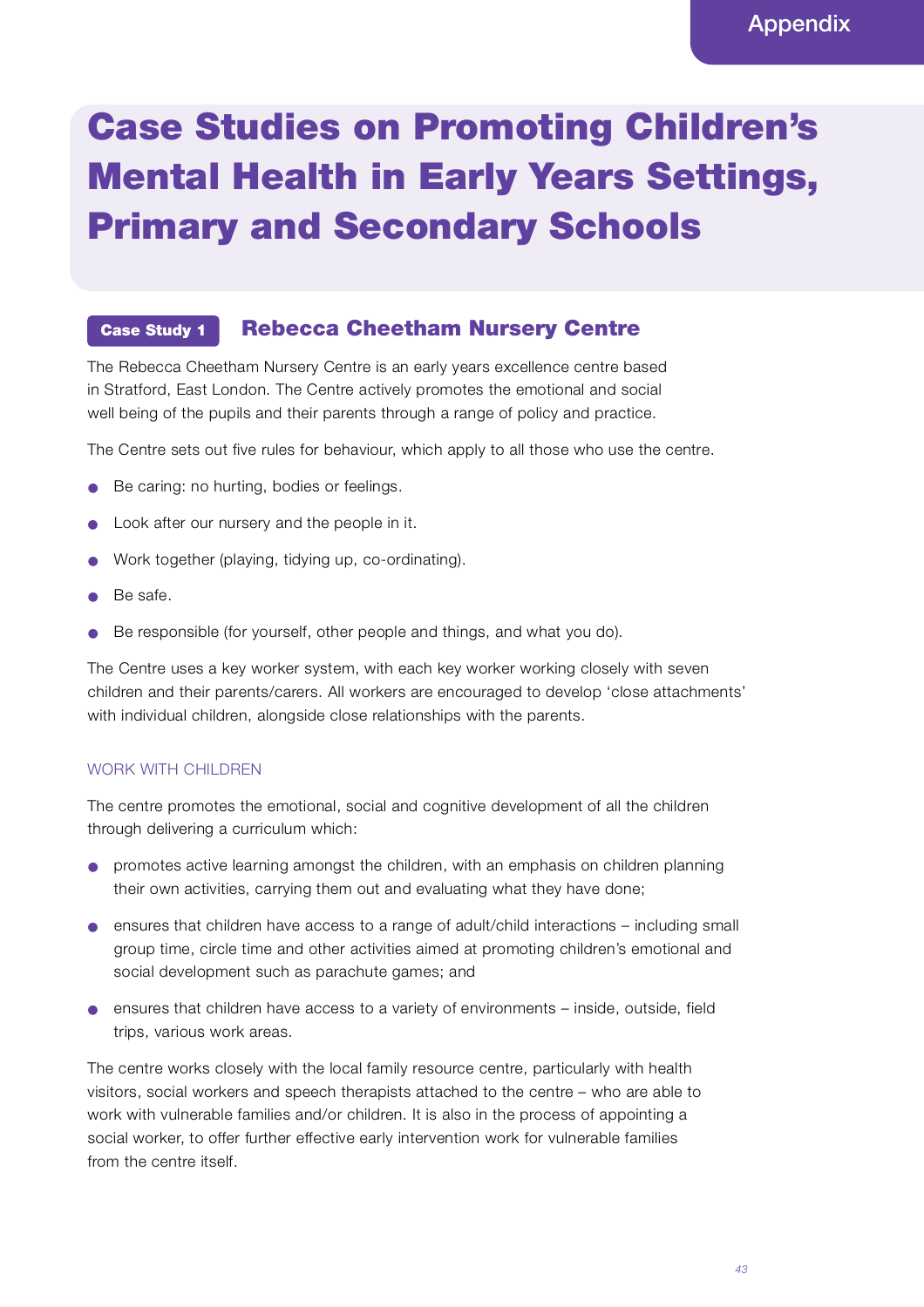# Case Studies on Promoting Children's Mental Health in Early Years Settings, Primary and Secondary Schools

## Case Study 1 Rebecca Cheetham Nursery Centre

The Rebecca Cheetham Nursery Centre is an early years excellence centre based in Stratford, East London. The Centre actively promotes the emotional and social well being of the pupils and their parents through a range of policy and practice.

The Centre sets out five rules for behaviour, which apply to all those who use the centre.

- Be caring: no hurting, bodies or feelings.
- Look after our nursery and the people in it.
- Work together (playing, tidying up, co-ordinating).
- Be safe.
- Be responsible (for yourself, other people and things, and what you do).

The Centre uses a key worker system, with each key worker working closely with seven children and their parents/carers. All workers are encouraged to develop 'close attachments' with individual children, alongside close relationships with the parents.

### WORK WITH CHILDREN

The centre promotes the emotional, social and cognitive development of all the children through delivering a curriculum which:

- promotes active learning amongst the children, with an emphasis on children planning their own activities, carrying them out and evaluating what they have done;
- ensures that children have access to a range of adult/child interactions – including small group time, circle time and other activities aimed at promoting children's emotional and social development such as parachute games; and
- ensures that children have access to a variety of environments – inside, outside, field trips, various work areas.

The centre works closely with the local family resource centre, particularly with health visitors, social workers and speech therapists attached to the centre – who are able to work with vulnerable families and/or children. It is also in the process of appointing a social worker, to offer further effective early intervention work for vulnerable families from the centre itself.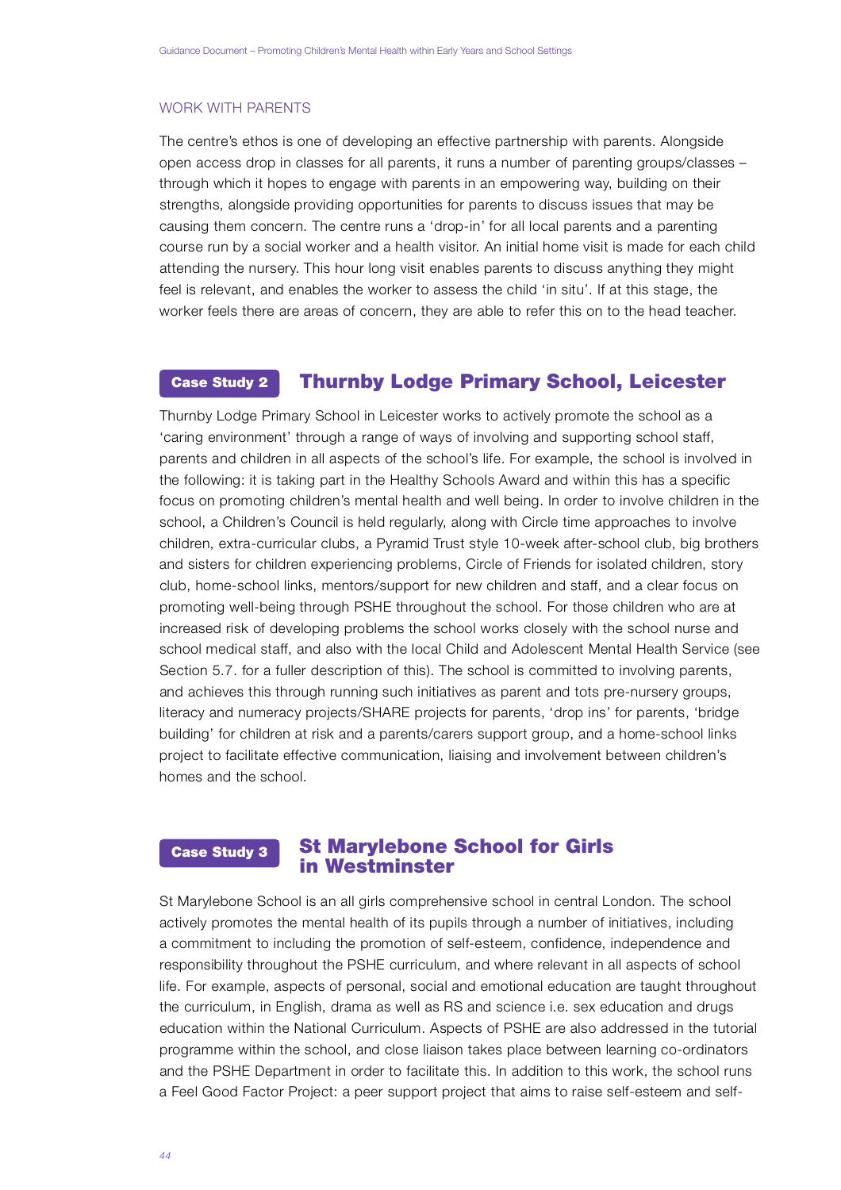### WORK WITH PARENTS

The centre's ethos is one of developing an effective partnership with parents. Alongside open access drop in classes for all parents, it runs a number of parenting groups/classes – through which it hopes to engage with parents in an empowering way, building on their strengths, alongside providing opportunities for parents to discuss issues that may be causing them concern. The centre runs a 'drop-in' for all local parents and a parenting course run by a social worker and a health visitor. An initial home visit is made for each child attending the nursery. This hour long visit enables parents to discuss anything they might feel is relevant, and enables the worker to assess the child 'in situ'. If at this stage, the worker feels there are areas of concern, they are able to refer this on to the head teacher.

## Case Study 2 Thurnby Lodge Primary School, Leicester

Thurnby Lodge Primary School in Leicester works to actively promote the school as a 'caring environment' through a range of ways of involving and supporting school staff, parents and children in all aspects of the school's life. For example, the school is involved in the following: it is taking part in the Healthy Schools Award and within this has a specific focus on promoting children's mental health and well being. In order to involve children in the school, a Children's Council is held regularly, along with Circle time approaches to involve children, extra-curricular clubs, a Pyramid Trust style 10-week after-school club, big brothers and sisters for children experiencing problems, Circle of Friends for isolated children, story club, home-school links, mentors/support for new children and staff, and a clear focus on promoting well-being through PSHE throughout the school. For those children who are at increased risk of developing problems the school works closely with the school nurse and school medical staff, and also with the local Child and Adolescent Mental Health Service (see Section 5.7. for a fuller description of this). The school is committed to involving parents, and achieves this through running such initiatives as parent and tots pre-nursery groups, literacy and numeracy projects/SHARE projects for parents, 'drop ins' for parents, 'bridge building' for children at risk and a parents/carers support group, and a home-school links project to facilitate effective communication, liaising and involvement between children's homes and the school.

## Case Study 3 St Marylebone School for Girls in Westminster

St Marylebone School is an all girls comprehensive school in central London. The school actively promotes the mental health of its pupils through a number of initiatives, including a commitment to including the promotion of self-esteem, confidence, independence and responsibility throughout the PSHE curriculum, and where relevant in all aspects of school life. For example, aspects of personal, social and emotional education are taught throughout the curriculum, in English, drama as well as RS and science i.e. sex education and drugs education within the National Curriculum. Aspects of PSHE are also addressed in the tutorial programme within the school, and close liaison takes place between learning co-ordinators and the PSHE Department in order to facilitate this. In addition to this work, the school runs a Feel Good Factor Project: a peer support project that aims to raise self-esteem and self-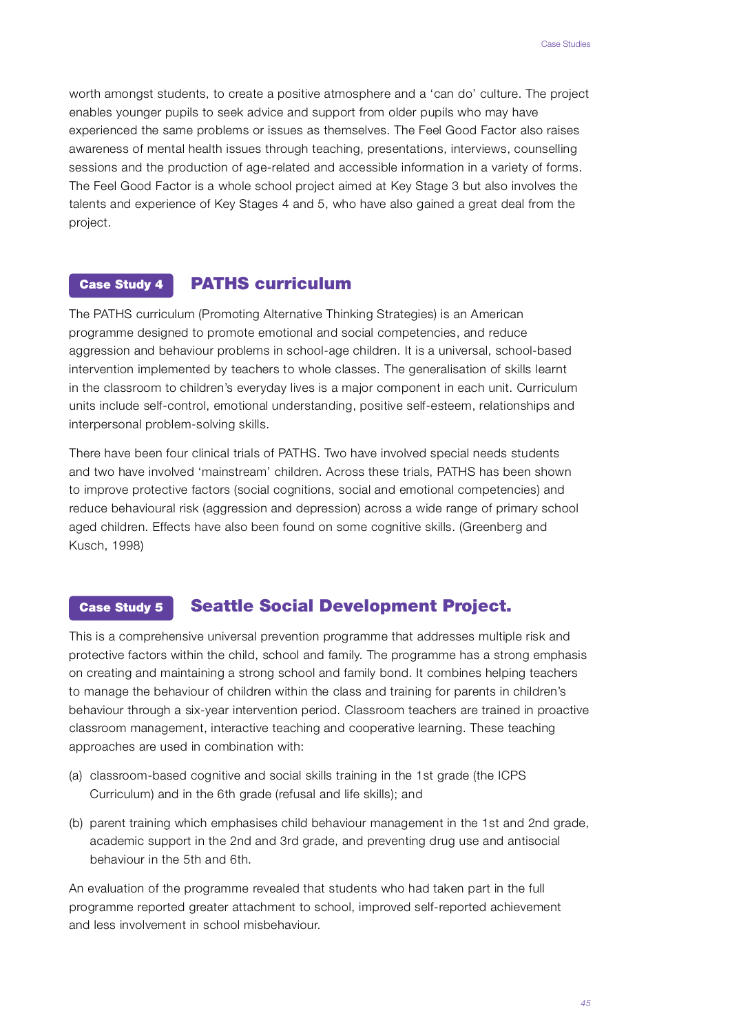worth amongst students, to create a positive atmosphere and a 'can do' culture. The project enables younger pupils to seek advice and support from older pupils who may have experienced the same problems or issues as themselves. The Feel Good Factor also raises awareness of mental health issues through teaching, presentations, interviews, counselling sessions and the production of age-related and accessible information in a variety of forms. The Feel Good Factor is a whole school project aimed at Key Stage 3 but also involves the talents and experience of Key Stages 4 and 5, who have also gained a great deal from the project.

## Case Study 4 PATHS curriculum

The PATHS curriculum (Promoting Alternative Thinking Strategies) is an American programme designed to promote emotional and social competencies, and reduce aggression and behaviour problems in school-age children. It is a universal, school-based intervention implemented by teachers to whole classes. The generalisation of skills learnt in the classroom to children's everyday lives is a major component in each unit. Curriculum units include self-control, emotional understanding, positive self-esteem, relationships and interpersonal problem-solving skills.

There have been four clinical trials of PATHS. Two have involved special needs students and two have involved 'mainstream' children. Across these trials, PATHS has been shown to improve protective factors (social cognitions, social and emotional competencies) and reduce behavioural risk (aggression and depression) across a wide range of primary school aged children. Effects have also been found on some cognitive skills. (Greenberg and Kusch, 1998)

## Case Study 5 Seattle Social Development Project.

This is a comprehensive universal prevention programme that addresses multiple risk and protective factors within the child, school and family. The programme has a strong emphasis on creating and maintaining a strong school and family bond. It combines helping teachers to manage the behaviour of children within the class and training for parents in children's behaviour through a six-year intervention period. Classroom teachers are trained in proactive classroom management, interactive teaching and cooperative learning. These teaching approaches are used in combination with:

(a) classroom-based cognitive and social skills training in the 1st grade (the ICPS Curriculum) and in the 6th grade (refusal and life skills); and

(b) parent training which emphasises child behaviour management in the 1st and 2nd grade, academic support in the 2nd and 3rd grade, and preventing drug use and antisocial behaviour in the 5th and 6th.

An evaluation of the programme revealed that students who had taken part in the full programme reported greater attachment to school, improved self-reported achievement and less involvement in school misbehaviour.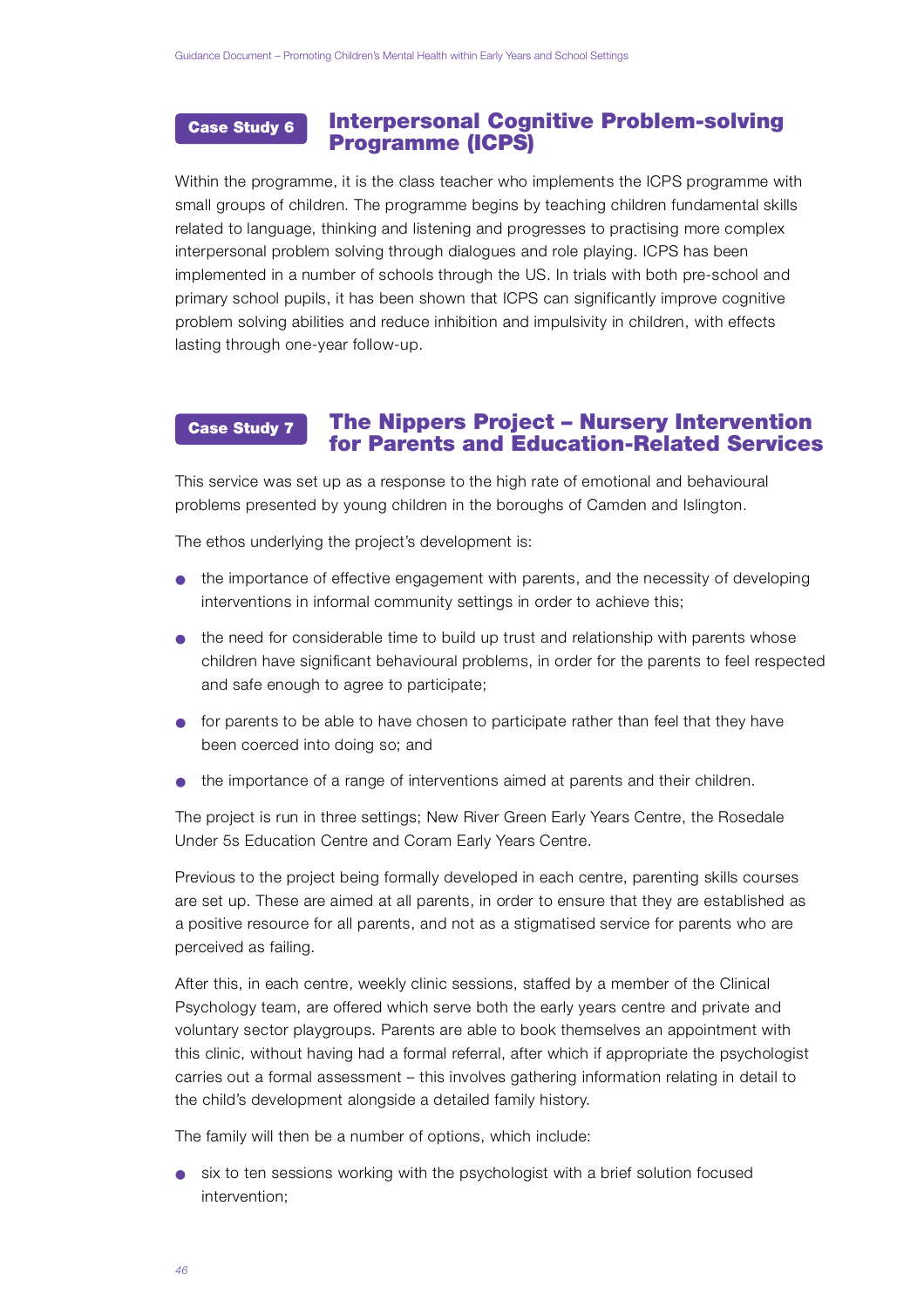## Case Study 6 Interpersonal Cognitive Problem-solving Programme (ICPS)

Within the programme, it is the class teacher who implements the ICPS programme with small groups of children. The programme begins by teaching children fundamental skills related to language, thinking and listening and progresses to practising more complex interpersonal problem solving through dialogues and role playing. ICPS has been implemented in a number of schools through the US. In trials with both pre-school and primary school pupils, it has been shown that ICPS can significantly improve cognitive problem solving abilities and reduce inhibition and impulsivity in children, with effects lasting through one-year follow-up.

## Case Study 7 The Nippers Project – Nursery Intervention for Parents and Education-Related Services

This service was set up as a response to the high rate of emotional and behavioural problems presented by young children in the boroughs of Camden and Islington.

The ethos underlying the project's development is:

- the importance of effective engagement with parents, and the necessity of developing interventions in informal community settings in order to achieve this;
- the need for considerable time to build up trust and relationship with parents whose children have significant behavioural problems, in order for the parents to feel respected and safe enough to agree to participate;
- for parents to be able to have chosen to participate rather than feel that they have been coerced into doing so; and
- the importance of a range of interventions aimed at parents and their children.

The project is run in three settings; New River Green Early Years Centre, the Rosedale Under 5s Education Centre and Coram Early Years Centre.

Previous to the project being formally developed in each centre, parenting skills courses are set up. These are aimed at all parents, in order to ensure that they are established as a positive resource for all parents, and not as a stigmatised service for parents who are perceived as failing.

After this, in each centre, weekly clinic sessions, staffed by a member of the Clinical Psychology team, are offered which serve both the early years centre and private and voluntary sector playgroups. Parents are able to book themselves an appointment with this clinic, without having had a formal referral, after which if appropriate the psychologist carries out a formal assessment – this involves gathering information relating in detail to the child's development alongside a detailed family history.

The family will then be a number of options, which include:

- six to ten sessions working with the psychologist with a brief solution focused intervention;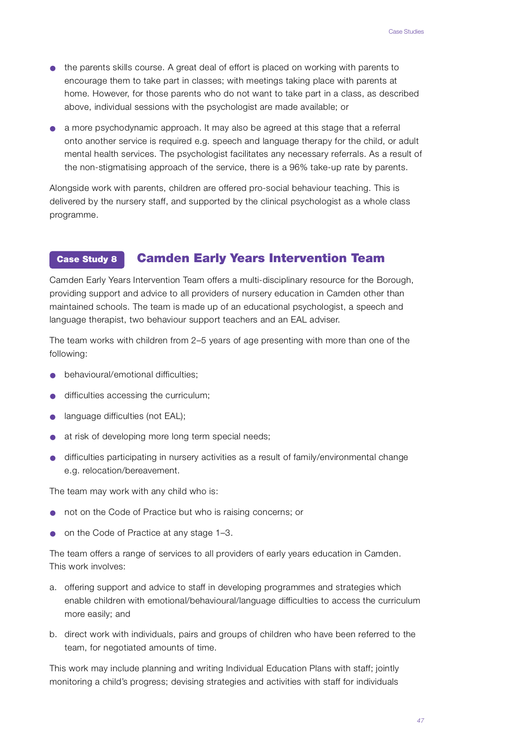- the parents skills course. A great deal of effort is placed on working with parents to encourage them to take part in classes; with meetings taking place with parents at home. However, for those parents who do not want to take part in a class, as described above, individual sessions with the psychologist are made available; or
- a more psychodynamic approach. It may also be agreed at this stage that a referral onto another service is required e.g. speech and language therapy for the child, or adult mental health services. The psychologist facilitates any necessary referrals. As a result of the non-stigmatising approach of the service, there is a 96% take-up rate by parents.

Alongside work with parents, children are offered pro-social behaviour teaching. This is delivered by the nursery staff, and supported by the clinical psychologist as a whole class programme.

## Case Study 8 Camden Early Years Intervention Team

Camden Early Years Intervention Team offers a multi-disciplinary resource for the Borough, providing support and advice to all providers of nursery education in Camden other than maintained schools. The team is made up of an educational psychologist, a speech and language therapist, two behaviour support teachers and an EAL adviser.

The team works with children from 2–5 years of age presenting with more than one of the following:

- behavioural/emotional difficulties;
- difficulties accessing the curriculum;
- language difficulties (not EAL);
- at risk of developing more long term special needs;
- difficulties participating in nursery activities as a result of family/environmental change e.g. relocation/bereavement.

The team may work with any child who is:

- not on the Code of Practice but who is raising concerns; or
- on the Code of Practice at any stage 1–3.

The team offers a range of services to all providers of early years education in Camden. This work involves:

a. offering support and advice to staff in developing programmes and strategies which enable children with emotional/behavioural/language difficulties to access the curriculum more easily; and

b. direct work with individuals, pairs and groups of children who have been referred to the team, for negotiated amounts of time.

This work may include planning and writing Individual Education Plans with staff; jointly monitoring a child's progress; devising strategies and activities with staff for individuals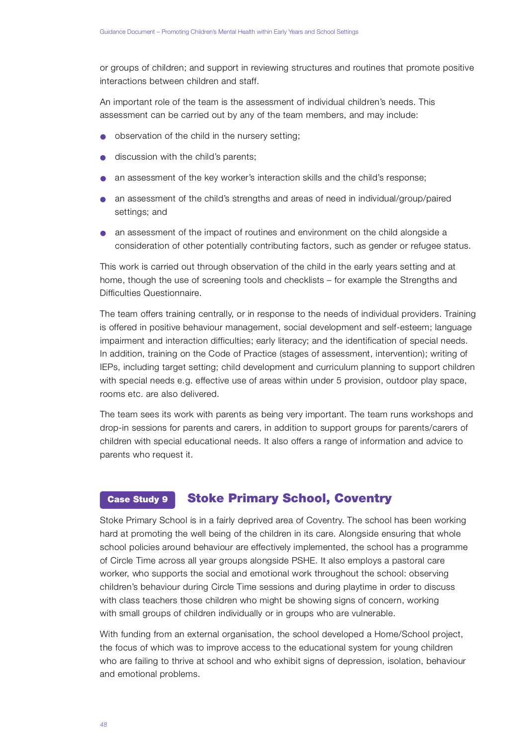or groups of children; and support in reviewing structures and routines that promote positive interactions between children and staff.

An important role of the team is the assessment of individual children's needs. This assessment can be carried out by any of the team members, and may include:

- observation of the child in the nursery setting;
- discussion with the child's parents;
- an assessment of the key worker's interaction skills and the child's response;
- an assessment of the child's strengths and areas of need in individual/group/paired settings; and
- an assessment of the impact of routines and environment on the child alongside a consideration of other potentially contributing factors, such as gender or refugee status.

This work is carried out through observation of the child in the early years setting and at home, though the use of screening tools and checklists – for example the Strengths and Difficulties Questionnaire.

The team offers training centrally, or in response to the needs of individual providers. Training is offered in positive behaviour management, social development and self-esteem; language impairment and interaction difficulties; early literacy; and the identification of special needs. In addition, training on the Code of Practice (stages of assessment, intervention); writing of IEPs, including target setting; child development and curriculum planning to support children with special needs e.g. effective use of areas within under 5 provision, outdoor play space, rooms etc. are also delivered.

The team sees its work with parents as being very important. The team runs workshops and drop-in sessions for parents and carers, in addition to support groups for parents/carers of children with special educational needs. It also offers a range of information and advice to parents who request it.

## Case Study 9 Stoke Primary School, Coventry

Stoke Primary School is in a fairly deprived area of Coventry. The school has been working hard at promoting the well being of the children in its care. Alongside ensuring that whole school policies around behaviour are effectively implemented, the school has a programme of Circle Time across all year groups alongside PSHE. It also employs a pastoral care worker, who supports the social and emotional work throughout the school: observing children's behaviour during Circle Time sessions and during playtime in order to discuss with class teachers those children who might be showing signs of concern, working with small groups of children individually or in groups who are vulnerable.

With funding from an external organisation, the school developed a Home/School project, the focus of which was to improve access to the educational system for young children who are failing to thrive at school and who exhibit signs of depression, isolation, behaviour and emotional problems.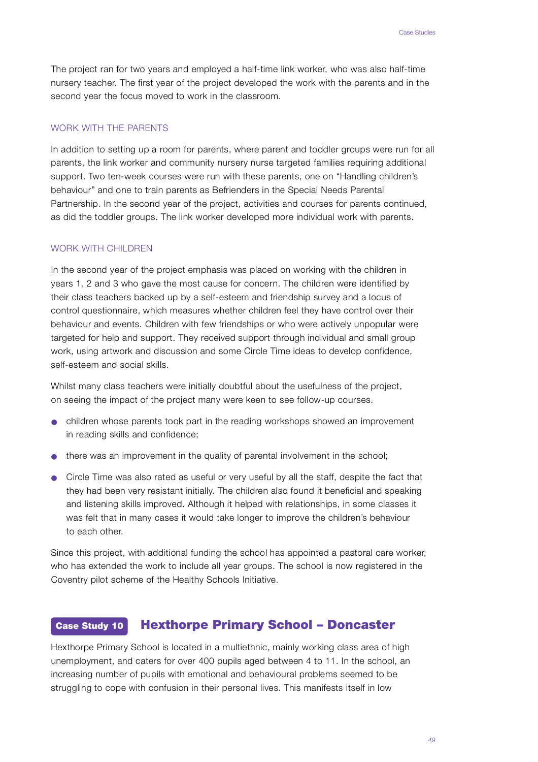The project ran for two years and employed a half-time link worker, who was also half-time nursery teacher. The first year of the project developed the work with the parents and in the second year the focus moved to work in the classroom.

### WORK WITH THE PARENTS

In addition to setting up a room for parents, where parent and toddler groups were run for all parents, the link worker and community nursery nurse targeted families requiring additional support. Two ten-week courses were run with these parents, one on "Handling children's behaviour" and one to train parents as Befrienders in the Special Needs Parental Partnership. In the second year of the project, activities and courses for parents continued, as did the toddler groups. The link worker developed more individual work with parents.

### WORK WITH CHILDREN

In the second year of the project emphasis was placed on working with the children in years 1, 2 and 3 who gave the most cause for concern. The children were identified by their class teachers backed up by a self-esteem and friendship survey and a locus of control questionnaire, which measures whether children feel they have control over their behaviour and events. Children with few friendships or who were actively unpopular were targeted for help and support. They received support through individual and small group work, using artwork and discussion and some Circle Time ideas to develop confidence, self-esteem and social skills.

Whilst many class teachers were initially doubtful about the usefulness of the project, on seeing the impact of the project many were keen to see follow-up courses.

- children whose parents took part in the reading workshops showed an improvement in reading skills and confidence;
- there was an improvement in the quality of parental involvement in the school;
- Circle Time was also rated as useful or very useful by all the staff, despite the fact that they had been very resistant initially. The children also found it beneficial and speaking and listening skills improved. Although it helped with relationships, in some classes it was felt that in many cases it would take longer to improve the children's behaviour to each other.

Since this project, with additional funding the school has appointed a pastoral care worker, who has extended the work to include all year groups. The school is now registered in the Coventry pilot scheme of the Healthy Schools Initiative.

## Case Study 10 Hexthorpe Primary School – Doncaster

Hexthorpe Primary School is located in a multiethnic, mainly working class area of high unemployment, and caters for over 400 pupils aged between 4 to 11. In the school, an increasing number of pupils with emotional and behavioural problems seemed to be struggling to cope with confusion in their personal lives. This manifests itself in low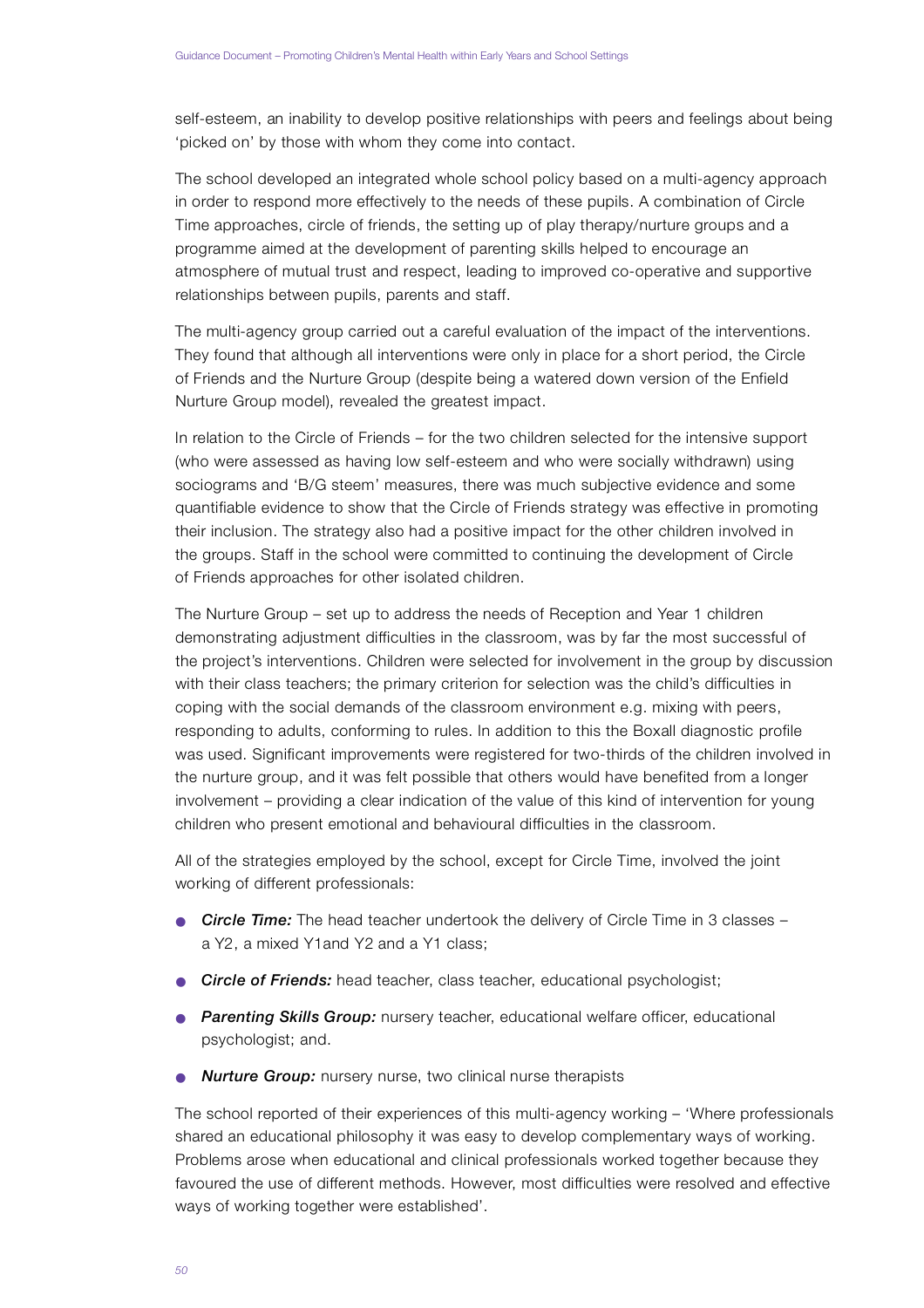self-esteem, an inability to develop positive relationships with peers and feelings about being 'picked on' by those with whom they come into contact.

The school developed an integrated whole school policy based on a multi-agency approach in order to respond more effectively to the needs of these pupils. A combination of Circle Time approaches, circle of friends, the setting up of play therapy/nurture groups and a programme aimed at the development of parenting skills helped to encourage an atmosphere of mutual trust and respect, leading to improved co-operative and supportive relationships between pupils, parents and staff.

The multi-agency group carried out a careful evaluation of the impact of the interventions. They found that although all interventions were only in place for a short period, the Circle of Friends and the Nurture Group (despite being a watered down version of the Enfield Nurture Group model), revealed the greatest impact.

In relation to the Circle of Friends – for the two children selected for the intensive support (who were assessed as having low self-esteem and who were socially withdrawn) using sociograms and 'B/G steem' measures, there was much subjective evidence and some quantifiable evidence to show that the Circle of Friends strategy was effective in promoting their inclusion. The strategy also had a positive impact for the other children involved in the groups. Staff in the school were committed to continuing the development of Circle of Friends approaches for other isolated children.

The Nurture Group – set up to address the needs of Reception and Year 1 children demonstrating adjustment difficulties in the classroom, was by far the most successful of the project's interventions. Children were selected for involvement in the group by discussion with their class teachers; the primary criterion for selection was the child's difficulties in coping with the social demands of the classroom environment e.g. mixing with peers, responding to adults, conforming to rules. In addition to this the Boxall diagnostic profile was used. Significant improvements were registered for two-thirds of the children involved in the nurture group, and it was felt possible that others would have benefited from a longer involvement – providing a clear indication of the value of this kind of intervention for young children who present emotional and behavioural difficulties in the classroom.

All of the strategies employed by the school, except for Circle Time, involved the joint working of different professionals:

- ***Circle Time:*** The head teacher undertook the delivery of Circle Time in 3 classes – a Y2, a mixed Y1and Y2 and a Y1 class;
- ***Circle of Friends:*** head teacher, class teacher, educational psychologist;
- ***Parenting Skills Group:*** nursery teacher, educational welfare officer, educational psychologist; and.
- ***Nurture Group:*** nursery nurse, two clinical nurse therapists

The school reported of their experiences of this multi-agency working – 'Where professionals shared an educational philosophy it was easy to develop complementary ways of working. Problems arose when educational and clinical professionals worked together because they favoured the use of different methods. However, most difficulties were resolved and effective ways of working together were established'.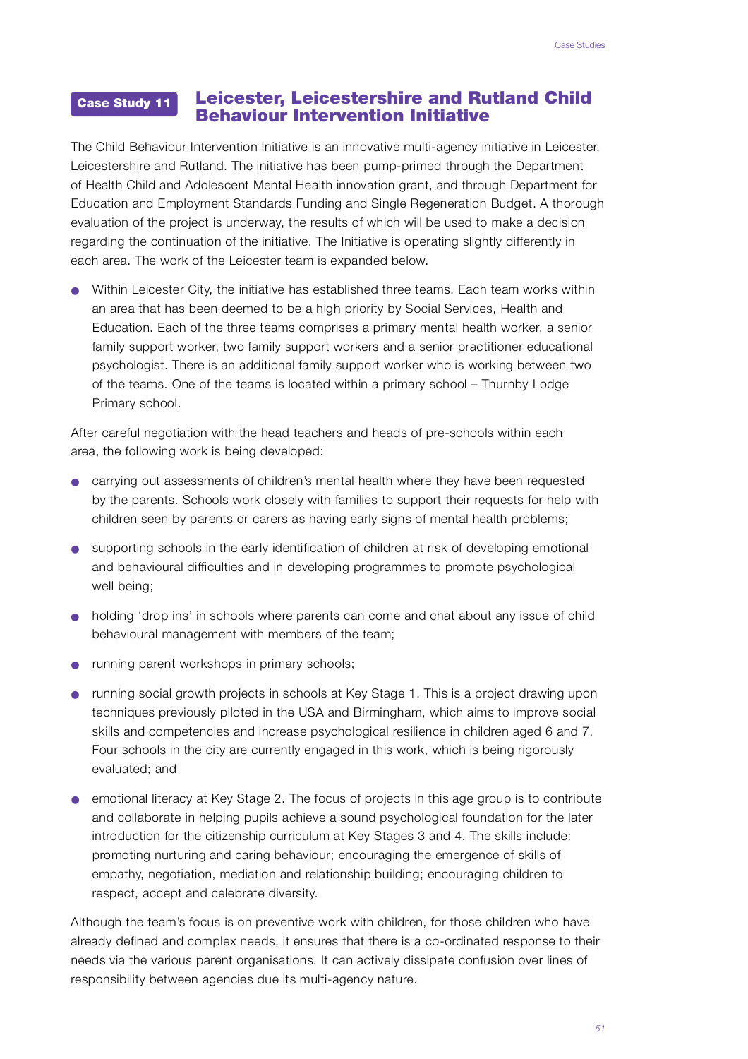## Case Study 11 Leicester, Leicestershire and Rutland Child Behaviour Intervention Initiative

The Child Behaviour Intervention Initiative is an innovative multi-agency initiative in Leicester, Leicestershire and Rutland. The initiative has been pump-primed through the Department of Health Child and Adolescent Mental Health innovation grant, and through Department for Education and Employment Standards Funding and Single Regeneration Budget. A thorough evaluation of the project is underway, the results of which will be used to make a decision regarding the continuation of the initiative. The Initiative is operating slightly differently in each area. The work of the Leicester team is expanded below.

- Within Leicester City, the initiative has established three teams. Each team works within an area that has been deemed to be a high priority by Social Services, Health and Education. Each of the three teams comprises a primary mental health worker, a senior family support worker, two family support workers and a senior practitioner educational psychologist. There is an additional family support worker who is working between two of the teams. One of the teams is located within a primary school – Thurnby Lodge Primary school.

After careful negotiation with the head teachers and heads of pre-schools within each area, the following work is being developed:

- carrying out assessments of children's mental health where they have been requested by the parents. Schools work closely with families to support their requests for help with children seen by parents or carers as having early signs of mental health problems;
- supporting schools in the early identification of children at risk of developing emotional and behavioural difficulties and in developing programmes to promote psychological well being;
- holding 'drop ins' in schools where parents can come and chat about any issue of child behavioural management with members of the team;
- running parent workshops in primary schools;
- running social growth projects in schools at Key Stage 1. This is a project drawing upon techniques previously piloted in the USA and Birmingham, which aims to improve social skills and competencies and increase psychological resilience in children aged 6 and 7. Four schools in the city are currently engaged in this work, which is being rigorously evaluated; and
- emotional literacy at Key Stage 2. The focus of projects in this age group is to contribute and collaborate in helping pupils achieve a sound psychological foundation for the later introduction for the citizenship curriculum at Key Stages 3 and 4. The skills include: promoting nurturing and caring behaviour; encouraging the emergence of skills of empathy, negotiation, mediation and relationship building; encouraging children to respect, accept and celebrate diversity.

Although the team's focus is on preventive work with children, for those children who have already defined and complex needs, it ensures that there is a co-ordinated response to their needs via the various parent organisations. It can actively dissipate confusion over lines of responsibility between agencies due its multi-agency nature.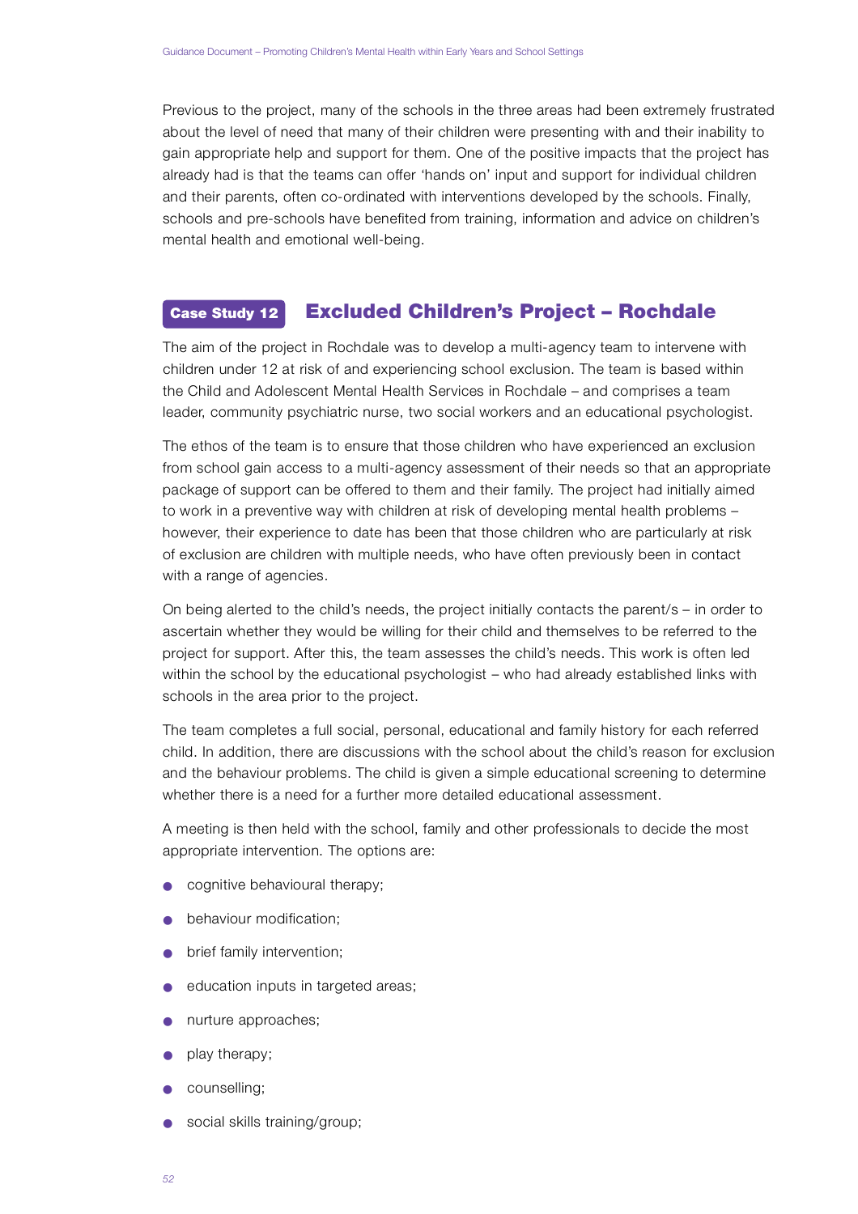Previous to the project, many of the schools in the three areas had been extremely frustrated about the level of need that many of their children were presenting with and their inability to gain appropriate help and support for them. One of the positive impacts that the project has already had is that the teams can offer 'hands on' input and support for individual children and their parents, often co-ordinated with interventions developed by the schools. Finally, schools and pre-schools have benefited from training, information and advice on children's mental health and emotional well-being.

## Case Study 12 Excluded Children's Project – Rochdale

The aim of the project in Rochdale was to develop a multi-agency team to intervene with children under 12 at risk of and experiencing school exclusion. The team is based within the Child and Adolescent Mental Health Services in Rochdale – and comprises a team leader, community psychiatric nurse, two social workers and an educational psychologist.

The ethos of the team is to ensure that those children who have experienced an exclusion from school gain access to a multi-agency assessment of their needs so that an appropriate package of support can be offered to them and their family. The project had initially aimed to work in a preventive way with children at risk of developing mental health problems – however, their experience to date has been that those children who are particularly at risk of exclusion are children with multiple needs, who have often previously been in contact with a range of agencies.

On being alerted to the child's needs, the project initially contacts the parent/s – in order to ascertain whether they would be willing for their child and themselves to be referred to the project for support. After this, the team assesses the child's needs. This work is often led within the school by the educational psychologist – who had already established links with schools in the area prior to the project.

The team completes a full social, personal, educational and family history for each referred child. In addition, there are discussions with the school about the child's reason for exclusion and the behaviour problems. The child is given a simple educational screening to determine whether there is a need for a further more detailed educational assessment.

A meeting is then held with the school, family and other professionals to decide the most appropriate intervention. The options are:

- cognitive behavioural therapy;
- behaviour modification;
- brief family intervention;
- education inputs in targeted areas;
- nurture approaches;
- play therapy;
- counselling;
- social skills training/group;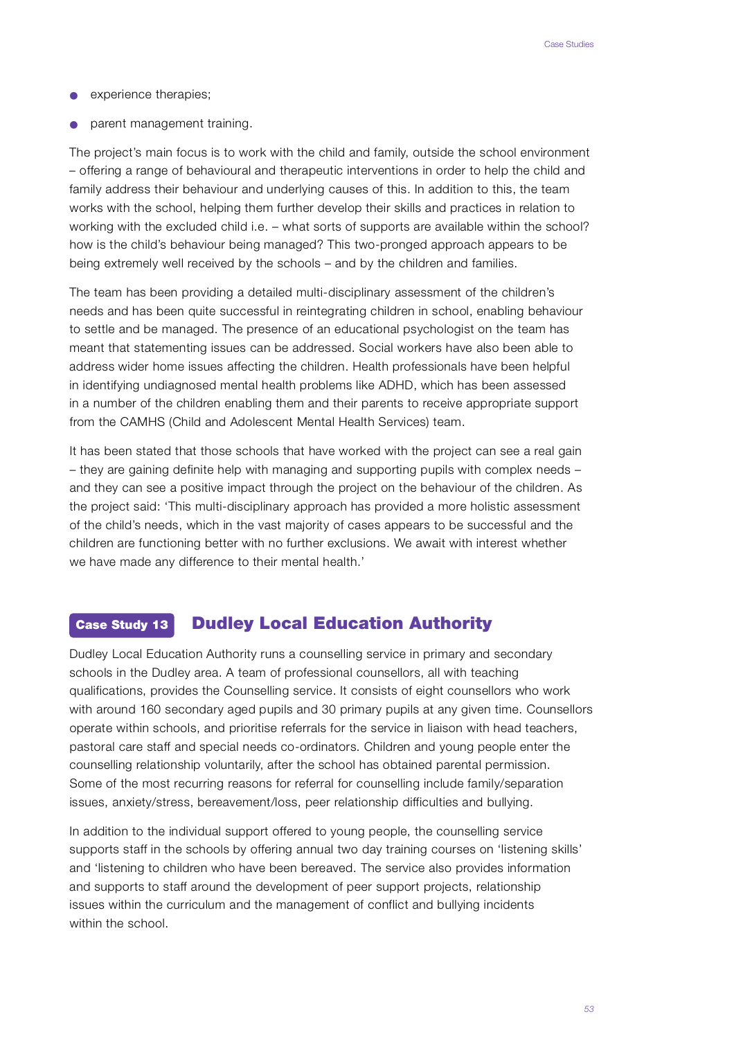- experience therapies;
- parent management training.

The project's main focus is to work with the child and family, outside the school environment – offering a range of behavioural and therapeutic interventions in order to help the child and family address their behaviour and underlying causes of this. In addition to this, the team works with the school, helping them further develop their skills and practices in relation to working with the excluded child i.e. – what sorts of supports are available within the school? how is the child's behaviour being managed? This two-pronged approach appears to be being extremely well received by the schools – and by the children and families.

The team has been providing a detailed multi-disciplinary assessment of the children's needs and has been quite successful in reintegrating children in school, enabling behaviour to settle and be managed. The presence of an educational psychologist on the team has meant that statementing issues can be addressed. Social workers have also been able to address wider home issues affecting the children. Health professionals have been helpful in identifying undiagnosed mental health problems like ADHD, which has been assessed in a number of the children enabling them and their parents to receive appropriate support from the CAMHS (Child and Adolescent Mental Health Services) team.

It has been stated that those schools that have worked with the project can see a real gain – they are gaining definite help with managing and supporting pupils with complex needs – and they can see a positive impact through the project on the behaviour of the children. As the project said: 'This multi-disciplinary approach has provided a more holistic assessment of the child's needs, which in the vast majority of cases appears to be successful and the children are functioning better with no further exclusions. We await with interest whether we have made any difference to their mental health.'

## Case Study 13 Dudley Local Education Authority

Dudley Local Education Authority runs a counselling service in primary and secondary schools in the Dudley area. A team of professional counsellors, all with teaching qualifications, provides the Counselling service. It consists of eight counsellors who work with around 160 secondary aged pupils and 30 primary pupils at any given time. Counsellors operate within schools, and prioritise referrals for the service in liaison with head teachers, pastoral care staff and special needs co-ordinators. Children and young people enter the counselling relationship voluntarily, after the school has obtained parental permission. Some of the most recurring reasons for referral for counselling include family/separation issues, anxiety/stress, bereavement/loss, peer relationship difficulties and bullying.

In addition to the individual support offered to young people, the counselling service supports staff in the schools by offering annual two day training courses on 'listening skills' and 'listening to children who have been bereaved. The service also provides information and supports to staff around the development of peer support projects, relationship issues within the curriculum and the management of conflict and bullying incidents within the school.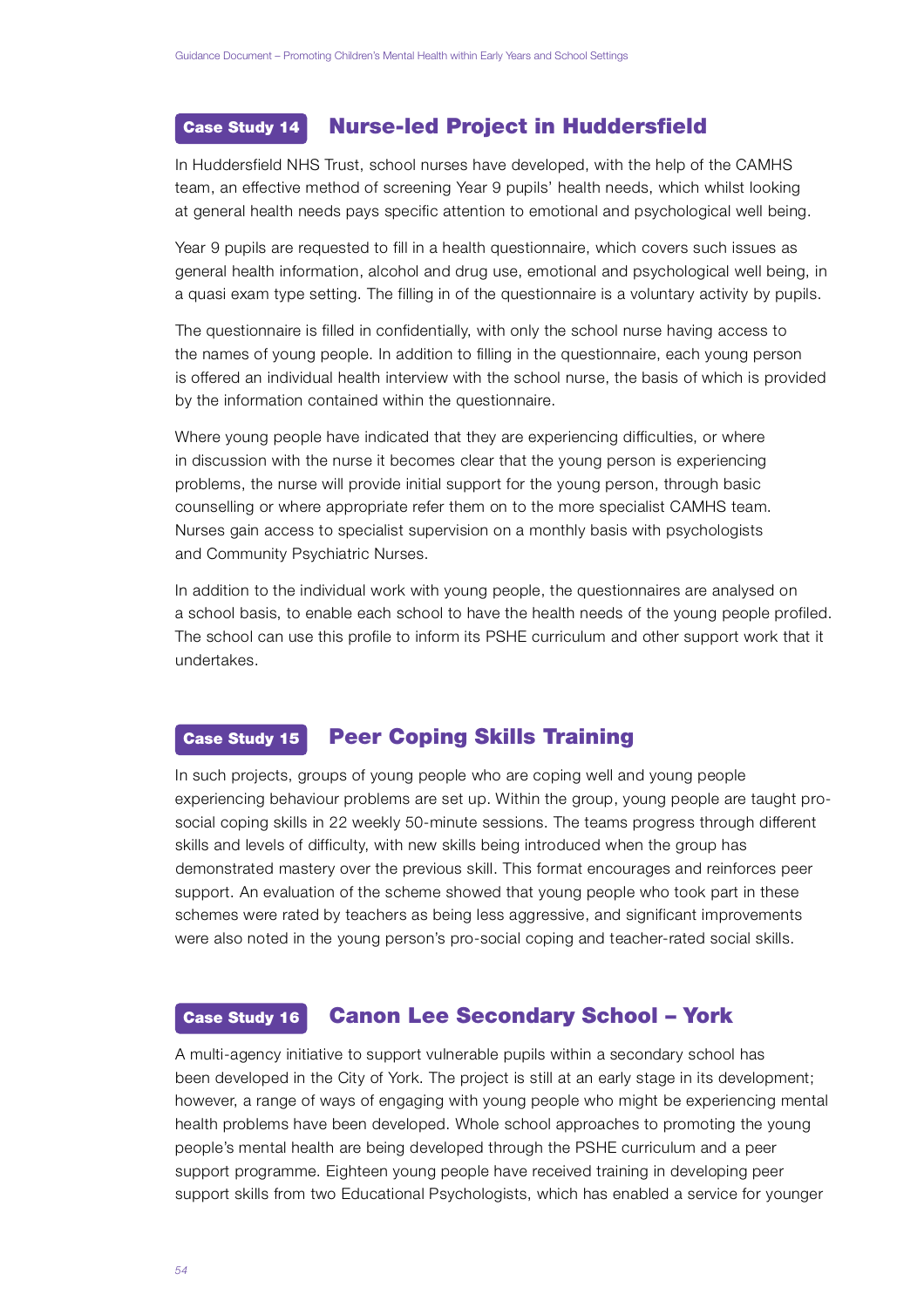## Case Study 14 Nurse-led Project in Huddersfield

In Huddersfield NHS Trust, school nurses have developed, with the help of the CAMHS team, an effective method of screening Year 9 pupils' health needs, which whilst looking at general health needs pays specific attention to emotional and psychological well being.

Year 9 pupils are requested to fill in a health questionnaire, which covers such issues as general health information, alcohol and drug use, emotional and psychological well being, in a quasi exam type setting. The filling in of the questionnaire is a voluntary activity by pupils.

The questionnaire is filled in confidentially, with only the school nurse having access to the names of young people. In addition to filling in the questionnaire, each young person is offered an individual health interview with the school nurse, the basis of which is provided by the information contained within the questionnaire.

Where young people have indicated that they are experiencing difficulties, or where in discussion with the nurse it becomes clear that the young person is experiencing problems, the nurse will provide initial support for the young person, through basic counselling or where appropriate refer them on to the more specialist CAMHS team. Nurses gain access to specialist supervision on a monthly basis with psychologists and Community Psychiatric Nurses.

In addition to the individual work with young people, the questionnaires are analysed on a school basis, to enable each school to have the health needs of the young people profiled. The school can use this profile to inform its PSHE curriculum and other support work that it undertakes.

## Case Study 15 Peer Coping Skills Training

In such projects, groups of young people who are coping well and young people experiencing behaviour problems are set up. Within the group, young people are taught pro-social coping skills in 22 weekly 50-minute sessions. The teams progress through different skills and levels of difficulty, with new skills being introduced when the group has demonstrated mastery over the previous skill. This format encourages and reinforces peer support. An evaluation of the scheme showed that young people who took part in these schemes were rated by teachers as being less aggressive, and significant improvements were also noted in the young person's pro-social coping and teacher-rated social skills.

## Case Study 16 Canon Lee Secondary School – York

A multi-agency initiative to support vulnerable pupils within a secondary school has been developed in the City of York. The project is still at an early stage in its development; however, a range of ways of engaging with young people who might be experiencing mental health problems have been developed. Whole school approaches to promoting the young people's mental health are being developed through the PSHE curriculum and a peer support programme. Eighteen young people have received training in developing peer support skills from two Educational Psychologists, which has enabled a service for younger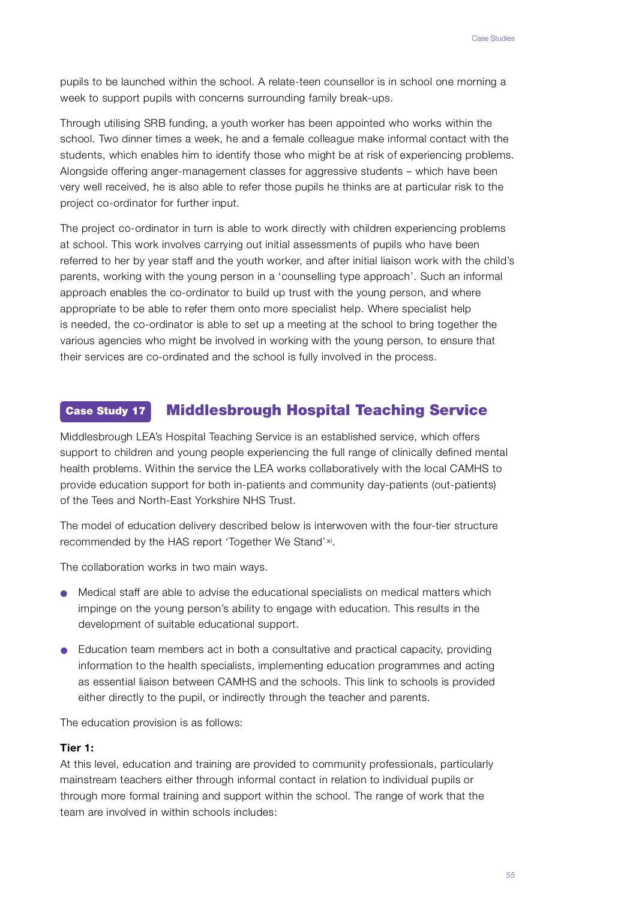pupils to be launched within the school. A relate-teen counsellor is in school one morning a week to support pupils with concerns surrounding family break-ups.

Through utilising SRB funding, a youth worker has been appointed who works within the school. Two dinner times a week, he and a female colleague make informal contact with the students, which enables him to identify those who might be at risk of experiencing problems. Alongside offering anger-management classes for aggressive students – which have been very well received, he is also able to refer those pupils he thinks are at particular risk to the project co-ordinator for further input.

The project co-ordinator in turn is able to work directly with children experiencing problems at school. This work involves carrying out initial assessments of pupils who have been referred to her by year staff and the youth worker, and after initial liaison work with the child's parents, working with the young person in a 'counselling type approach'. Such an informal approach enables the co-ordinator to build up trust with the young person, and where appropriate to be able to refer them onto more specialist help. Where specialist help is needed, the co-ordinator is able to set up a meeting at the school to bring together the various agencies who might be involved in working with the young person, to ensure that their services are co-ordinated and the school is fully involved in the process.

## Case Study 17 Middlesbrough Hospital Teaching Service

Middlesbrough LEA's Hospital Teaching Service is an established service, which offers support to children and young people experiencing the full range of clinically defined mental health problems. Within the service the LEA works collaboratively with the local CAMHS to provide education support for both in-patients and community day-patients (out-patients) of the Tees and North-East Yorkshire NHS Trust.

The model of education delivery described below is interwoven with the four-tier structure recommended by the HAS report 'Together We Stand'[xi].

The collaboration works in two main ways.

- Medical staff are able to advise the educational specialists on medical matters which impinge on the young person's ability to engage with education. This results in the development of suitable educational support.
- Education team members act in both a consultative and practical capacity, providing information to the health specialists, implementing education programmes and acting as essential liaison between CAMHS and the schools. This link to schools is provided either directly to the pupil, or indirectly through the teacher and parents.

The education provision is as follows:

**Tier 1:**
At this level, education and training are provided to community professionals, particularly mainstream teachers either through informal contact in relation to individual pupils or through more formal training and support within the school. The range of work that the team are involved in within schools includes: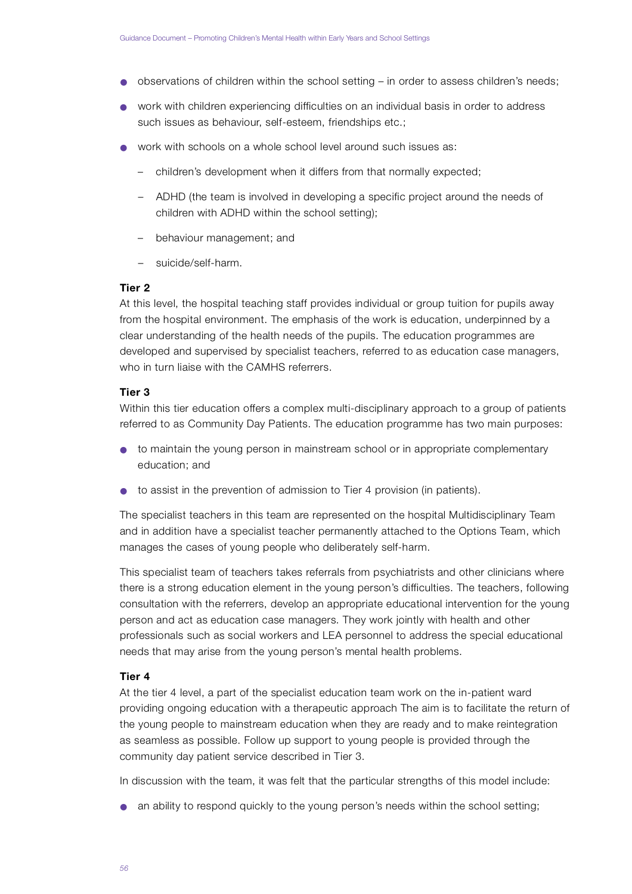- observations of children within the school setting – in order to assess children's needs;
- work with children experiencing difficulties on an individual basis in order to address such issues as behaviour, self-esteem, friendships etc.;
- work with schools on a whole school level around such issues as:
  - children's development when it differs from that normally expected;
  - ADHD (the team is involved in developing a specific project around the needs of children with ADHD within the school setting);
  - behaviour management; and
  - suicide/self-harm.

**Tier 2**

At this level, the hospital teaching staff provides individual or group tuition for pupils away from the hospital environment. The emphasis of the work is education, underpinned by a clear understanding of the health needs of the pupils. The education programmes are developed and supervised by specialist teachers, referred to as education case managers, who in turn liaise with the CAMHS referrers.

**Tier 3**

Within this tier education offers a complex multi-disciplinary approach to a group of patients referred to as Community Day Patients. The education programme has two main purposes:

- to maintain the young person in mainstream school or in appropriate complementary education; and
- to assist in the prevention of admission to Tier 4 provision (in patients).

The specialist teachers in this team are represented on the hospital Multidisciplinary Team and in addition have a specialist teacher permanently attached to the Options Team, which manages the cases of young people who deliberately self-harm.

This specialist team of teachers takes referrals from psychiatrists and other clinicians where there is a strong education element in the young person's difficulties. The teachers, following consultation with the referrers, develop an appropriate educational intervention for the young person and act as education case managers. They work jointly with health and other professionals such as social workers and LEA personnel to address the special educational needs that may arise from the young person's mental health problems.

**Tier 4**

At the tier 4 level, a part of the specialist education team work on the in-patient ward providing ongoing education with a therapeutic approach The aim is to facilitate the return of the young people to mainstream education when they are ready and to make reintegration as seamless as possible. Follow up support to young people is provided through the community day patient service described in Tier 3.

In discussion with the team, it was felt that the particular strengths of this model include:

- an ability to respond quickly to the young person's needs within the school setting;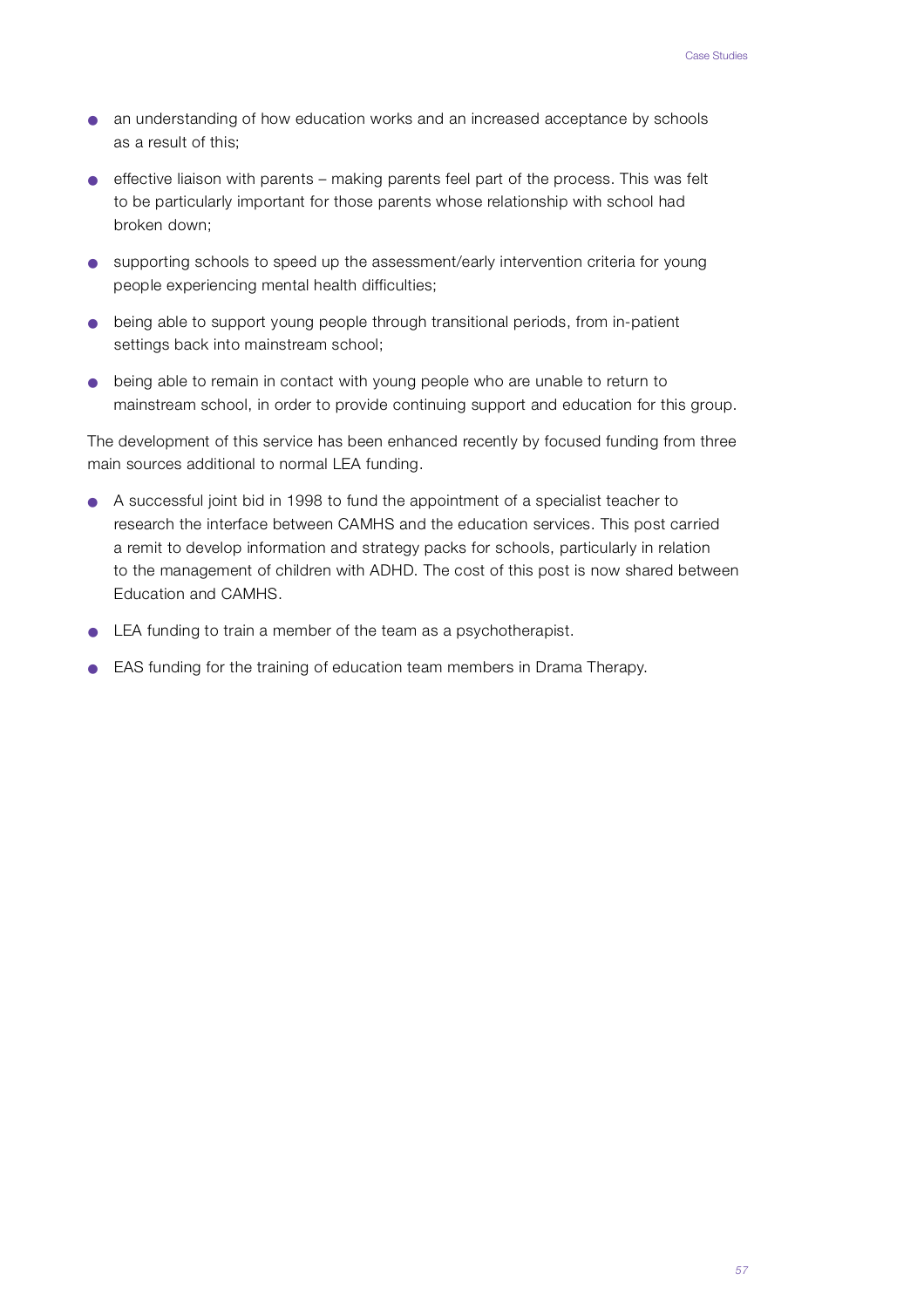- an understanding of how education works and an increased acceptance by schools as a result of this;
- effective liaison with parents – making parents feel part of the process. This was felt to be particularly important for those parents whose relationship with school had broken down;
- supporting schools to speed up the assessment/early intervention criteria for young people experiencing mental health difficulties;
- being able to support young people through transitional periods, from in-patient settings back into mainstream school;
- being able to remain in contact with young people who are unable to return to mainstream school, in order to provide continuing support and education for this group.

The development of this service has been enhanced recently by focused funding from three main sources additional to normal LEA funding.

- A successful joint bid in 1998 to fund the appointment of a specialist teacher to research the interface between CAMHS and the education services. This post carried a remit to develop information and strategy packs for schools, particularly in relation to the management of children with ADHD. The cost of this post is now shared between Education and CAMHS.
- LEA funding to train a member of the team as a psychotherapist.
- EAS funding for the training of education team members in Drama Therapy.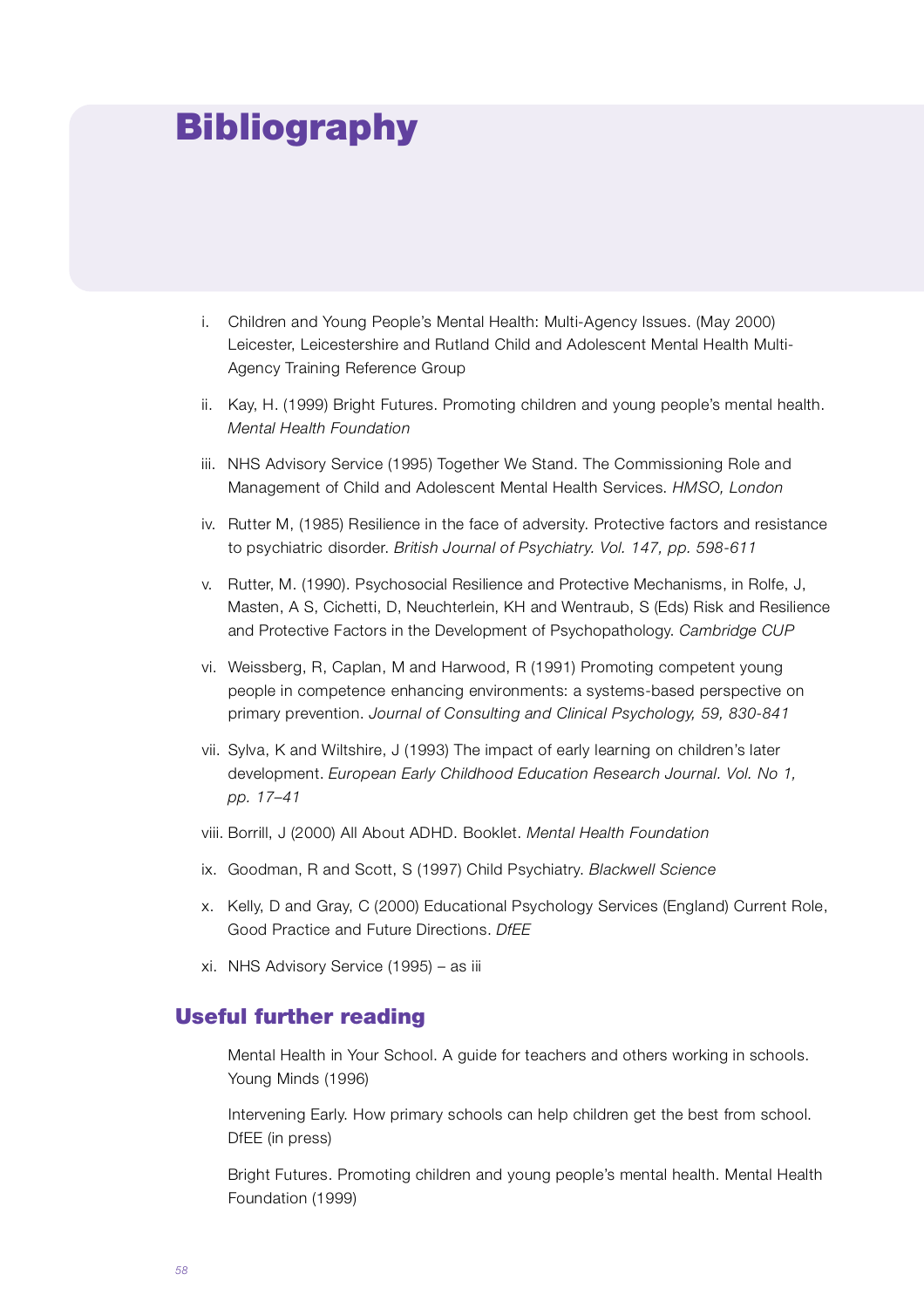# Bibliography

i. Children and Young People's Mental Health: Multi-Agency Issues. (May 2000) Leicester, Leicestershire and Rutland Child and Adolescent Mental Health Multi-Agency Training Reference Group

ii. Kay, H. (1999) Bright Futures. Promoting children and young people's mental health. *Mental Health Foundation*

iii. NHS Advisory Service (1995) Together We Stand. The Commissioning Role and Management of Child and Adolescent Mental Health Services. *HMSO, London*

iv. Rutter M, (1985) Resilience in the face of adversity. Protective factors and resistance to psychiatric disorder. *British Journal of Psychiatry. Vol. 147, pp. 598-611*

v. Rutter, M. (1990). Psychosocial Resilience and Protective Mechanisms, in Rolfe, J, Masten, A S, Cichetti, D, Neuchterlein, KH and Wentraub, S (Eds) Risk and Resilience and Protective Factors in the Development of Psychopathology. *Cambridge CUP*

vi. Weissberg, R, Caplan, M and Harwood, R (1991) Promoting competent young people in competence enhancing environments: a systems-based perspective on primary prevention. *Journal of Consulting and Clinical Psychology, 59, 830-841*

vii. Sylva, K and Wiltshire, J (1993) The impact of early learning on children's later development. *European Early Childhood Education Research Journal. Vol. No 1, pp. 17–41*

viii. Borrill, J (2000) All About ADHD. Booklet. *Mental Health Foundation*

ix. Goodman, R and Scott, S (1997) Child Psychiatry. *Blackwell Science*

x. Kelly, D and Gray, C (2000) Educational Psychology Services (England) Current Role, Good Practice and Future Directions. *DfEE*

xi. NHS Advisory Service (1995) – as iii

## Useful further reading

Mental Health in Your School. A guide for teachers and others working in schools. Young Minds (1996)

Intervening Early. How primary schools can help children get the best from school. DfEE (in press)

Bright Futures. Promoting children and young people's mental health. Mental Health Foundation (1999)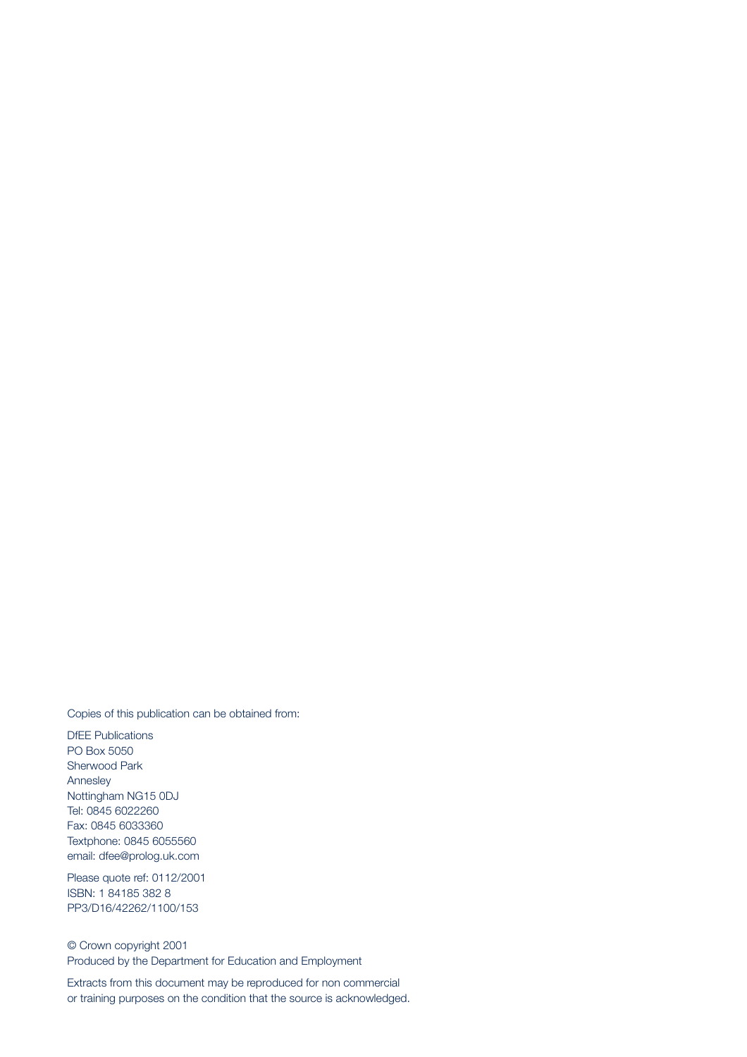Copies of this publication can be obtained from:

DfEE Publications
PO Box 5050
Sherwood Park
Annesley
Nottingham NG15 0DJ
Tel: 0845 6022260
Fax: 0845 6033360
Textphone: 0845 6055560
email: dfee@prolog.uk.com

Please quote ref: 0112/2001
ISBN: 1 84185 382 8
PP3/D16/42262/1100/153

© Crown copyright 2001
Produced by the Department for Education and Employment

Extracts from this document may be reproduced for non commercial or training purposes on the condition that the source is acknowledged.